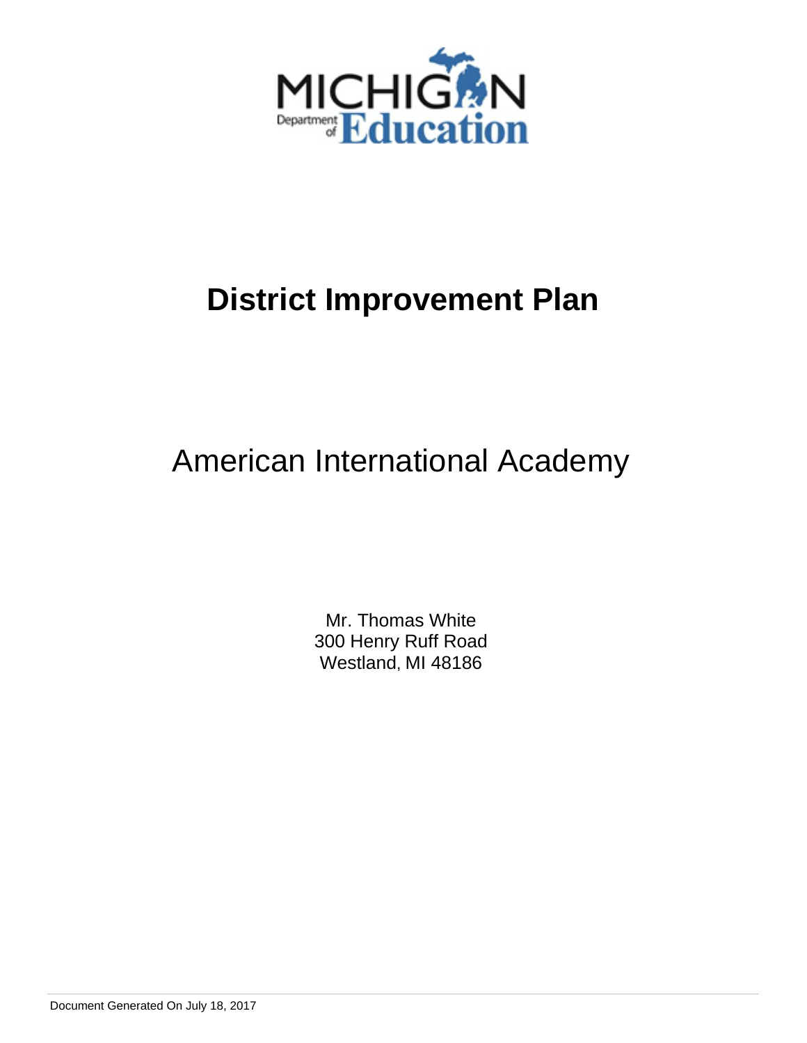MICHIGAN Department of Education

# District Improvement Plan

## American International Academy

Mr. Thomas White
300 Henry Ruff Road
Westland, MI 48186

Document Generated On July 18, 2017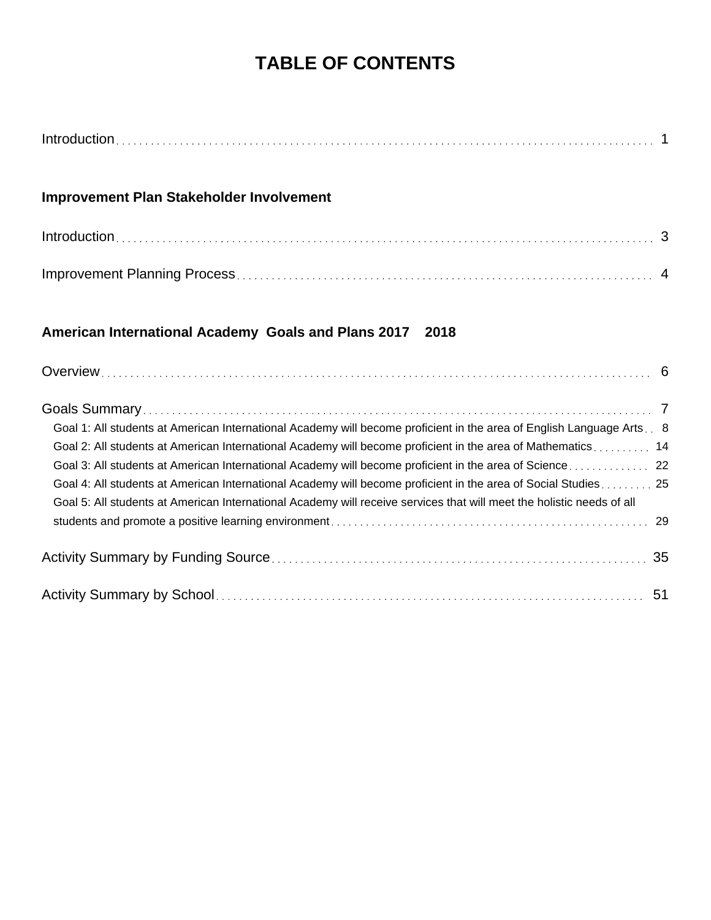# TABLE OF CONTENTS

Introduction ... 1

**Improvement Plan Stakeholder Involvement**

Introduction ... 3

Improvement Planning Process ... 4

**American International Academy Goals and Plans 2017 2018**

Overview ... 6

Goals Summary ... 7

- Goal 1: All students at American International Academy will become proficient in the area of English Language Arts ... 8
- Goal 2: All students at American International Academy will become proficient in the area of Mathematics ... 14
- Goal 3: All students at American International Academy will become proficient in the area of Science ... 22
- Goal 4: All students at American International Academy will become proficient in the area of Social Studies ... 25
- Goal 5: All students at American International Academy will receive services that will meet the holistic needs of all students and promote a positive learning environment ... 29

Activity Summary by Funding Source ... 35

Activity Summary by School ... 51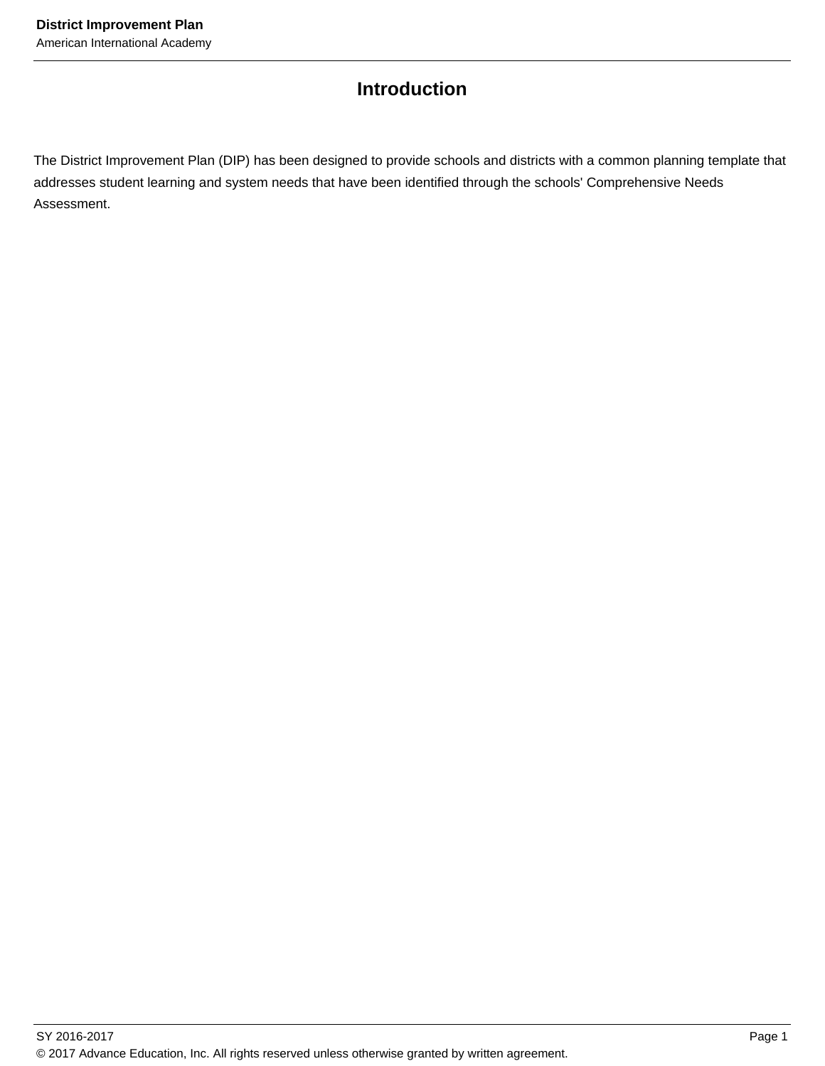# Introduction

The District Improvement Plan (DIP) has been designed to provide schools and districts with a common planning template that addresses student learning and system needs that have been identified through the schools' Comprehensive Needs Assessment.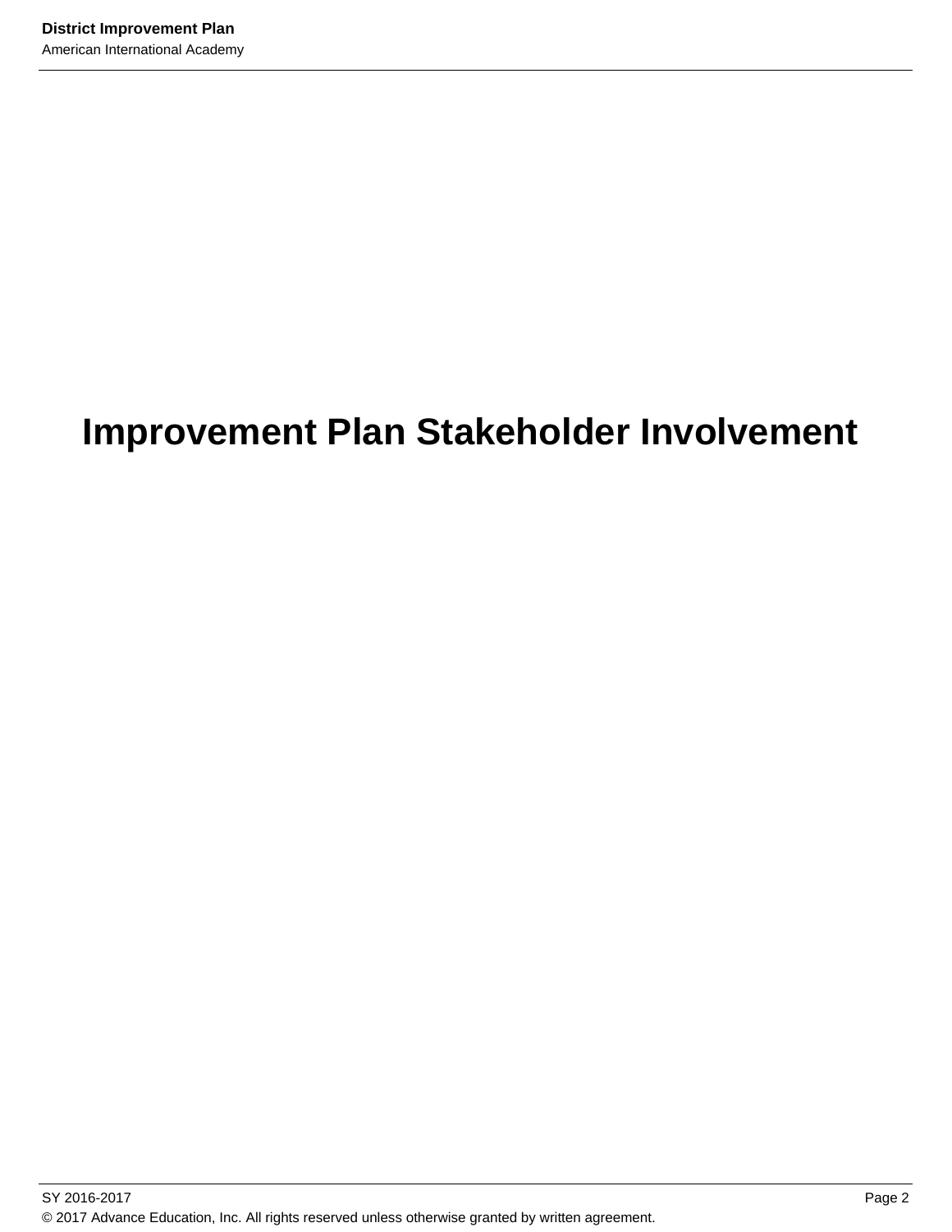# Improvement Plan Stakeholder Involvement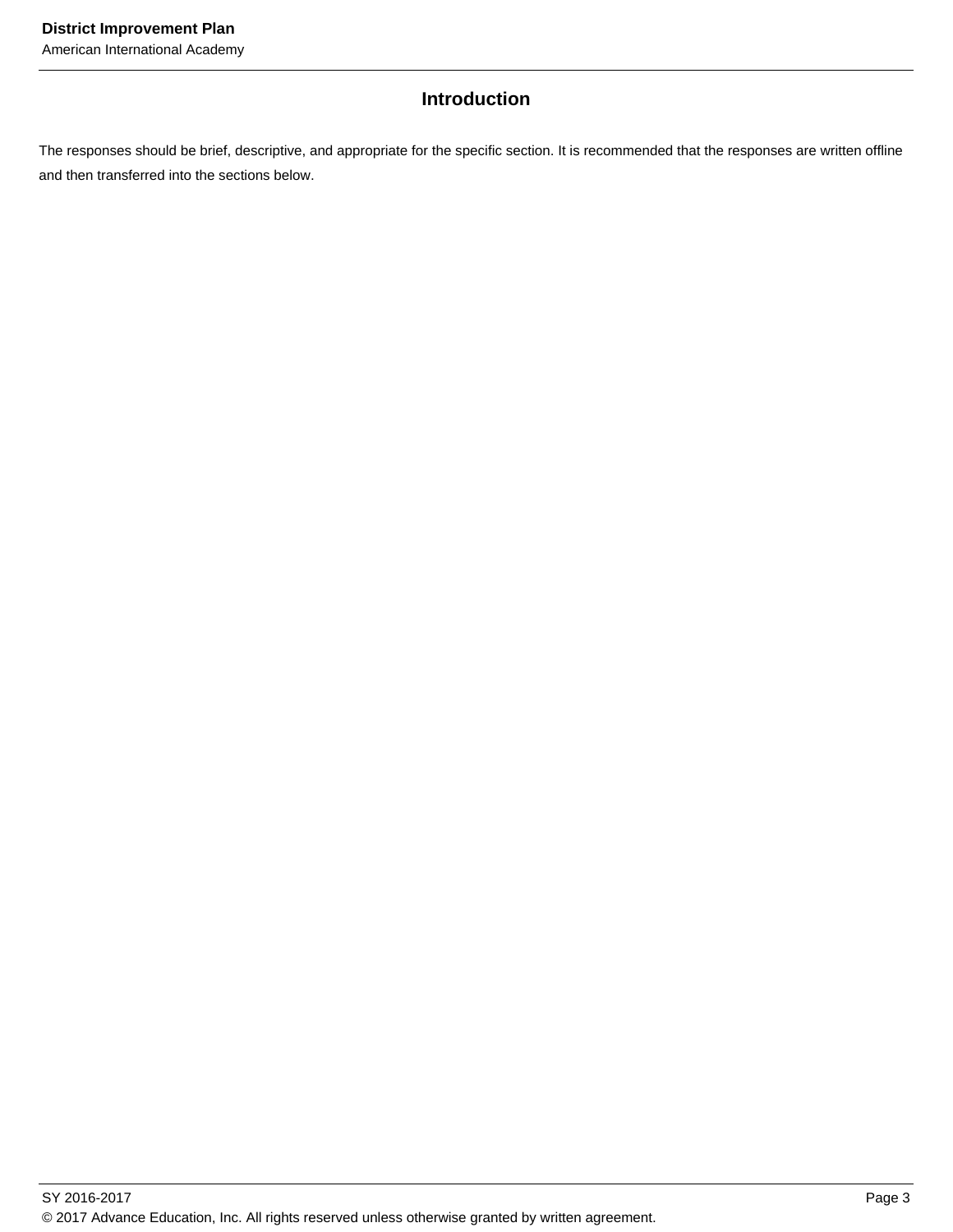## Introduction

The responses should be brief, descriptive, and appropriate for the specific section. It is recommended that the responses are written offline and then transferred into the sections below.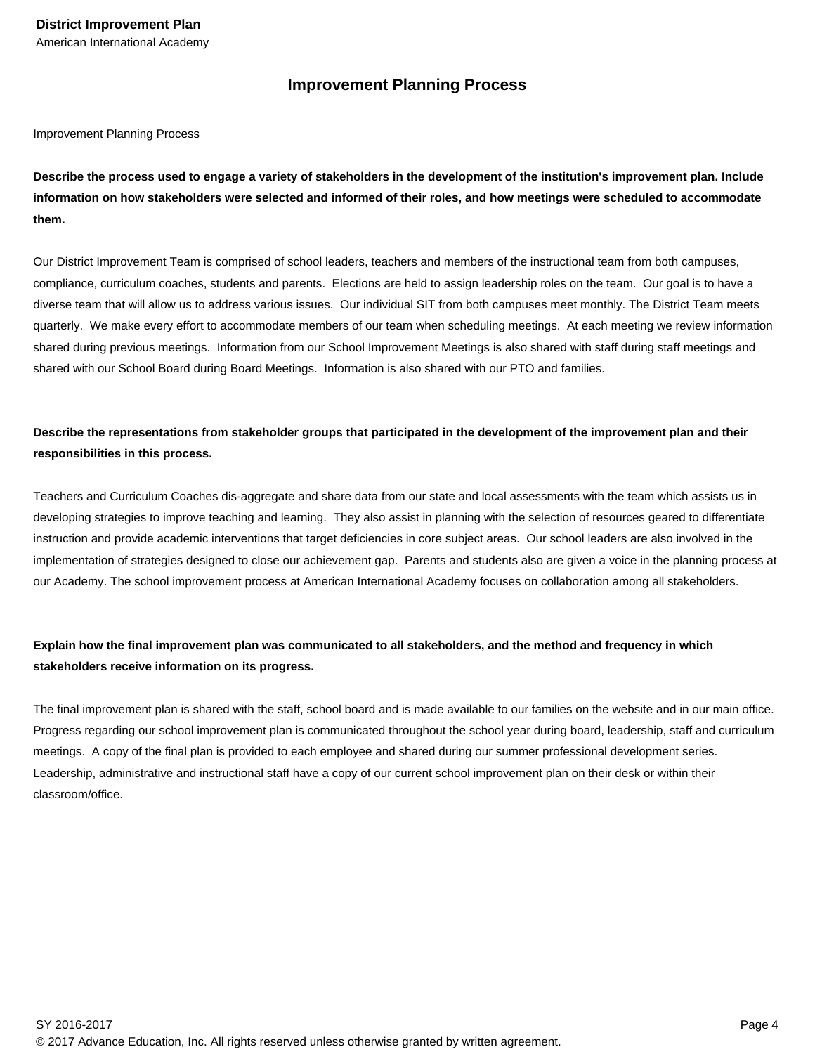## Improvement Planning Process

Improvement Planning Process

**Describe the process used to engage a variety of stakeholders in the development of the institution's improvement plan. Include information on how stakeholders were selected and informed of their roles, and how meetings were scheduled to accommodate them.**

Our District Improvement Team is comprised of school leaders, teachers and members of the instructional team from both campuses, compliance, curriculum coaches, students and parents. Elections are held to assign leadership roles on the team. Our goal is to have a diverse team that will allow us to address various issues. Our individual SIT from both campuses meet monthly. The District Team meets quarterly. We make every effort to accommodate members of our team when scheduling meetings. At each meeting we review information shared during previous meetings. Information from our School Improvement Meetings is also shared with staff during staff meetings and shared with our School Board during Board Meetings. Information is also shared with our PTO and families.

**Describe the representations from stakeholder groups that participated in the development of the improvement plan and their responsibilities in this process.**

Teachers and Curriculum Coaches dis-aggregate and share data from our state and local assessments with the team which assists us in developing strategies to improve teaching and learning. They also assist in planning with the selection of resources geared to differentiate instruction and provide academic interventions that target deficiencies in core subject areas. Our school leaders are also involved in the implementation of strategies designed to close our achievement gap. Parents and students also are given a voice in the planning process at our Academy. The school improvement process at American International Academy focuses on collaboration among all stakeholders.

**Explain how the final improvement plan was communicated to all stakeholders, and the method and frequency in which stakeholders receive information on its progress.**

The final improvement plan is shared with the staff, school board and is made available to our families on the website and in our main office. Progress regarding our school improvement plan is communicated throughout the school year during board, leadership, staff and curriculum meetings. A copy of the final plan is provided to each employee and shared during our summer professional development series. Leadership, administrative and instructional staff have a copy of our current school improvement plan on their desk or within their classroom/office.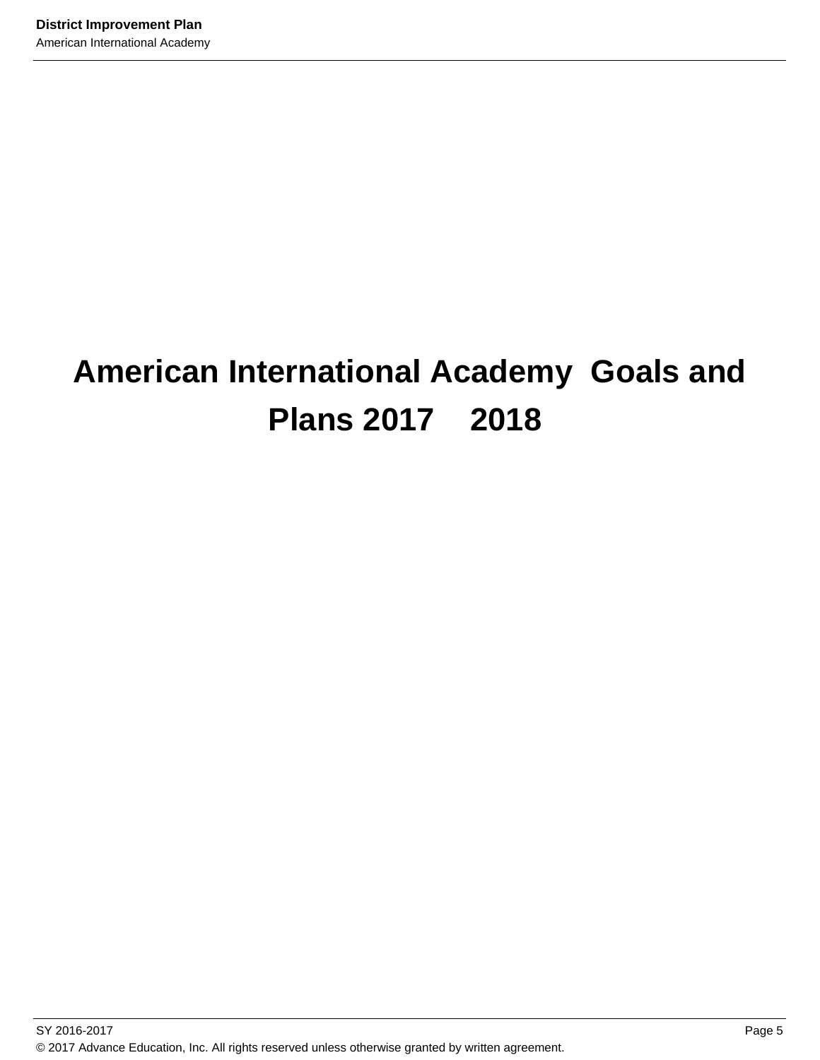# American International Academy Goals and Plans 2017    2018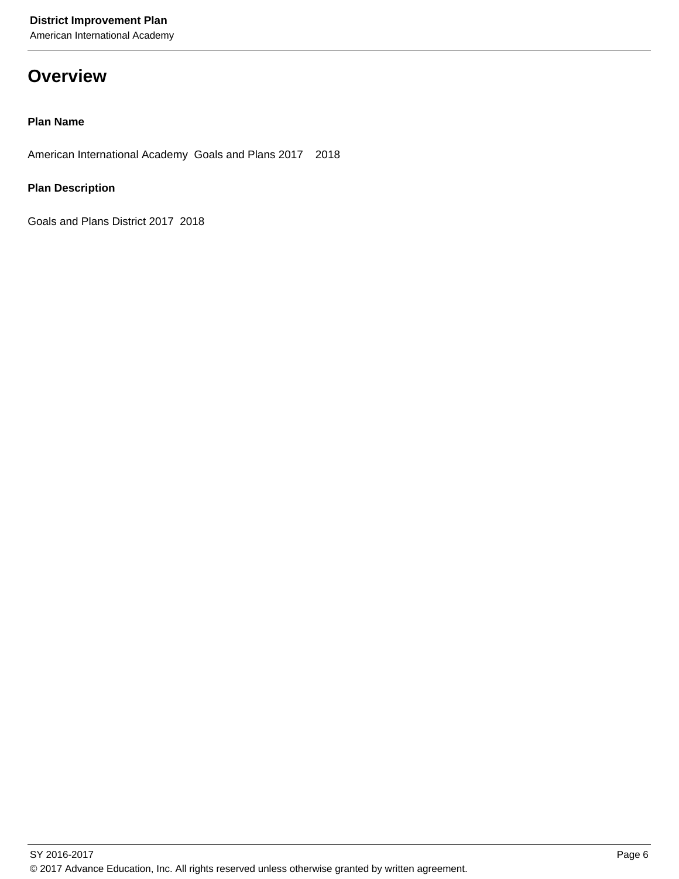# Overview

**Plan Name**

American International Academy  Goals and Plans 2017    2018

**Plan Description**

Goals and Plans District 2017  2018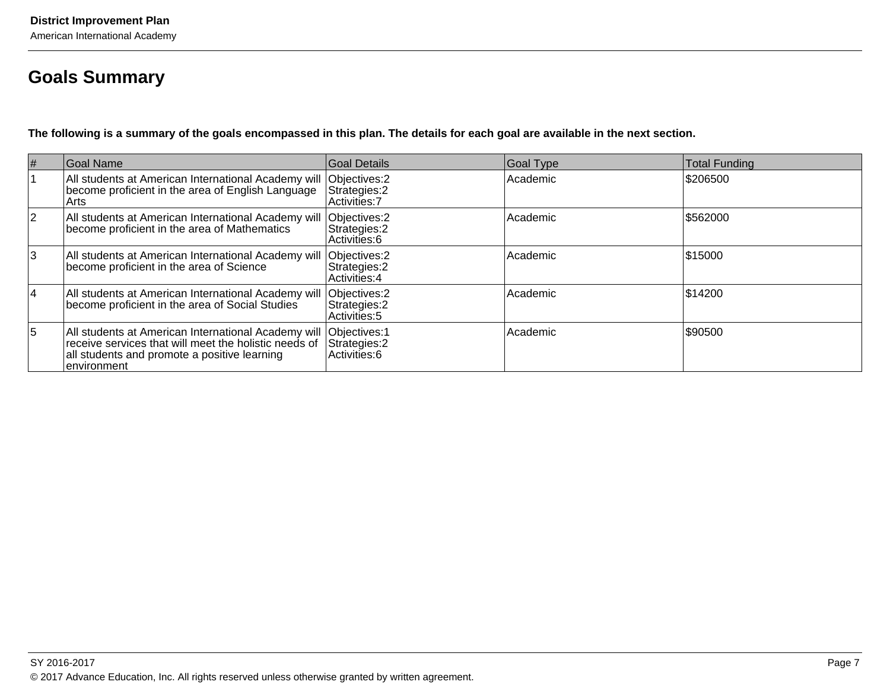## Goals Summary

**The following is a summary of the goals encompassed in this plan. The details for each goal are available in the next section.**

| # | Goal Name | Goal Details | Goal Type | Total Funding |
|---|---|---|---|---|
| 1 | All students at American International Academy will become proficient in the area of English Language Arts | Objectives:2<br>Strategies:2<br>Activities:7 | Academic | $206500 |
| 2 | All students at American International Academy will become proficient in the area of Mathematics | Objectives:2<br>Strategies:2<br>Activities:6 | Academic | $562000 |
| 3 | All students at American International Academy will become proficient in the area of Science | Objectives:2<br>Strategies:2<br>Activities:4 | Academic | $15000 |
| 4 | All students at American International Academy will become proficient in the area of Social Studies | Objectives:2<br>Strategies:2<br>Activities:5 | Academic | $14200 |
| 5 | All students at American International Academy will receive services that will meet the holistic needs of all students and promote a positive learning environment | Objectives:1<br>Strategies:2<br>Activities:6 | Academic | $90500 |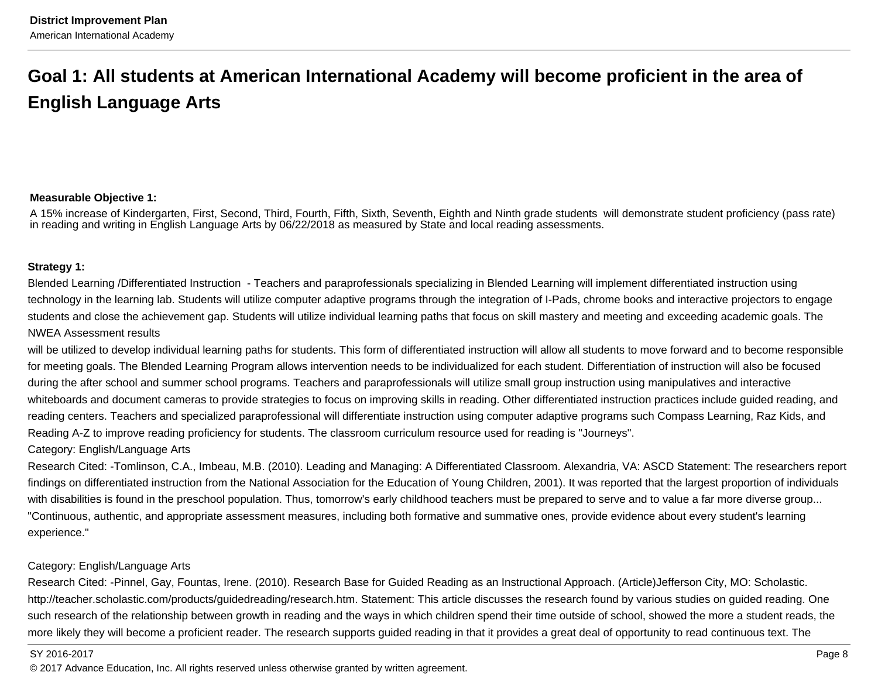## Goal 1: All students at American International Academy will become proficient in the area of English Language Arts

**Measurable Objective 1:**

A 15% increase of Kindergarten, First, Second, Third, Fourth, Fifth, Sixth, Seventh, Eighth and Ninth grade students will demonstrate student proficiency (pass rate) in reading and writing in English Language Arts by 06/22/2018 as measured by State and local reading assessments.

**Strategy 1:**

Blended Learning /Differentiated Instruction - Teachers and paraprofessionals specializing in Blended Learning will implement differentiated instruction using technology in the learning lab. Students will utilize computer adaptive programs through the integration of I-Pads, chrome books and interactive projectors to engage students and close the achievement gap. Students will utilize individual learning paths that focus on skill mastery and meeting and exceeding academic goals. The NWEA Assessment results

will be utilized to develop individual learning paths for students. This form of differentiated instruction will allow all students to move forward and to become responsible for meeting goals. The Blended Learning Program allows intervention needs to be individualized for each student. Differentiation of instruction will also be focused during the after school and summer school programs. Teachers and paraprofessionals will utilize small group instruction using manipulatives and interactive whiteboards and document cameras to provide strategies to focus on improving skills in reading. Other differentiated instruction practices include guided reading, and reading centers. Teachers and specialized paraprofessional will differentiate instruction using computer adaptive programs such Compass Learning, Raz Kids, and Reading A-Z to improve reading proficiency for students. The classroom curriculum resource used for reading is "Journeys".

Category: English/Language Arts

Research Cited: -Tomlinson, C.A., Imbeau, M.B. (2010). Leading and Managing: A Differentiated Classroom. Alexandria, VA: ASCD Statement: The researchers report findings on differentiated instruction from the National Association for the Education of Young Children, 2001). It was reported that the largest proportion of individuals with disabilities is found in the preschool population. Thus, tomorrow's early childhood teachers must be prepared to serve and to value a far more diverse group... "Continuous, authentic, and appropriate assessment measures, including both formative and summative ones, provide evidence about every student's learning experience."

Category: English/Language Arts

Research Cited: -Pinnel, Gay, Fountas, Irene. (2010). Research Base for Guided Reading as an Instructional Approach. (Article)Jefferson City, MO: Scholastic. http://teacher.scholastic.com/products/guidedreading/research.htm. Statement: This article discusses the research found by various studies on guided reading. One such research of the relationship between growth in reading and the ways in which children spend their time outside of school, showed the more a student reads, the more likely they will become a proficient reader. The research supports guided reading in that it provides a great deal of opportunity to read continuous text. The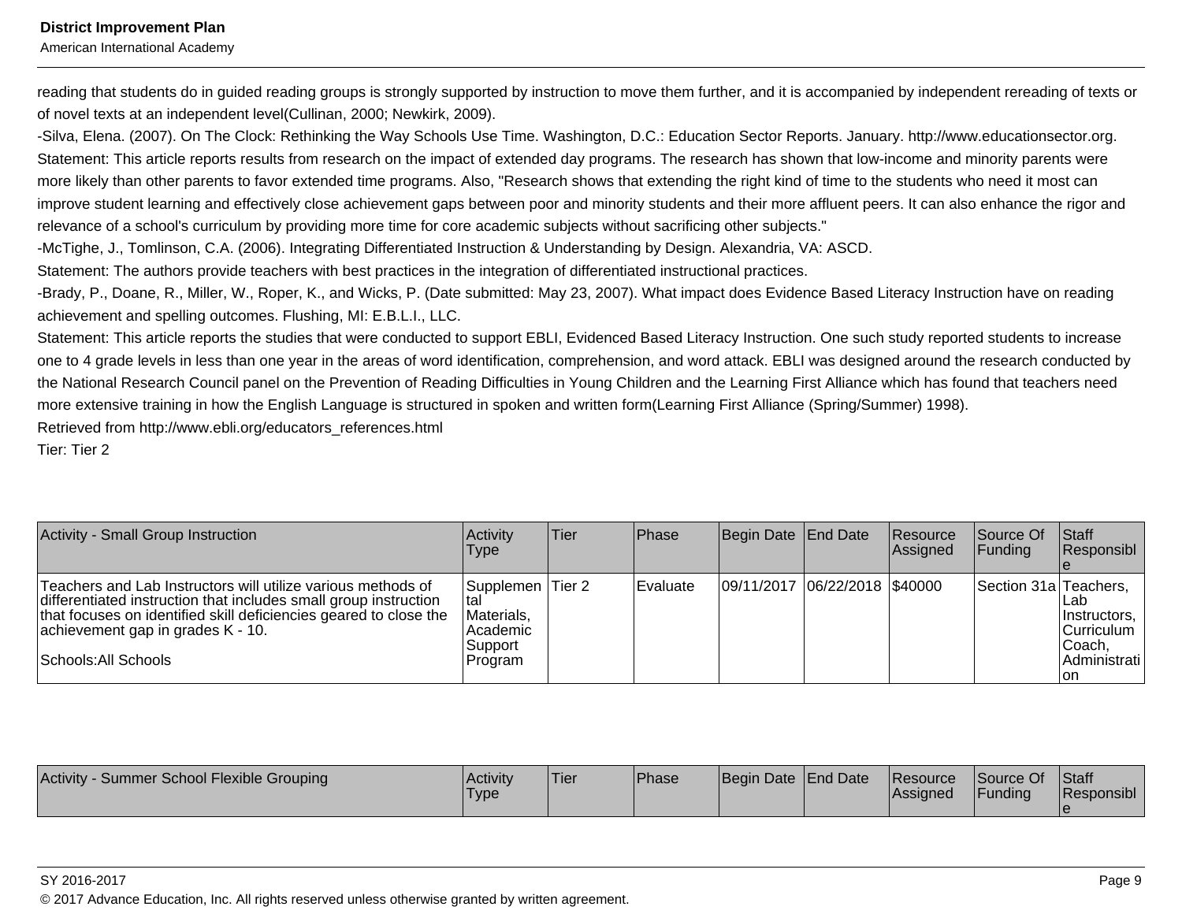reading that students do in guided reading groups is strongly supported by instruction to move them further, and it is accompanied by independent rereading of texts or of novel texts at an independent level(Cullinan, 2000; Newkirk, 2009).

-Silva, Elena. (2007). On The Clock: Rethinking the Way Schools Use Time. Washington, D.C.: Education Sector Reports. January. http://www.educationsector.org.
Statement: This article reports results from research on the impact of extended day programs. The research has shown that low-income and minority parents were more likely than other parents to favor extended time programs. Also, "Research shows that extending the right kind of time to the students who need it most can improve student learning and effectively close achievement gaps between poor and minority students and their more affluent peers. It can also enhance the rigor and relevance of a school's curriculum by providing more time for core academic subjects without sacrificing other subjects."

-McTighe, J., Tomlinson, C.A. (2006). Integrating Differentiated Instruction & Understanding by Design. Alexandria, VA: ASCD.
Statement: The authors provide teachers with best practices in the integration of differentiated instructional practices.

-Brady, P., Doane, R., Miller, W., Roper, K., and Wicks, P. (Date submitted: May 23, 2007). What impact does Evidence Based Literacy Instruction have on reading achievement and spelling outcomes. Flushing, MI: E.B.L.I., LLC.
Statement: This article reports the studies that were conducted to support EBLI, Evidenced Based Literacy Instruction. One such study reported students to increase one to 4 grade levels in less than one year in the areas of word identification, comprehension, and word attack. EBLI was designed around the research conducted by the National Research Council panel on the Prevention of Reading Difficulties in Young Children and the Learning First Alliance which has found that teachers need more extensive training in how the English Language is structured in spoken and written form(Learning First Alliance (Spring/Summer) 1998).
Retrieved from http://www.ebli.org/educators_references.html
Tier: Tier 2

| Activity - Small Group Instruction | Activity Type | Tier | Phase | Begin Date | End Date | Resource Assigned | Source Of Funding | Staff Responsible |
|---|---|---|---|---|---|---|---|---|
| Teachers and Lab Instructors will utilize various methods of differentiated instruction that includes small group instruction that focuses on identified skill deficiencies geared to close the achievement gap in grades K - 10.<br><br>Schools:All Schools | Supplemental Materials, Academic Support Program | Tier 2 | Evaluate | 09/11/2017 | 06/22/2018 | $40000 | Section 31a | Teachers, Lab Instructors, Curriculum Coach, Administration |

| Activity - Summer School Flexible Grouping | Activity Type | Tier | Phase | Begin Date | End Date | Resource Assigned | Source Of Funding | Staff Responsible |
|---|---|---|---|---|---|---|---|---|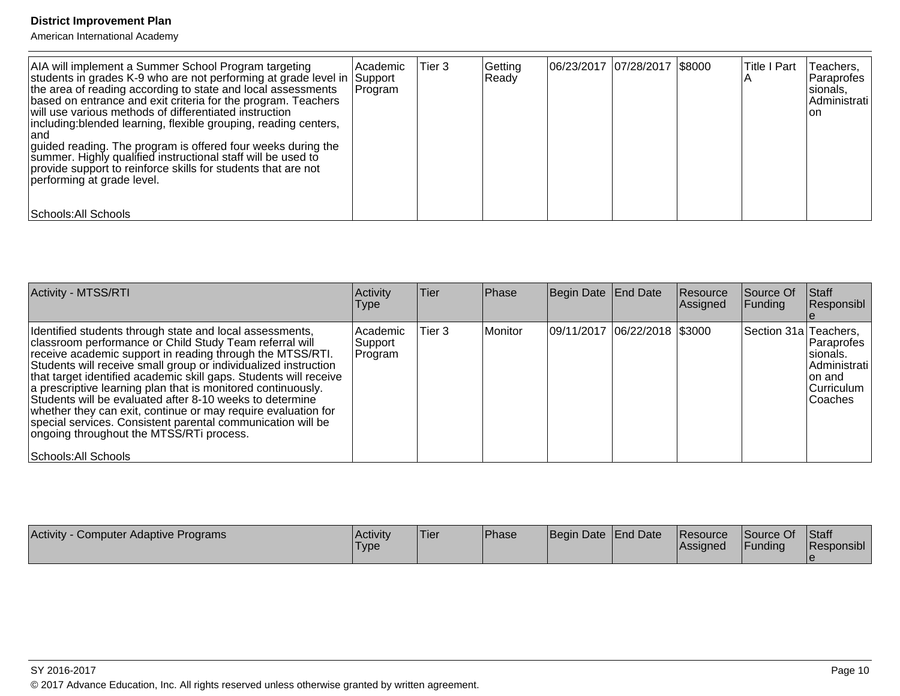| | | | | | | | | |
|---|---|---|---|---|---|---|---|---|
| AIA will implement a Summer School Program targeting students in grades K-9 who are not performing at grade level in the area of reading according to state and local assessments based on entrance and exit criteria for the program. Teachers will use various methods of differentiated instruction including:blended learning, flexible grouping, reading centers, and guided reading. The program is offered four weeks during the summer. Highly qualified instructional staff will be used to provide support to reinforce skills for students that are not performing at grade level.<br><br>Schools:All Schools | Academic Support Program | Tier 3 | Getting Ready | 06/23/2017 | 07/28/2017 | $8000 | Title I Part A | Teachers, Paraprofessionals, Administration |

| Activity - MTSS/RTI | Activity Type | Tier | Phase | Begin Date | End Date | Resource Assigned | Source Of Funding | Staff Responsible |
|---|---|---|---|---|---|---|---|---|
| Identified students through state and local assessments, classroom performance or Child Study Team referral will receive academic support in reading through the MTSS/RTI. Students will receive small group or individualized instruction that target identified academic skill gaps. Students will receive a prescriptive learning plan that is monitored continuously. Students will be evaluated after 8-10 weeks to determine whether they can exit, continue or may require evaluation for special services. Consistent parental communication will be ongoing throughout the MTSS/RTi process.<br><br>Schools:All Schools | Academic Support Program | Tier 3 | Monitor | 09/11/2017 | 06/22/2018 | $3000 | Section 31a | Teachers, Paraprofessionals. Administration and Curriculum Coaches |

| Activity - Computer Adaptive Programs | Activity Type | Tier | Phase | Begin Date | End Date | Resource Assigned | Source Of Funding | Staff Responsible |
|---|---|---|---|---|---|---|---|---|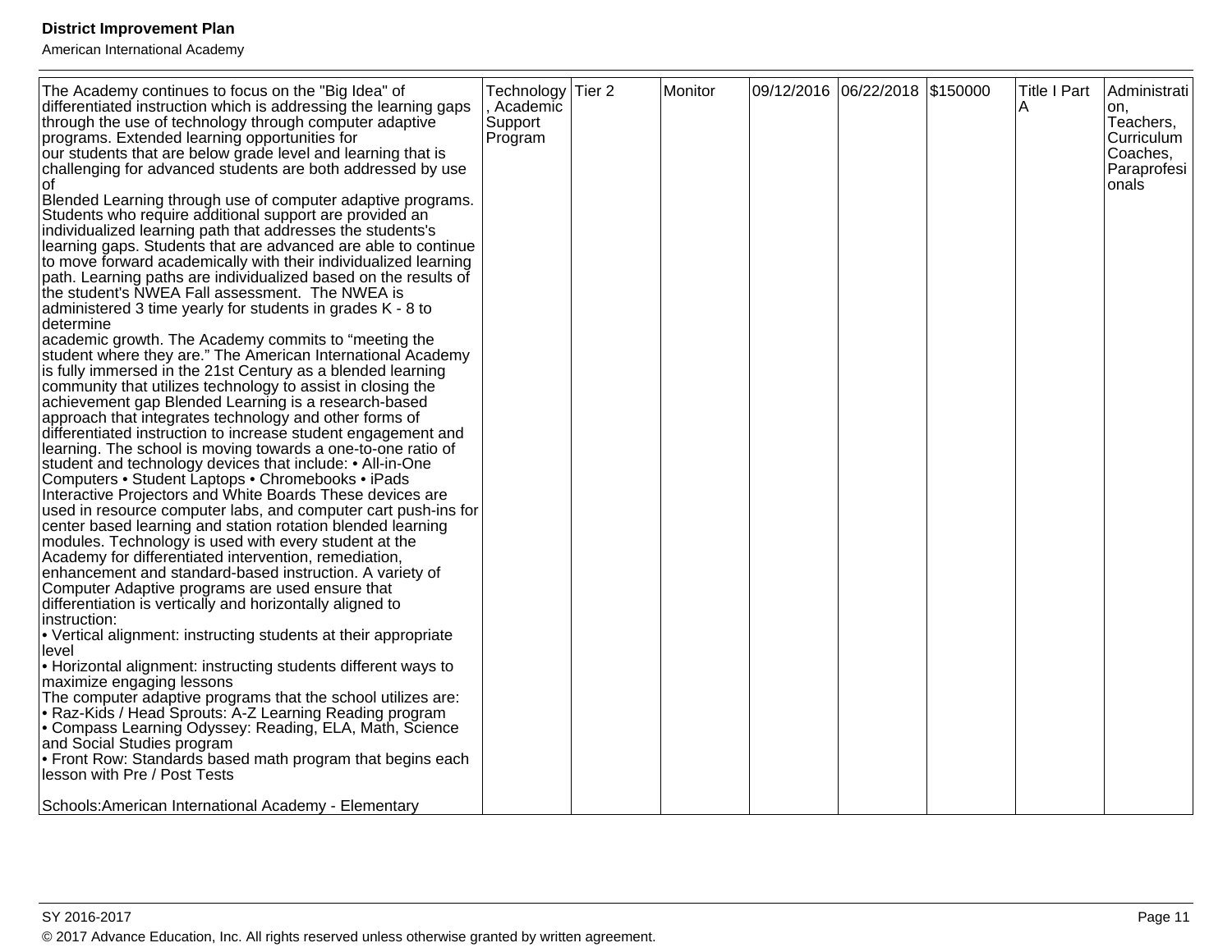| | | | | | | | | |
|---|---|---|---|---|---|---|---|---|
| The Academy continues to focus on the "Big Idea" of differentiated instruction which is addressing the learning gaps through the use of technology through computer adaptive programs. Extended learning opportunities for our students that are below grade level and learning that is challenging for advanced students are both addressed by use of Blended Learning through use of computer adaptive programs. Students who require additional support are provided an individualized learning path that addresses the students's learning gaps. Students that are advanced are able to continue to move forward academically with their individualized learning path. Learning paths are individualized based on the results of the student's NWEA Fall assessment. The NWEA is administered 3 time yearly for students in grades K - 8 to determine academic growth. The Academy commits to "meeting the student where they are." The American International Academy is fully immersed in the 21st Century as a blended learning community that utilizes technology to assist in closing the achievement gap Blended Learning is a research-based approach that integrates technology and other forms of differentiated instruction to increase student engagement and learning. The school is moving towards a one-to-one ratio of student and technology devices that include: • All-in-One Computers • Student Laptops • Chromebooks • iPads Interactive Projectors and White Boards These devices are used in resource computer labs, and computer cart push-ins for center based learning and station rotation blended learning modules. Technology is used with every student at the Academy for differentiated intervention, remediation, enhancement and standard-based instruction. A variety of Computer Adaptive programs are used ensure that differentiation is vertically and horizontally aligned to instruction:<br>• Vertical alignment: instructing students at their appropriate level<br>• Horizontal alignment: instructing students different ways to maximize engaging lessons<br>The computer adaptive programs that the school utilizes are:<br>• Raz-Kids / Head Sprouts: A-Z Learning Reading program<br>• Compass Learning Odyssey: Reading, ELA, Math, Science and Social Studies program<br>• Front Row: Standards based math program that begins each lesson with Pre / Post Tests<br><br>Schools:American International Academy - Elementary | Technology, Academic Support Program | Tier 2 | Monitor | 09/12/2016 | 06/22/2018 | $150000 | Title I Part A | Administration, Teachers, Curriculum Coaches, Paraprofesionals |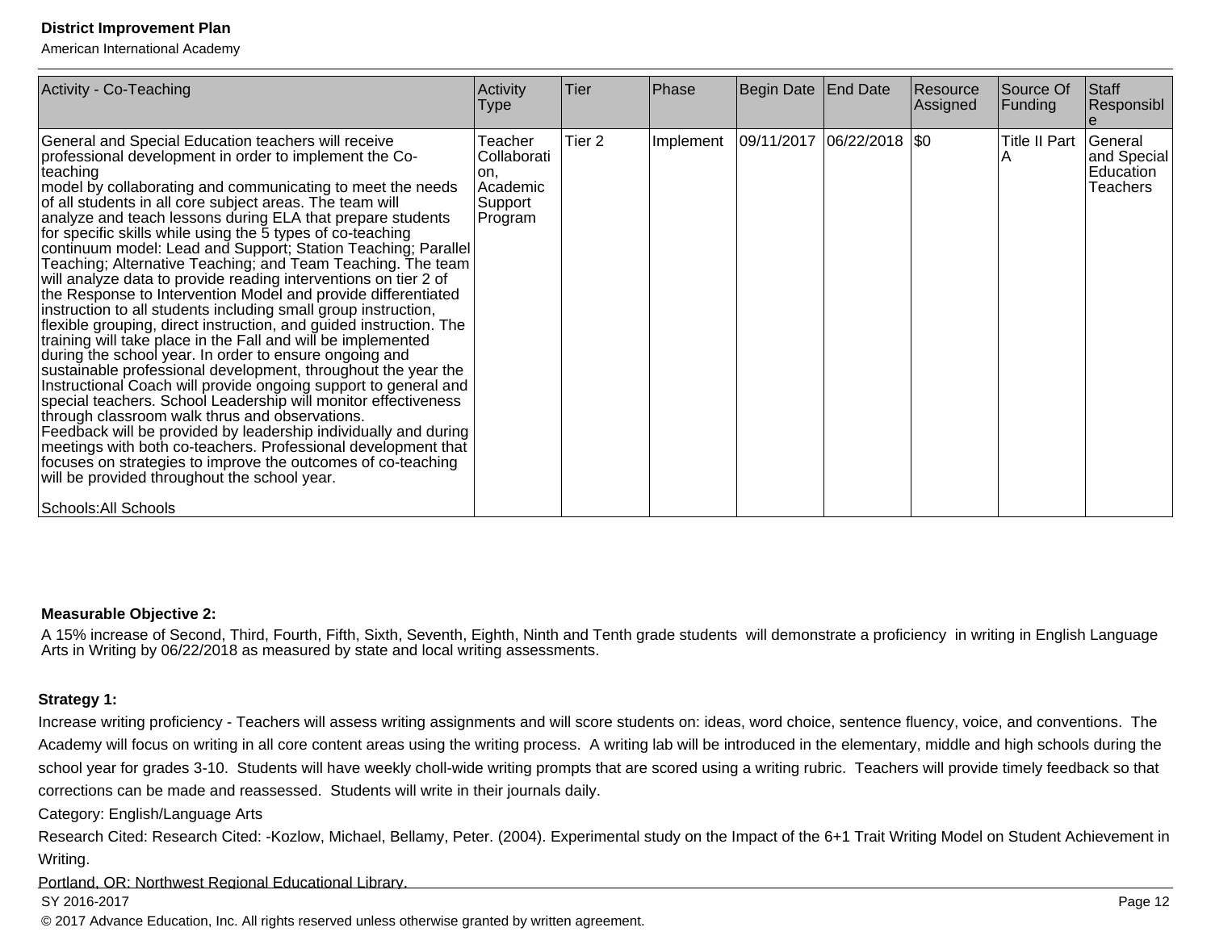| Activity - Co-Teaching | Activity Type | Tier | Phase | Begin Date | End Date | Resource Assigned | Source Of Funding | Staff Responsible |
|---|---|---|---|---|---|---|---|---|
| General and Special Education teachers will receive professional development in order to implement the Co-teaching model by collaborating and communicating to meet the needs of all students in all core subject areas. The team will analyze and teach lessons during ELA that prepare students for specific skills while using the 5 types of co-teaching continuum model: Lead and Support; Station Teaching; Parallel Teaching; Alternative Teaching; and Team Teaching. The team will analyze data to provide reading interventions on tier 2 of the Response to Intervention Model and provide differentiated instruction to all students including small group instruction, flexible grouping, direct instruction, and guided instruction. The training will take place in the Fall and will be implemented during the school year. In order to ensure ongoing and sustainable professional development, throughout the year the Instructional Coach will provide ongoing support to general and special teachers. School Leadership will monitor effectiveness through classroom walk thrus and observations. Feedback will be provided by leadership individually and during meetings with both co-teachers. Professional development that focuses on strategies to improve the outcomes of co-teaching will be provided throughout the school year.<br><br>Schools:All Schools | Teacher Collaboration, Academic Support Program | Tier 2 | Implement | 09/11/2017 | 06/22/2018 | $0 | Title II Part A | General and Special Education Teachers |

**Measurable Objective 2:**

A 15% increase of Second, Third, Fourth, Fifth, Sixth, Seventh, Eighth, Ninth and Tenth grade students will demonstrate a proficiency in writing in English Language Arts in Writing by 06/22/2018 as measured by state and local writing assessments.

**Strategy 1:**

Increase writing proficiency - Teachers will assess writing assignments and will score students on: ideas, word choice, sentence fluency, voice, and conventions. The Academy will focus on writing in all core content areas using the writing process. A writing lab will be introduced in the elementary, middle and high schools during the school year for grades 3-10. Students will have weekly choll-wide writing prompts that are scored using a writing rubric. Teachers will provide timely feedback so that corrections can be made and reassessed. Students will write in their journals daily.

Category: English/Language Arts

Research Cited: Research Cited: -Kozlow, Michael, Bellamy, Peter. (2004). Experimental study on the Impact of the 6+1 Trait Writing Model on Student Achievement in Writing.

Portland, OR: Northwest Regional Educational Library.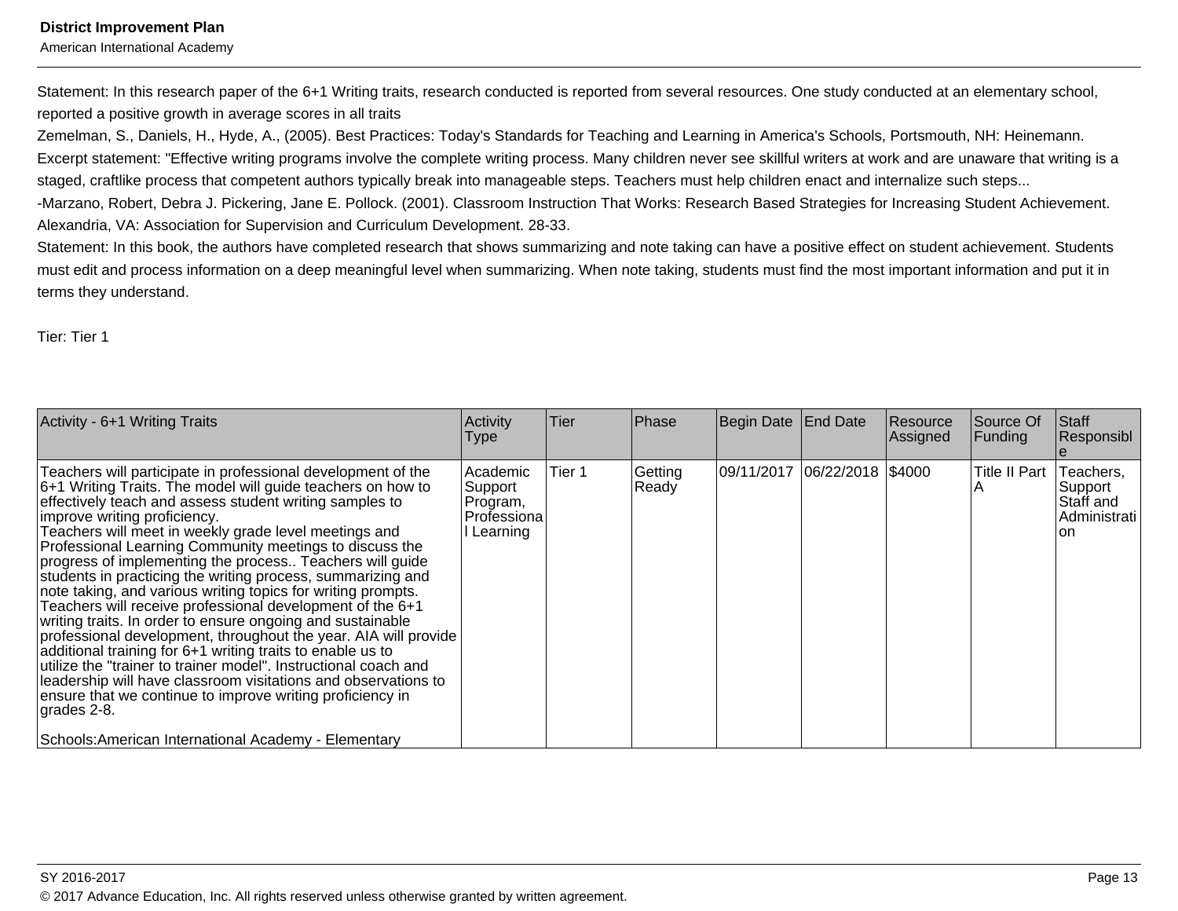Statement: In this research paper of the 6+1 Writing traits, research conducted is reported from several resources. One study conducted at an elementary school, reported a positive growth in average scores in all traits

Zemelman, S., Daniels, H., Hyde, A., (2005). Best Practices: Today's Standards for Teaching and Learning in America's Schools, Portsmouth, NH: Heinemann.

Excerpt statement: "Effective writing programs involve the complete writing process. Many children never see skillful writers at work and are unaware that writing is a staged, craftlike process that competent authors typically break into manageable steps. Teachers must help children enact and internalize such steps...

-Marzano, Robert, Debra J. Pickering, Jane E. Pollock. (2001). Classroom Instruction That Works: Research Based Strategies for Increasing Student Achievement. Alexandria, VA: Association for Supervision and Curriculum Development. 28-33.

Statement: In this book, the authors have completed research that shows summarizing and note taking can have a positive effect on student achievement. Students must edit and process information on a deep meaningful level when summarizing. When note taking, students must find the most important information and put it in terms they understand.

Tier: Tier 1

| Activity - 6+1 Writing Traits | Activity Type | Tier | Phase | Begin Date | End Date | Resource Assigned | Source Of Funding | Staff Responsible |
|---|---|---|---|---|---|---|---|---|
| Teachers will participate in professional development of the 6+1 Writing Traits. The model will guide teachers on how to effectively teach and assess student writing samples to improve writing proficiency.<br>Teachers will meet in weekly grade level meetings and Professional Learning Community meetings to discuss the progress of implementing the process.. Teachers will guide students in practicing the writing process, summarizing and note taking, and various writing topics for writing prompts. Teachers will receive professional development of the 6+1 writing traits. In order to ensure ongoing and sustainable professional development, throughout the year. AIA will provide additional training for 6+1 writing traits to enable us to utilize the "trainer to trainer model". Instructional coach and leadership will have classroom visitations and observations to ensure that we continue to improve writing proficiency in grades 2-8.<br><br>Schools:American International Academy - Elementary | Academic Support Program, Professional Learning | Tier 1 | Getting Ready | 09/11/2017 | 06/22/2018 | $4000 | Title II Part A | Teachers, Support Staff and Administration |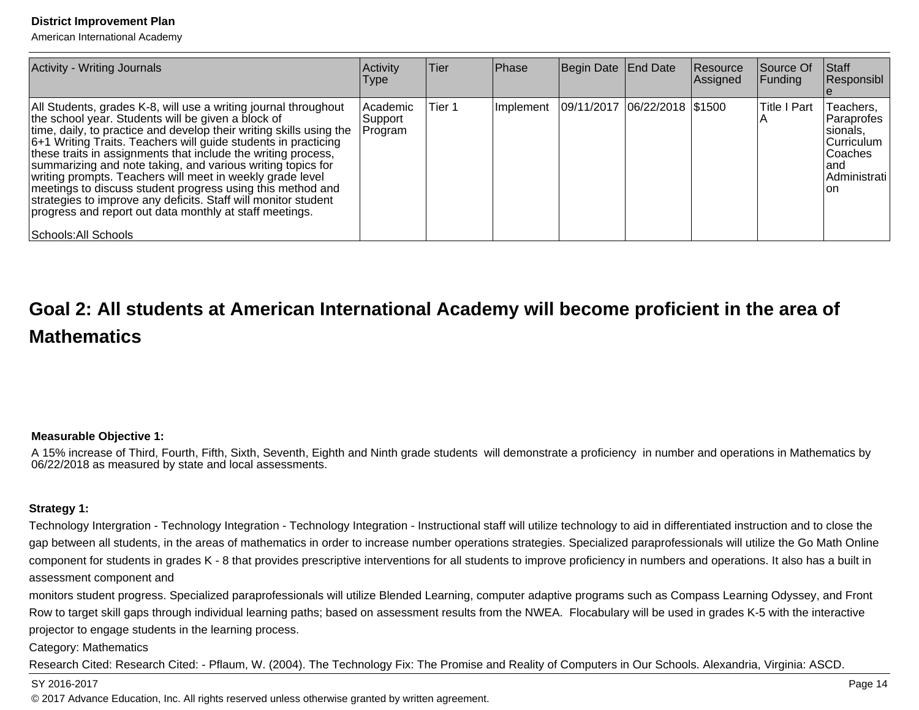| Activity - Writing Journals | Activity Type | Tier | Phase | Begin Date | End Date | Resource Assigned | Source Of Funding | Staff Responsible |
|---|---|---|---|---|---|---|---|---|
| All Students, grades K-8, will use a writing journal throughout the school year. Students will be given a block of time, daily, to practice and develop their writing skills using the 6+1 Writing Traits. Teachers will guide students in practicing these traits in assignments that include the writing process, summarizing and note taking, and various writing topics for writing prompts. Teachers will meet in weekly grade level meetings to discuss student progress using this method and strategies to improve any deficits. Staff will monitor student progress and report out data monthly at staff meetings.<br><br>Schools:All Schools | Academic Support Program | Tier 1 | Implement | 09/11/2017 | 06/22/2018 | $1500 | Title I Part A | Teachers, Paraprofessionals, Curriculum Coaches and Administration |

## Goal 2: All students at American International Academy will become proficient in the area of Mathematics

**Measurable Objective 1:**

A 15% increase of Third, Fourth, Fifth, Sixth, Seventh, Eighth and Ninth grade students will demonstrate a proficiency in number and operations in Mathematics by 06/22/2018 as measured by state and local assessments.

**Strategy 1:**

Technology Intergration - Technology Integration - Technology Integration - Instructional staff will utilize technology to aid in differentiated instruction and to close the gap between all students, in the areas of mathematics in order to increase number operations strategies. Specialized paraprofessionals will utilize the Go Math Online component for students in grades K - 8 that provides prescriptive interventions for all students to improve proficiency in numbers and operations. It also has a built in assessment component and
monitors student progress. Specialized paraprofessionals will utilize Blended Learning, computer adaptive programs such as Compass Learning Odyssey, and Front Row to target skill gaps through individual learning paths; based on assessment results from the NWEA. Flocabulary will be used in grades K-5 with the interactive projector to engage students in the learning process.

Category: Mathematics

Research Cited: Research Cited: - Pflaum, W. (2004). The Technology Fix: The Promise and Reality of Computers in Our Schools. Alexandria, Virginia: ASCD.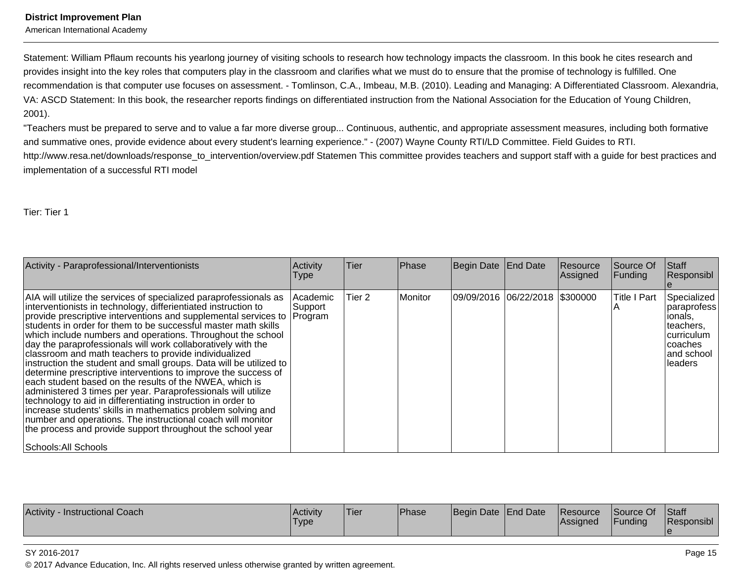Statement: William Pflaum recounts his yearlong journey of visiting schools to research how technology impacts the classroom. In this book he cites research and provides insight into the key roles that computers play in the classroom and clarifies what we must do to ensure that the promise of technology is fulfilled. One recommendation is that computer use focuses on assessment. - Tomlinson, C.A., Imbeau, M.B. (2010). Leading and Managing: A Differentiated Classroom. Alexandria, VA: ASCD Statement: In this book, the researcher reports findings on differentiated instruction from the National Association for the Education of Young Children, 2001).
"Teachers must be prepared to serve and to value a far more diverse group... Continuous, authentic, and appropriate assessment measures, including both formative and summative ones, provide evidence about every student's learning experience." - (2007) Wayne County RTI/LD Committee. Field Guides to RTI. http://www.resa.net/downloads/response_to_intervention/overview.pdf Statemen This committee provides teachers and support staff with a guide for best practices and implementation of a successful RTI model

Tier: Tier 1

| Activity - Paraprofessional/Interventionists | Activity Type | Tier | Phase | Begin Date | End Date | Resource Assigned | Source Of Funding | Staff Responsible |
|---|---|---|---|---|---|---|---|---|
| AIA will utilize the services of specialized paraprofessionals as interventionists in technology, differientiated instruction to provide prescriptive interventions and supplemental services to students in order for them to be successful master math skills which include numbers and operations. Throughout the school day the paraprofessionals will work collaboratively with the classroom and math teachers to provide individualized instruction the student and small groups. Data will be utilized to determine prescriptive interventions to improve the success of each student based on the results of the NWEA, which is administered 3 times per year. Paraprofessionals will utilize technology to aid in differentiating instruction in order to increase students' skills in mathematics problem solving and number and operations. The instructional coach will monitor the process and provide support throughout the school year<br><br>Schools:All Schools | Academic Support Program | Tier 2 | Monitor | 09/09/2016 | 06/22/2018 | $300000 | Title I Part A | Specialized paraprofessionals, teachers, curriculum coaches and school leaders |

| Activity - Instructional Coach | Activity Type | Tier | Phase | Begin Date | End Date | Resource Assigned | Source Of Funding | Staff Responsible |
|---|---|---|---|---|---|---|---|---|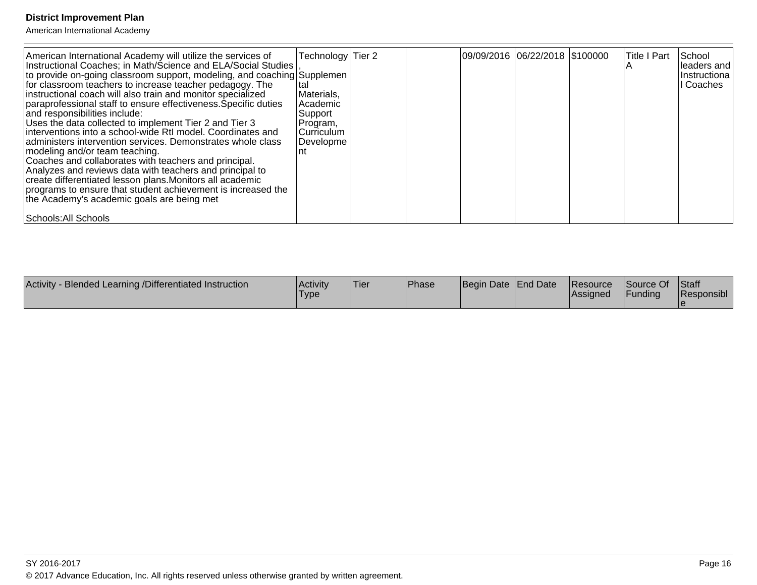| | | | | | | | | |
|---|---|---|---|---|---|---|---|---|
| American International Academy will utilize the services of Instructional Coaches; in Math/Science and ELA/Social Studies to provide on-going classroom support, modeling, and coaching for classroom teachers to increase teacher pedagogy. The instructional coach will also train and monitor specialized paraprofessional staff to ensure effectiveness.Specific duties and responsibilities include:<br>Uses the data collected to implement Tier 2 and Tier 3 interventions into a school-wide RtI model. Coordinates and administers intervention services. Demonstrates whole class modeling and/or team teaching.<br>Coaches and collaborates with teachers and principal. Analyzes and reviews data with teachers and principal to create differentiated lesson plans.Monitors all academic programs to ensure that student achievement is increased the the Academy's academic goals are being met<br><br>Schools:All Schools | Technology, Supplemental Materials, Academic Support Program, Curriculum Development | Tier 2 | | 09/09/2016 | 06/22/2018 | $100000 | Title I Part A | School leaders and Instructional Coaches |

| Activity - Blended Learning /Differentiated Instruction | Activity Type | Tier | Phase | Begin Date | End Date | Resource Assigned | Source Of Funding | Staff Responsible |
|---|---|---|---|---|---|---|---|---|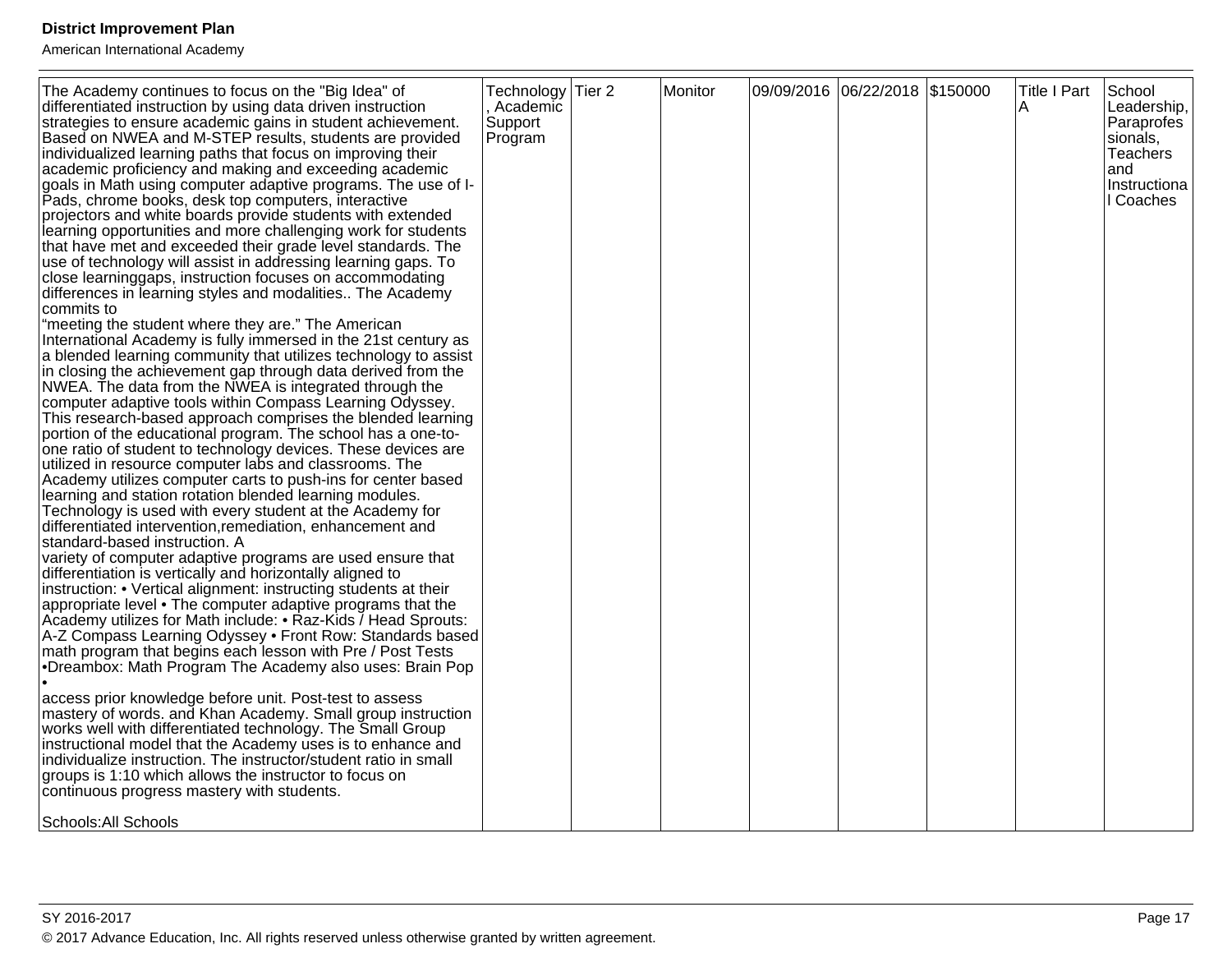| | | | | | | | | |
|---|---|---|---|---|---|---|---|---|
| The Academy continues to focus on the "Big Idea" of differentiated instruction by using data driven instruction strategies to ensure academic gains in student achievement. Based on NWEA and M-STEP results, students are provided individualized learning paths that focus on improving their academic proficiency and making and exceeding academic goals in Math using computer adaptive programs. The use of I-Pads, chrome books, desk top computers, interactive projectors and white boards provide students with extended learning opportunities and more challenging work for students that have met and exceeded their grade level standards. The use of technology will assist in addressing learning gaps. To close learninggaps, instruction focuses on accommodating differences in learning styles and modalities.. The Academy commits to "meeting the student where they are." The American International Academy is fully immersed in the 21st century as a blended learning community that utilizes technology to assist in closing the achievement gap through data derived from the NWEA. The data from the NWEA is integrated through the computer adaptive tools within Compass Learning Odyssey. This research-based approach comprises the blended learning portion of the educational program. The school has a one-to-one ratio of student to technology devices. These devices are utilized in resource computer labs and classrooms. The Academy utilizes computer carts to push-ins for center based learning and station rotation blended learning modules. Technology is used with every student at the Academy for differentiated intervention,remediation, enhancement and standard-based instruction. A variety of computer adaptive programs are used ensure that differentiation is vertically and horizontally aligned to instruction: • Vertical alignment: instructing students at their appropriate level • The computer adaptive programs that the Academy utilizes for Math include: • Raz-Kids / Head Sprouts: A-Z Compass Learning Odyssey • Front Row: Standards based math program that begins each lesson with Pre / Post Tests •Dreambox: Math Program The Academy also uses: Brain Pop • access prior knowledge before unit. Post-test to assess mastery of words. and Khan Academy. Small group instruction works well with differentiated technology. The Small Group instructional model that the Academy uses is to enhance and individualize instruction. The instructor/student ratio in small groups is 1:10 which allows the instructor to focus on continuous progress mastery with students.<br><br>Schools:All Schools | Technology, Academic Support Program | Tier 2 | Monitor | 09/09/2016 | 06/22/2018 | $150000 | Title I Part A | School Leadership, Paraprofessionals, Teachers and Instructional Coaches |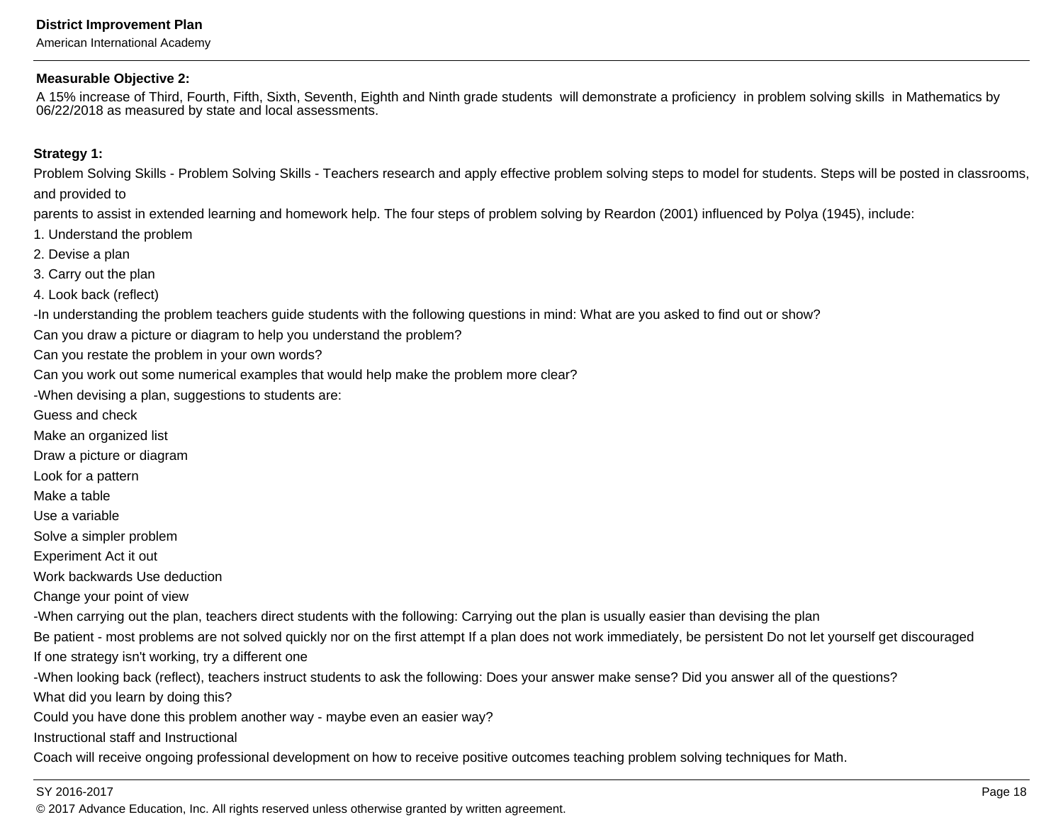**Measurable Objective 2:**

A 15% increase of Third, Fourth, Fifth, Sixth, Seventh, Eighth and Ninth grade students will demonstrate a proficiency in problem solving skills in Mathematics by 06/22/2018 as measured by state and local assessments.

**Strategy 1:**

Problem Solving Skills - Problem Solving Skills - Teachers research and apply effective problem solving steps to model for students. Steps will be posted in classrooms, and provided to

parents to assist in extended learning and homework help. The four steps of problem solving by Reardon (2001) influenced by Polya (1945), include:

1. Understand the problem
2. Devise a plan
3. Carry out the plan
4. Look back (reflect)

-In understanding the problem teachers guide students with the following questions in mind: What are you asked to find out or show?

Can you draw a picture or diagram to help you understand the problem?

Can you restate the problem in your own words?

Can you work out some numerical examples that would help make the problem more clear?

-When devising a plan, suggestions to students are:

Guess and check

Make an organized list

Draw a picture or diagram

Look for a pattern

Make a table

Use a variable

Solve a simpler problem

Experiment Act it out

Work backwards Use deduction

Change your point of view

-When carrying out the plan, teachers direct students with the following: Carrying out the plan is usually easier than devising the plan

Be patient - most problems are not solved quickly nor on the first attempt If a plan does not work immediately, be persistent Do not let yourself get discouraged

If one strategy isn't working, try a different one

-When looking back (reflect), teachers instruct students to ask the following: Does your answer make sense? Did you answer all of the questions?

What did you learn by doing this?

Could you have done this problem another way - maybe even an easier way?

Instructional staff and Instructional

Coach will receive ongoing professional development on how to receive positive outcomes teaching problem solving techniques for Math.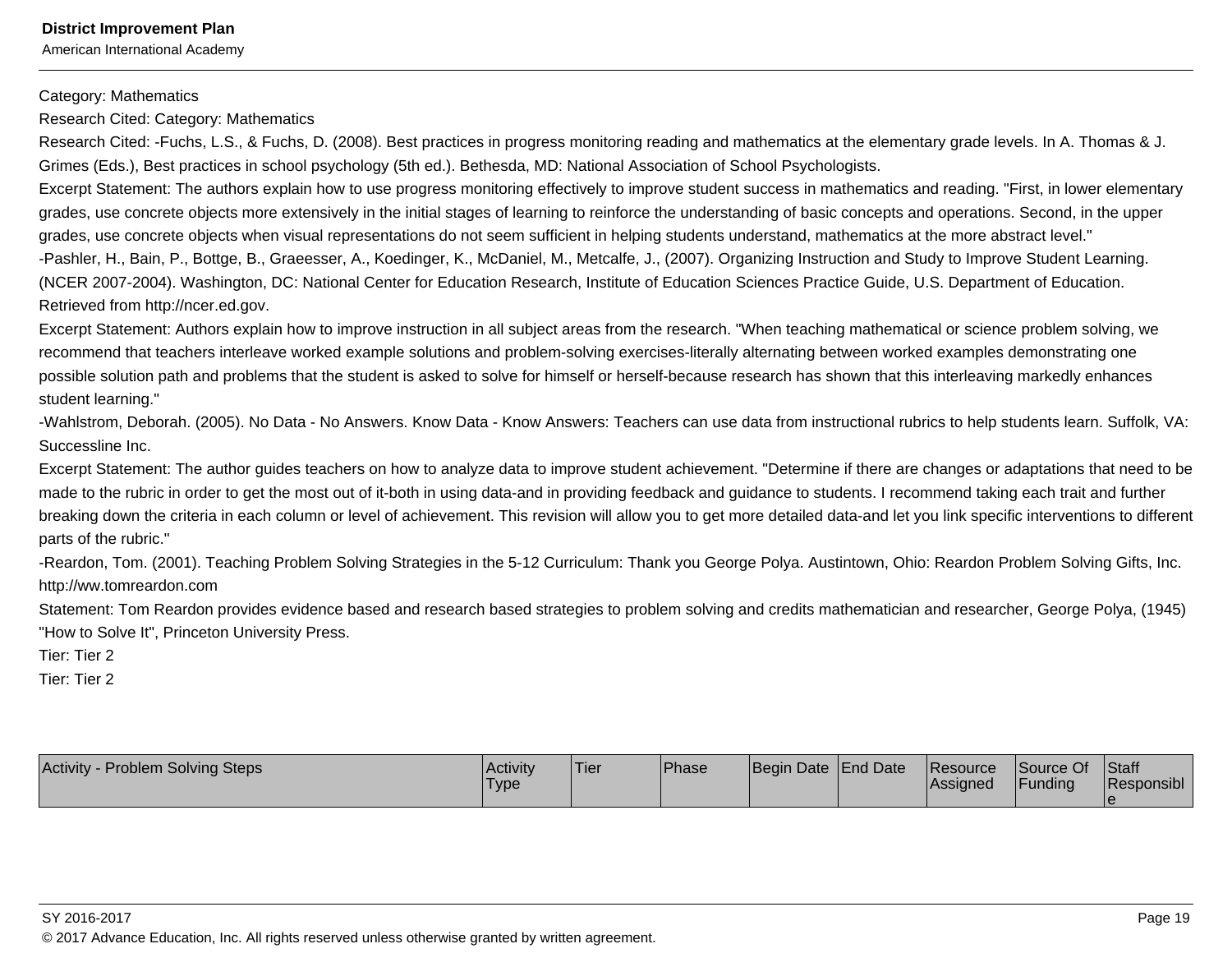Category: Mathematics
Research Cited: Category: Mathematics
Research Cited: -Fuchs, L.S., & Fuchs, D. (2008). Best practices in progress monitoring reading and mathematics at the elementary grade levels. In A. Thomas & J. Grimes (Eds.), Best practices in school psychology (5th ed.). Bethesda, MD: National Association of School Psychologists.
Excerpt Statement: The authors explain how to use progress monitoring effectively to improve student success in mathematics and reading. "First, in lower elementary grades, use concrete objects more extensively in the initial stages of learning to reinforce the understanding of basic concepts and operations. Second, in the upper grades, use concrete objects when visual representations do not seem sufficient in helping students understand, mathematics at the more abstract level."
-Pashler, H., Bain, P., Bottge, B., Graeesser, A., Koedinger, K., McDaniel, M., Metcalfe, J., (2007). Organizing Instruction and Study to Improve Student Learning. (NCER 2007-2004). Washington, DC: National Center for Education Research, Institute of Education Sciences Practice Guide, U.S. Department of Education. Retrieved from http://ncer.ed.gov.
Excerpt Statement: Authors explain how to improve instruction in all subject areas from the research. "When teaching mathematical or science problem solving, we recommend that teachers interleave worked example solutions and problem-solving exercises-literally alternating between worked examples demonstrating one possible solution path and problems that the student is asked to solve for himself or herself-because research has shown that this interleaving markedly enhances student learning."
-Wahlstrom, Deborah. (2005). No Data - No Answers. Know Data - Know Answers: Teachers can use data from instructional rubrics to help students learn. Suffolk, VA: Successline Inc.
Excerpt Statement: The author guides teachers on how to analyze data to improve student achievement. "Determine if there are changes or adaptations that need to be made to the rubric in order to get the most out of it-both in using data-and in providing feedback and guidance to students. I recommend taking each trait and further breaking down the criteria in each column or level of achievement. This revision will allow you to get more detailed data-and let you link specific interventions to different parts of the rubric."
-Reardon, Tom. (2001). Teaching Problem Solving Strategies in the 5-12 Curriculum: Thank you George Polya. Austintown, Ohio: Reardon Problem Solving Gifts, Inc. http://ww.tomreardon.com
Statement: Tom Reardon provides evidence based and research based strategies to problem solving and credits mathematician and researcher, George Polya, (1945) "How to Solve It", Princeton University Press.
Tier: Tier 2
Tier: Tier 2

| Activity - Problem Solving Steps | Activity Type | Tier | Phase | Begin Date | End Date | Resource Assigned | Source Of Funding | Staff Responsible |
|---|---|---|---|---|---|---|---|---|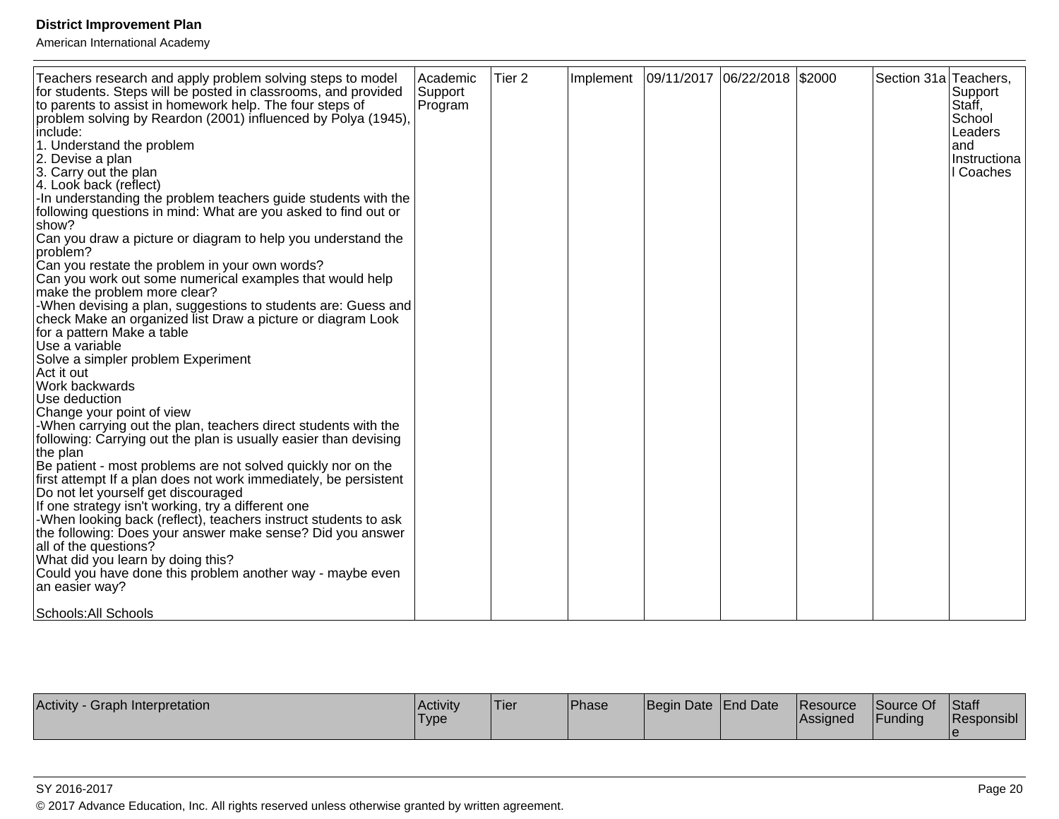| Teachers research and apply problem solving steps to model for students. Steps will be posted in classrooms, and provided to parents to assist in homework help. The four steps of problem solving by Reardon (2001) influenced by Polya (1945), include:<br>1. Understand the problem<br>2. Devise a plan<br>3. Carry out the plan<br>4. Look back (reflect)<br>-In understanding the problem teachers guide students with the following questions in mind: What are you asked to find out or show?<br>Can you draw a picture or diagram to help you understand the problem?<br>Can you restate the problem in your own words?<br>Can you work out some numerical examples that would help make the problem more clear?<br>-When devising a plan, suggestions to students are: Guess and check Make an organized list Draw a picture or diagram Look for a pattern Make a table<br>Use a variable<br>Solve a simpler problem Experiment<br>Act it out<br>Work backwards<br>Use deduction<br>Change your point of view<br>-When carrying out the plan, teachers direct students with the following: Carrying out the plan is usually easier than devising the plan<br>Be patient - most problems are not solved quickly nor on the first attempt If a plan does not work immediately, be persistent<br>Do not let yourself get discouraged<br>If one strategy isn't working, try a different one<br>-When looking back (reflect), teachers instruct students to ask the following: Does your answer make sense? Did you answer all of the questions?<br>What did you learn by doing this?<br>Could you have done this problem another way - maybe even an easier way?<br><br>Schools:All Schools | Academic Support Program | Tier 2 | Implement | 09/11/2017 | 06/22/2018 | $2000 | Section 31a | Teachers, Support Staff, School Leaders and Instructional Coaches |
|---|---|---|---|---|---|---|---|---|

| Activity - Graph Interpretation | Activity Type | Tier | Phase | Begin Date | End Date | Resource Assigned | Source Of Funding | Staff Responsible |
|---|---|---|---|---|---|---|---|---|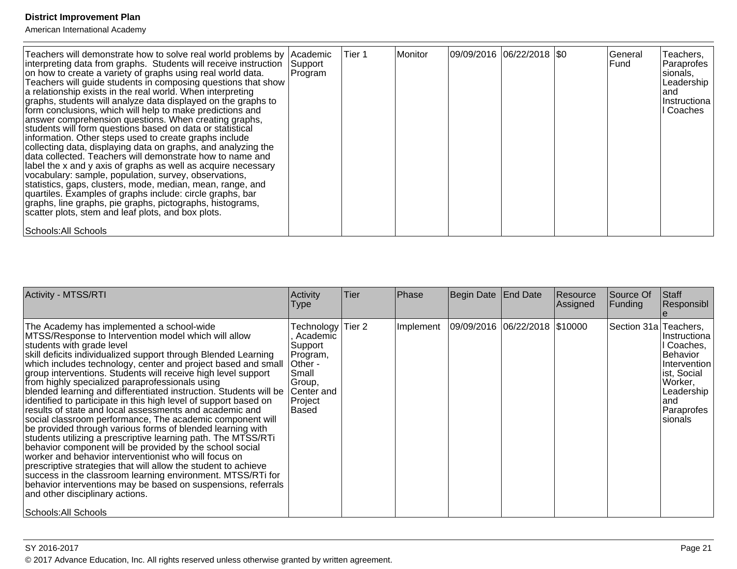| | | | | | | | | |
|---|---|---|---|---|---|---|---|---|
| Teachers will demonstrate how to solve real world problems by interpreting data from graphs.  Students will receive instruction on how to create a variety of graphs using real world data. Teachers will guide students in composing questions that show a relationship exists in the real world. When interpreting graphs, students will analyze data displayed on the graphs to form conclusions, which will help to make predictions and answer comprehension questions. When creating graphs, students will form questions based on data or statistical information. Other steps used to create graphs include collecting data, displaying data on graphs, and analyzing the data collected. Teachers will demonstrate how to name and label the x and y axis of graphs as well as acquire necessary vocabulary: sample, population, survey, observations, statistics, gaps, clusters, mode, median, mean, range, and quartiles. Examples of graphs include: circle graphs, bar graphs, line graphs, pie graphs, pictographs, histograms, scatter plots, stem and leaf plots, and box plots.<br><br>Schools:All Schools | Academic Support Program | Tier 1 | Monitor | 09/09/2016 | 06/22/2018 | $0 | General Fund | Teachers, Paraprofessionals, Leadership and Instructional Coaches |

| Activity - MTSS/RTI | Activity Type | Tier | Phase | Begin Date | End Date | Resource Assigned | Source Of Funding | Staff Responsible |
|---|---|---|---|---|---|---|---|---|
| The Academy has implemented a school-wide MTSS/Response to Intervention model which will allow students with grade level skill deficits individualized support through Blended Learning which includes technology, center and project based and small group interventions. Students will receive high level support from highly specialized paraprofessionals using blended learning and differentiated instruction. Students will be identified to participate in this high level of support based on results of state and local assessments and academic and social classroom performance, The academic component will be provided through various forms of blended learning with students utilizing a prescriptive learning path. The MTSS/RTi behavior component will be provided by the school social worker and behavior interventionist who will focus on prescriptive strategies that will allow the student to achieve success in the classroom learning environment. MTSS/RTi for behavior interventions may be based on suspensions, referrals and other disciplinary actions.<br><br>Schools:All Schools | Technology, Academic Support Program, Other - Small Group, Center and Project Based | Tier 2 | Implement | 09/09/2016 | 06/22/2018 | $10000 | Section 31a | Teachers, Instructional Coaches, Behavior Interventionist, Social Worker, Leadership and Paraprofessionals |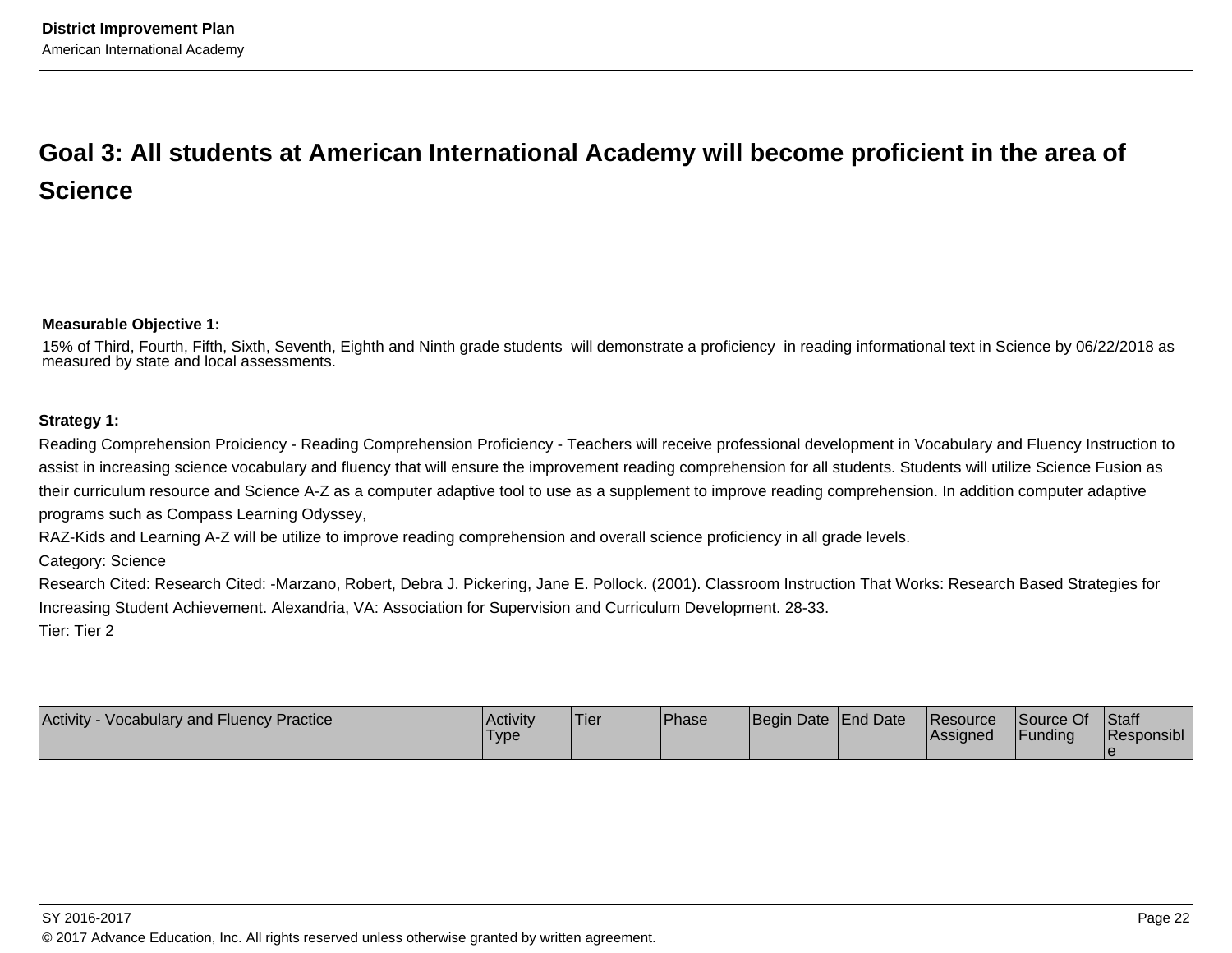## Goal 3: All students at American International Academy will become proficient in the area of Science

**Measurable Objective 1:**

15% of Third, Fourth, Fifth, Sixth, Seventh, Eighth and Ninth grade students will demonstrate a proficiency in reading informational text in Science by 06/22/2018 as measured by state and local assessments.

**Strategy 1:**

Reading Comprehension Proiciency - Reading Comprehension Proficiency - Teachers will receive professional development in Vocabulary and Fluency Instruction to assist in increasing science vocabulary and fluency that will ensure the improvement reading comprehension for all students. Students will utilize Science Fusion as their curriculum resource and Science A-Z as a computer adaptive tool to use as a supplement to improve reading comprehension. In addition computer adaptive programs such as Compass Learning Odyssey,

RAZ-Kids and Learning A-Z will be utilize to improve reading comprehension and overall science proficiency in all grade levels.

Category: Science

Research Cited: Research Cited: -Marzano, Robert, Debra J. Pickering, Jane E. Pollock. (2001). Classroom Instruction That Works: Research Based Strategies for Increasing Student Achievement. Alexandria, VA: Association for Supervision and Curriculum Development. 28-33.

Tier: Tier 2

| Activity - Vocabulary and Fluency Practice | Activity Type | Tier | Phase | Begin Date | End Date | Resource Assigned | Source Of Funding | Staff Responsible |
|---|---|---|---|---|---|---|---|---|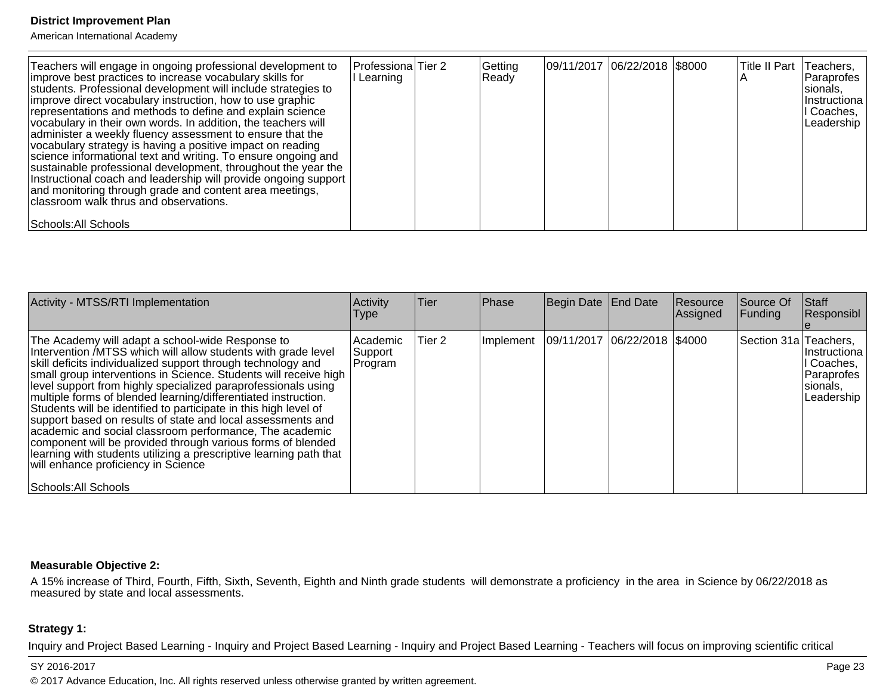| Activity | Activity Type | Tier | Phase | Begin Date | End Date | Resource Assigned | Source Of Funding | Staff Responsible |
|---|---|---|---|---|---|---|---|---|
| Teachers will engage in ongoing professional development to improve best practices to increase vocabulary skills for students. Professional development will include strategies to improve direct vocabulary instruction, how to use graphic representations and methods to define and explain science vocabulary in their own words. In addition, the teachers will administer a weekly fluency assessment to ensure that the vocabulary strategy is having a positive impact on reading science informational text and writing. To ensure ongoing and sustainable professional development, throughout the year the Instructional coach and leadership will provide ongoing support and monitoring through grade and content area meetings, classroom walk thrus and observations.<br><br>Schools:All Schools | Professional Learning | Tier 2 | Getting Ready | 09/11/2017 | 06/22/2018 | $8000 | Title II Part A | Teachers, Paraprofessionals, Instructional Coaches, Leadership |

| Activity - MTSS/RTI Implementation | Activity Type | Tier | Phase | Begin Date | End Date | Resource Assigned | Source Of Funding | Staff Responsible |
|---|---|---|---|---|---|---|---|---|
| The Academy will adapt a school-wide Response to Intervention /MTSS which will allow students with grade level skill deficits individualized support through technology and small group interventions in Science. Students will receive high level support from highly specialized paraprofessionals using multiple forms of blended learning/differentiated instruction. Students will be identified to participate in this high level of support based on results of state and local assessments and academic and social classroom performance, The academic component will be provided through various forms of blended learning with students utilizing a prescriptive learning path that will enhance proficiency in Science<br><br>Schools:All Schools | Academic Support Program | Tier 2 | Implement | 09/11/2017 | 06/22/2018 | $4000 | Section 31a | Teachers, Instructional Coaches, Paraprofessionals, Leadership |

**Measurable Objective 2:**

A 15% increase of Third, Fourth, Fifth, Sixth, Seventh, Eighth and Ninth grade students will demonstrate a proficiency in the area in Science by 06/22/2018 as measured by state and local assessments.

**Strategy 1:**

Inquiry and Project Based Learning - Inquiry and Project Based Learning - Inquiry and Project Based Learning - Teachers will focus on improving scientific critical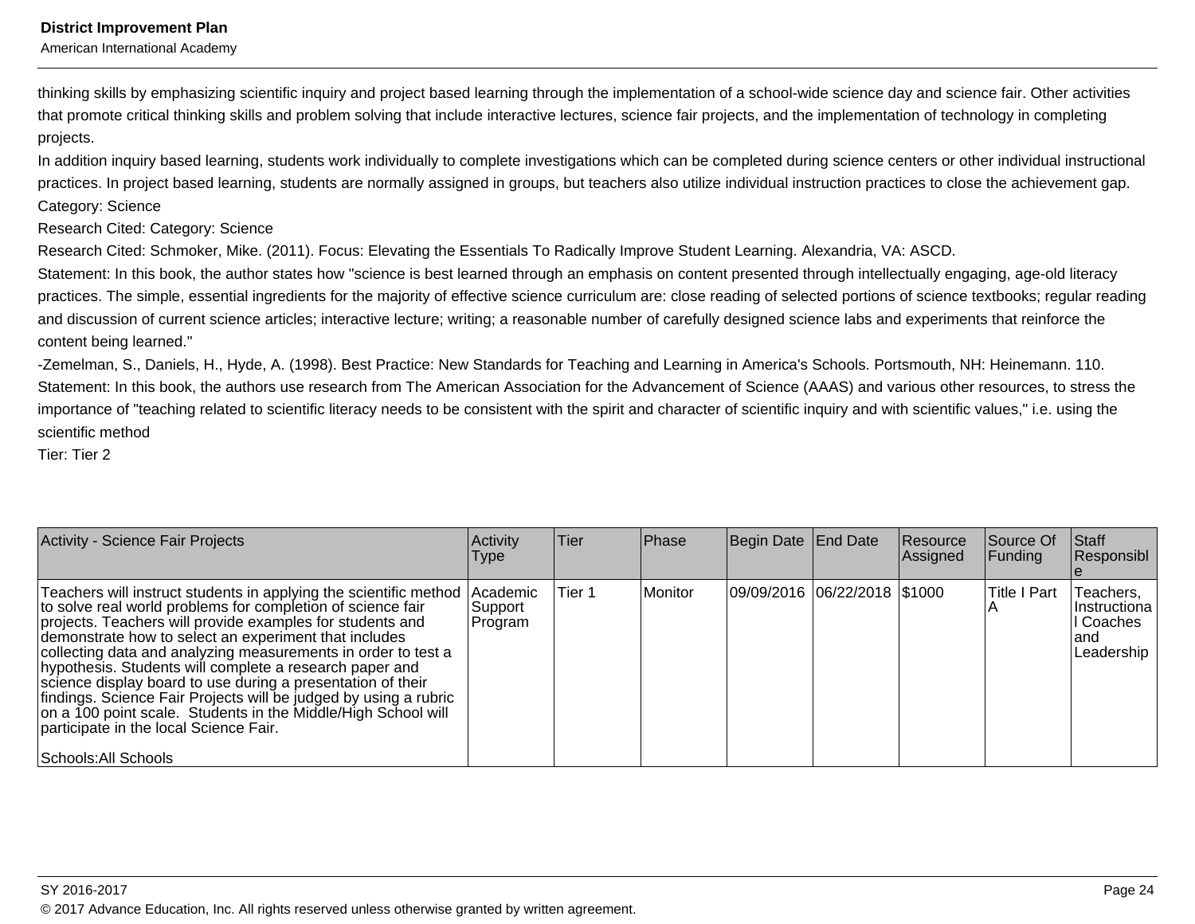thinking skills by emphasizing scientific inquiry and project based learning through the implementation of a school-wide science day and science fair. Other activities that promote critical thinking skills and problem solving that include interactive lectures, science fair projects, and the implementation of technology in completing projects.

In addition inquiry based learning, students work individually to complete investigations which can be completed during science centers or other individual instructional practices. In project based learning, students are normally assigned in groups, but teachers also utilize individual instruction practices to close the achievement gap.

Category: Science

Research Cited: Category: Science

Research Cited: Schmoker, Mike. (2011). Focus: Elevating the Essentials To Radically Improve Student Learning. Alexandria, VA: ASCD.

Statement: In this book, the author states how "science is best learned through an emphasis on content presented through intellectually engaging, age-old literacy practices. The simple, essential ingredients for the majority of effective science curriculum are: close reading of selected portions of science textbooks; regular reading and discussion of current science articles; interactive lecture; writing; a reasonable number of carefully designed science labs and experiments that reinforce the content being learned."

-Zemelman, S., Daniels, H., Hyde, A. (1998). Best Practice: New Standards for Teaching and Learning in America's Schools. Portsmouth, NH: Heinemann. 110.

Statement: In this book, the authors use research from The American Association for the Advancement of Science (AAAS) and various other resources, to stress the importance of "teaching related to scientific literacy needs to be consistent with the spirit and character of scientific inquiry and with scientific values," i.e. using the scientific method

Tier: Tier 2

| Activity - Science Fair Projects | Activity Type | Tier | Phase | Begin Date | End Date | Resource Assigned | Source Of Funding | Staff Responsible |
|---|---|---|---|---|---|---|---|---|
| Teachers will instruct students in applying the scientific method to solve real world problems for completion of science fair projects. Teachers will provide examples for students and demonstrate how to select an experiment that includes collecting data and analyzing measurements in order to test a hypothesis. Students will complete a research paper and science display board to use during a presentation of their findings. Science Fair Projects will be judged by using a rubric on a 100 point scale. Students in the Middle/High School will participate in the local Science Fair.<br><br>Schools:All Schools | Academic Support Program | Tier 1 | Monitor | 09/09/2016 | 06/22/2018 | $1000 | Title I Part A | Teachers, Instructional Coaches and Leadership |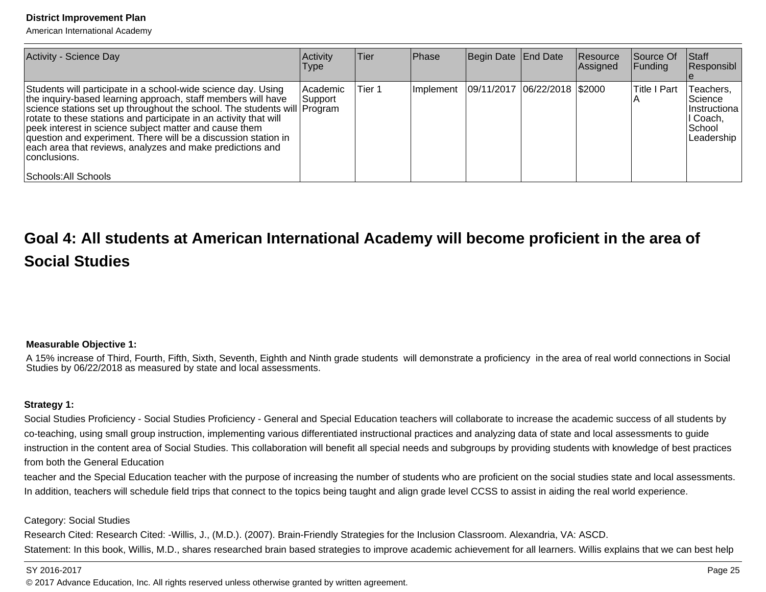| Activity - Science Day | Activity Type | Tier | Phase | Begin Date | End Date | Resource Assigned | Source Of Funding | Staff Responsible |
|---|---|---|---|---|---|---|---|---|
| Students will participate in a school-wide science day. Using the inquiry-based learning approach, staff members will have science stations set up throughout the school. The students will rotate to these stations and participate in an activity that will peek interest in science subject matter and cause them question and experiment. There will be a discussion station in each area that reviews, analyzes and make predictions and conclusions.<br><br>Schools:All Schools | Academic Support Program | Tier 1 | Implement | 09/11/2017 | 06/22/2018 | $2000 | Title I Part A | Teachers, Science Instructional Coach, School Leadership |

## Goal 4: All students at American International Academy will become proficient in the area of Social Studies

**Measurable Objective 1:**

A 15% increase of Third, Fourth, Fifth, Sixth, Seventh, Eighth and Ninth grade students will demonstrate a proficiency in the area of real world connections in Social Studies by 06/22/2018 as measured by state and local assessments.

**Strategy 1:**

Social Studies Proficiency - Social Studies Proficiency - General and Special Education teachers will collaborate to increase the academic success of all students by co-teaching, using small group instruction, implementing various differentiated instructional practices and analyzing data of state and local assessments to guide instruction in the content area of Social Studies. This collaboration will benefit all special needs and subgroups by providing students with knowledge of best practices from both the General Education
teacher and the Special Education teacher with the purpose of increasing the number of students who are proficient on the social studies state and local assessments. In addition, teachers will schedule field trips that connect to the topics being taught and align grade level CCSS to assist in aiding the real world experience.

Category: Social Studies

Research Cited: Research Cited: -Willis, J., (M.D.). (2007). Brain-Friendly Strategies for the Inclusion Classroom. Alexandria, VA: ASCD.

Statement: In this book, Willis, M.D., shares researched brain based strategies to improve academic achievement for all learners. Willis explains that we can best help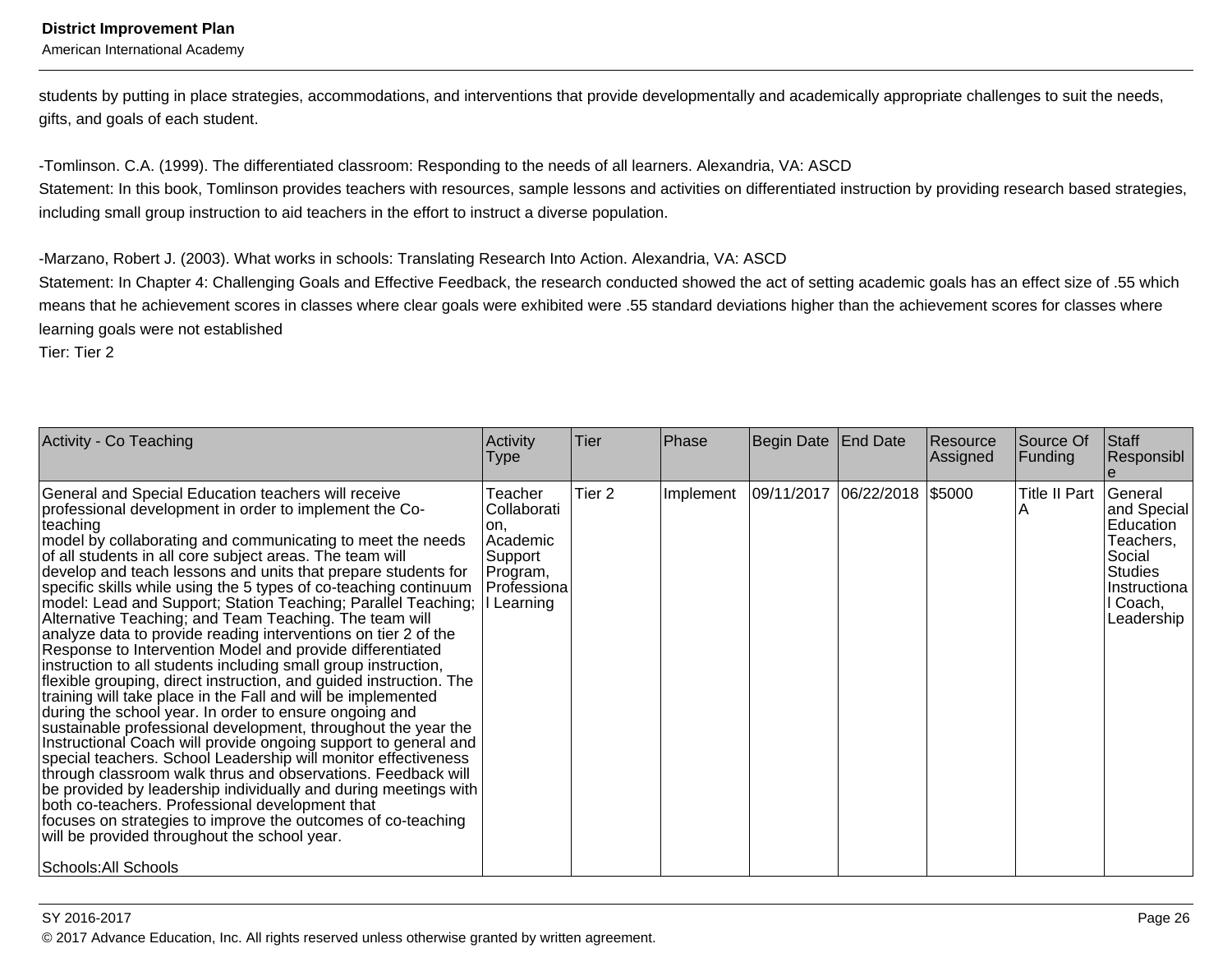students by putting in place strategies, accommodations, and interventions that provide developmentally and academically appropriate challenges to suit the needs, gifts, and goals of each student.

-Tomlinson. C.A. (1999). The differentiated classroom: Responding to the needs of all learners. Alexandria, VA: ASCD
Statement: In this book, Tomlinson provides teachers with resources, sample lessons and activities on differentiated instruction by providing research based strategies, including small group instruction to aid teachers in the effort to instruct a diverse population.

-Marzano, Robert J. (2003). What works in schools: Translating Research Into Action. Alexandria, VA: ASCD
Statement: In Chapter 4: Challenging Goals and Effective Feedback, the research conducted showed the act of setting academic goals has an effect size of .55 which means that he achievement scores in classes where clear goals were exhibited were .55 standard deviations higher than the achievement scores for classes where learning goals were not established
Tier: Tier 2

| Activity - Co Teaching | Activity Type | Tier | Phase | Begin Date | End Date | Resource Assigned | Source Of Funding | Staff Responsible |
|---|---|---|---|---|---|---|---|---|
| General and Special Education teachers will receive professional development in order to implement the Co-teaching model by collaborating and communicating to meet the needs of all students in all core subject areas. The team will develop and teach lessons and units that prepare students for specific skills while using the 5 types of co-teaching continuum model: Lead and Support; Station Teaching; Parallel Teaching; Alternative Teaching; and Team Teaching. The team will analyze data to provide reading interventions on tier 2 of the Response to Intervention Model and provide differentiated instruction to all students including small group instruction, flexible grouping, direct instruction, and guided instruction. The training will take place in the Fall and will be implemented during the school year. In order to ensure ongoing and sustainable professional development, throughout the year the Instructional Coach will provide ongoing support to general and special teachers. School Leadership will monitor effectiveness through classroom walk thrus and observations. Feedback will be provided by leadership individually and during meetings with both co-teachers. Professional development that focuses on strategies to improve the outcomes of co-teaching will be provided throughout the school year.<br><br>Schools:All Schools | Teacher Collaboration, Academic Support Program, Professional Learning | Tier 2 | Implement | 09/11/2017 | 06/22/2018 | $5000 | Title II Part A | General and Special Education Teachers, Social Studies Instructional Coach, Leadership |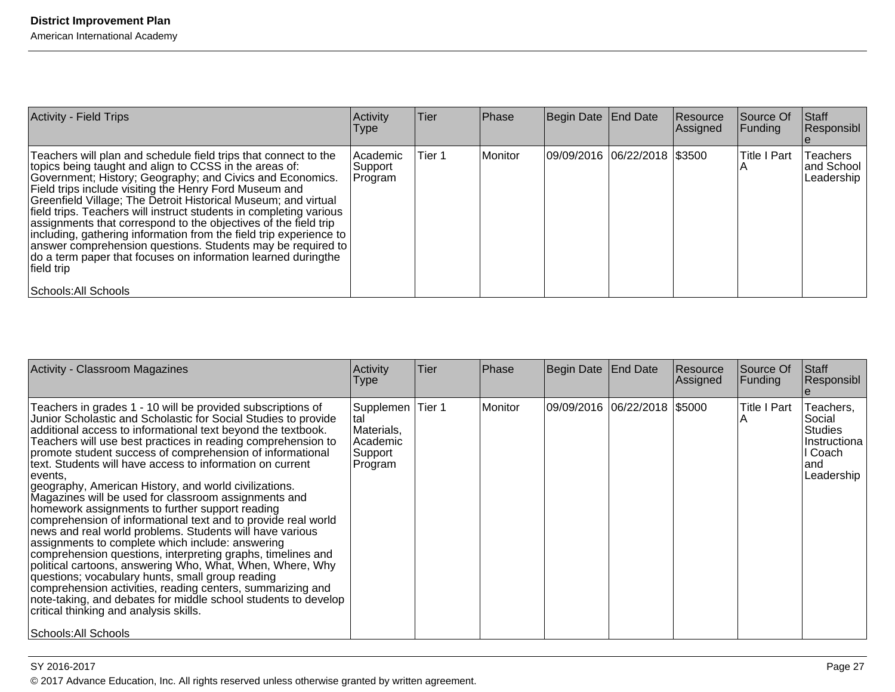| Activity - Field Trips | Activity Type | Tier | Phase | Begin Date | End Date | Resource Assigned | Source Of Funding | Staff Responsible |
|---|---|---|---|---|---|---|---|---|
| Teachers will plan and schedule field trips that connect to the topics being taught and align to CCSS in the areas of: Government; History; Geography; and Civics and Economics. Field trips include visiting the Henry Ford Museum and Greenfield Village; The Detroit Historical Museum; and virtual field trips. Teachers will instruct students in completing various assignments that correspond to the objectives of the field trip including, gathering information from the field trip experience to answer comprehension questions. Students may be required to do a term paper that focuses on information learned duringthe field trip<br><br>Schools:All Schools | Academic Support Program | Tier 1 | Monitor | 09/09/2016 | 06/22/2018 | $3500 | Title I Part A | Teachers and School Leadership |

| Activity - Classroom Magazines | Activity Type | Tier | Phase | Begin Date | End Date | Resource Assigned | Source Of Funding | Staff Responsible |
|---|---|---|---|---|---|---|---|---|
| Teachers in grades 1 - 10 will be provided subscriptions of Junior Scholastic and Scholastic for Social Studies to provide additional access to informational text beyond the textbook. Teachers will use best practices in reading comprehension to promote student success of comprehension of informational text. Students will have access to information on current events,<br>geography, American History, and world civilizations. Magazines will be used for classroom assignments and homework assignments to further support reading comprehension of informational text and to provide real world news and real world problems. Students will have various assignments to complete which include: answering comprehension questions, interpreting graphs, timelines and political cartoons, answering Who, What, When, Where, Why questions; vocabulary hunts, small group reading comprehension activities, reading centers, summarizing and note-taking, and debates for middle school students to develop critical thinking and analysis skills.<br><br>Schools:All Schools | Supplemental Materials, Academic Support Program | Tier 1 | Monitor | 09/09/2016 | 06/22/2018 | $5000 | Title I Part A | Teachers, Social Studies Instructional Coach and Leadership |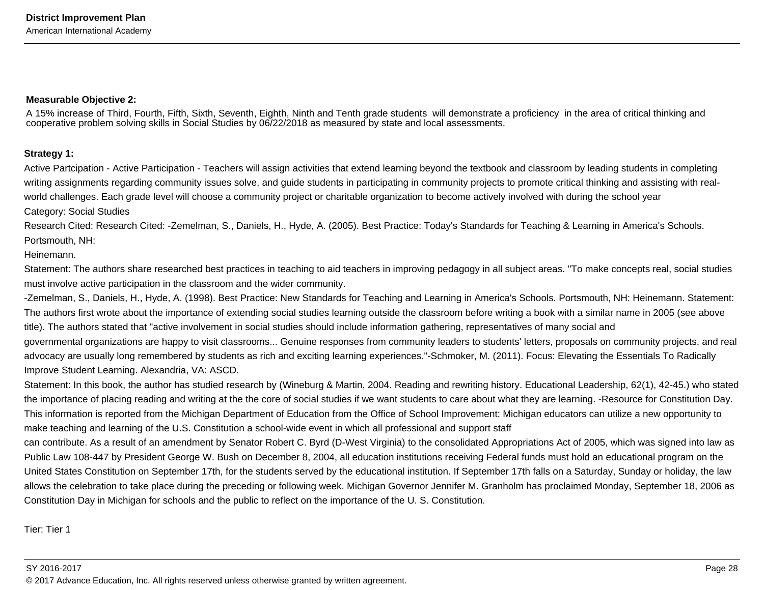**Measurable Objective 2:**

A 15% increase of Third, Fourth, Fifth, Sixth, Seventh, Eighth, Ninth and Tenth grade students will demonstrate a proficiency in the area of critical thinking and cooperative problem solving skills in Social Studies by 06/22/2018 as measured by state and local assessments.

**Strategy 1:**

Active Partcipation - Active Participation - Teachers will assign activities that extend learning beyond the textbook and classroom by leading students in completing writing assignments regarding community issues solve, and guide students in participating in community projects to promote critical thinking and assisting with real-world challenges. Each grade level will choose a community project or charitable organization to become actively involved with during the school year

Category: Social Studies

Research Cited: Research Cited: -Zemelman, S., Daniels, H., Hyde, A. (2005). Best Practice: Today's Standards for Teaching & Learning in America's Schools. Portsmouth, NH:

Heinemann.

Statement: The authors share researched best practices in teaching to aid teachers in improving pedagogy in all subject areas. "To make concepts real, social studies must involve active participation in the classroom and the wider community.

-Zemelman, S., Daniels, H., Hyde, A. (1998). Best Practice: New Standards for Teaching and Learning in America's Schools. Portsmouth, NH: Heinemann. Statement: The authors first wrote about the importance of extending social studies learning outside the classroom before writing a book with a similar name in 2005 (see above title). The authors stated that "active involvement in social studies should include information gathering, representatives of many social and

governmental organizations are happy to visit classrooms... Genuine responses from community leaders to students' letters, proposals on community projects, and real advocacy are usually long remembered by students as rich and exciting learning experiences."-Schmoker, M. (2011). Focus: Elevating the Essentials To Radically Improve Student Learning. Alexandria, VA: ASCD.

Statement: In this book, the author has studied research by (Wineburg & Martin, 2004. Reading and rewriting history. Educational Leadership, 62(1), 42-45.) who stated the importance of placing reading and writing at the the core of social studies if we want students to care about what they are learning. -Resource for Constitution Day. This information is reported from the Michigan Department of Education from the Office of School Improvement: Michigan educators can utilize a new opportunity to make teaching and learning of the U.S. Constitution a school-wide event in which all professional and support staff

can contribute. As a result of an amendment by Senator Robert C. Byrd (D-West Virginia) to the consolidated Appropriations Act of 2005, which was signed into law as Public Law 108-447 by President George W. Bush on December 8, 2004, all education institutions receiving Federal funds must hold an educational program on the United States Constitution on September 17th, for the students served by the educational institution. If September 17th falls on a Saturday, Sunday or holiday, the law allows the celebration to take place during the preceding or following week. Michigan Governor Jennifer M. Granholm has proclaimed Monday, September 18, 2006 as Constitution Day in Michigan for schools and the public to reflect on the importance of the U. S. Constitution.

Tier: Tier 1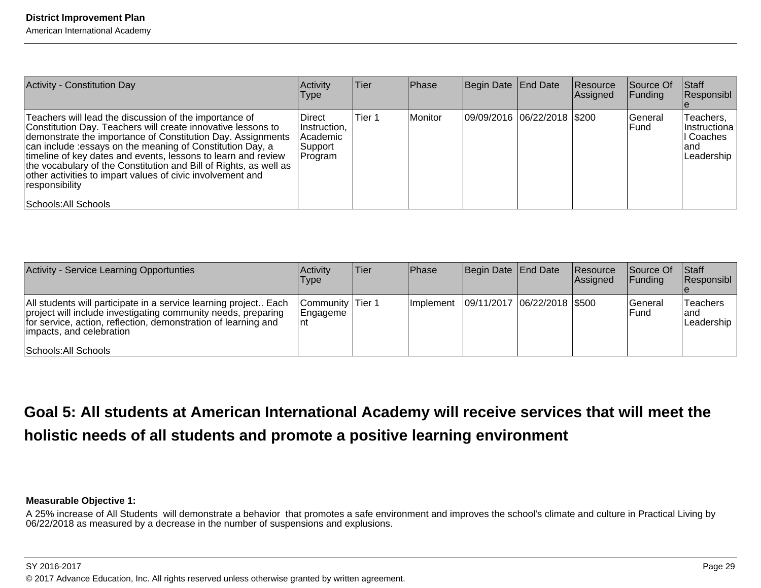| Activity - Constitution Day | Activity Type | Tier | Phase | Begin Date | End Date | Resource Assigned | Source Of Funding | Staff Responsible |
|---|---|---|---|---|---|---|---|---|
| Teachers will lead the discussion of the importance of Constitution Day. Teachers will create innovative lessons to demonstrate the importance of Constitution Day. Assignments can include :essays on the meaning of Constitution Day, a timeline of key dates and events, lessons to learn and review the vocabulary of the Constitution and Bill of Rights, as well as other activities to impart values of civic involvement and responsibility<br><br>Schools:All Schools | Direct Instruction, Academic Support Program | Tier 1 | Monitor | 09/09/2016 | 06/22/2018 | $200 | General Fund | Teachers, Instructional Coaches and Leadership |

| Activity - Service Learning Opportunties | Activity Type | Tier | Phase | Begin Date | End Date | Resource Assigned | Source Of Funding | Staff Responsible |
|---|---|---|---|---|---|---|---|---|
| All students will participate in a service learning project.. Each project will include investigating community needs, preparing for service, action, reflection, demonstration of learning and impacts, and celebration<br><br>Schools:All Schools | Community Engagement | Tier 1 | Implement | 09/11/2017 | 06/22/2018 | $500 | General Fund | Teachers and Leadership |

## Goal 5: All students at American International Academy will receive services that will meet the holistic needs of all students and promote a positive learning environment

**Measurable Objective 1:**

A 25% increase of All Students will demonstrate a behavior that promotes a safe environment and improves the school's climate and culture in Practical Living by 06/22/2018 as measured by a decrease in the number of suspensions and explusions.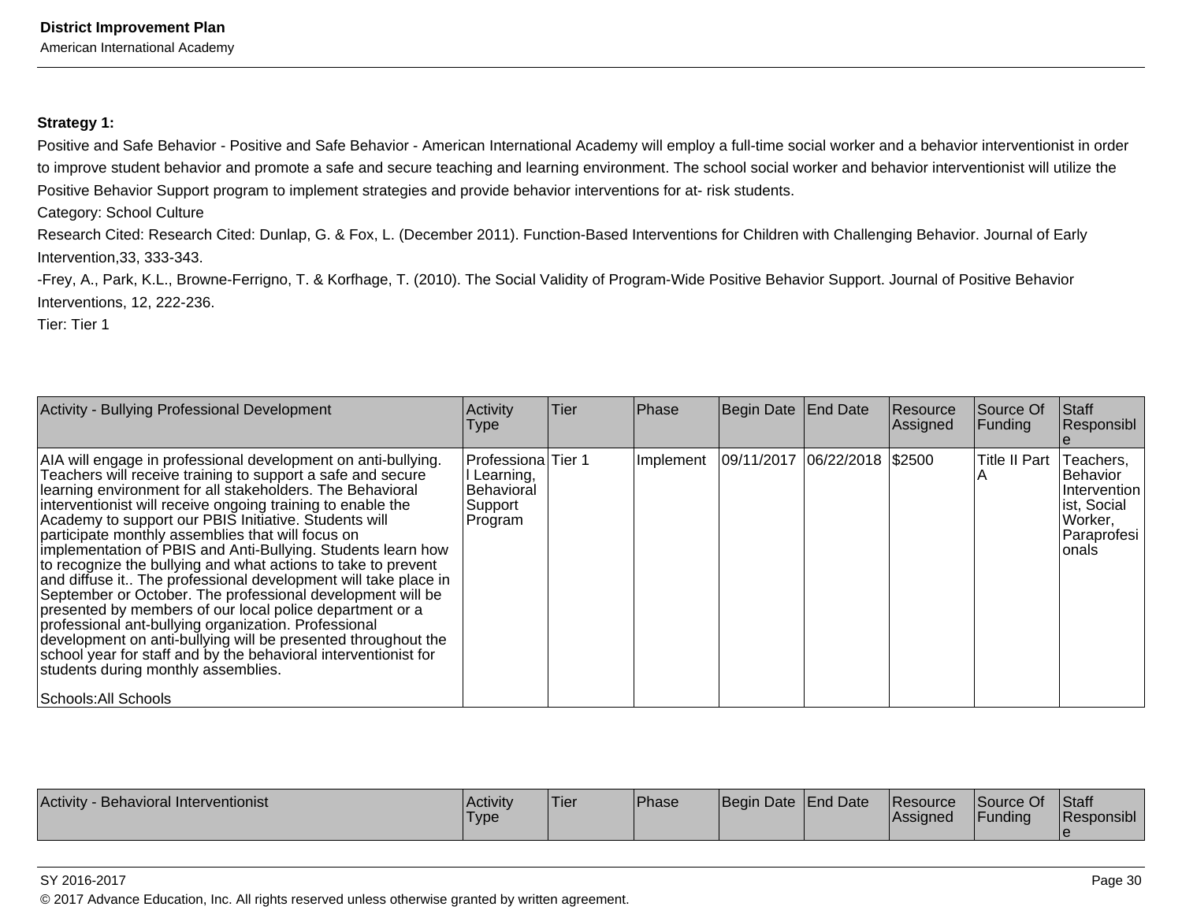**Strategy 1:**

Positive and Safe Behavior - Positive and Safe Behavior - American International Academy will employ a full-time social worker and a behavior interventionist in order to improve student behavior and promote a safe and secure teaching and learning environment. The school social worker and behavior interventionist will utilize the Positive Behavior Support program to implement strategies and provide behavior interventions for at- risk students.

Category: School Culture

Research Cited: Research Cited: Dunlap, G. & Fox, L. (December 2011). Function-Based Interventions for Children with Challenging Behavior. Journal of Early Intervention,33, 333-343.

-Frey, A., Park, K.L., Browne-Ferrigno, T. & Korfhage, T. (2010). The Social Validity of Program-Wide Positive Behavior Support. Journal of Positive Behavior Interventions, 12, 222-236.

Tier: Tier 1

| Activity - Bullying Professional Development | Activity Type | Tier | Phase | Begin Date | End Date | Resource Assigned | Source Of Funding | Staff Responsible |
|---|---|---|---|---|---|---|---|---|
| AIA will engage in professional development on anti-bullying. Teachers will receive training to support a safe and secure learning environment for all stakeholders. The Behavioral interventionist will receive ongoing training to enable the Academy to support our PBIS Initiative. Students will participate monthly assemblies that will focus on implementation of PBIS and Anti-Bullying. Students learn how to recognize the bullying and what actions to take to prevent and diffuse it.. The professional development will take place in September or October. The professional development will be presented by members of our local police department or a professional ant-bullying organization. Professional development on anti-bullying will be presented throughout the school year for staff and by the behavioral interventionist for students during monthly assemblies.<br><br>Schools:All Schools | Professional Learning, Behavioral Support Program | Tier 1 | Implement | 09/11/2017 | 06/22/2018 | $2500 | Title II Part A | Teachers, Behavior Interventionist, Social Worker, Paraprofesionals |

| Activity - Behavioral Interventionist | Activity Type | Tier | Phase | Begin Date | End Date | Resource Assigned | Source Of Funding | Staff Responsible |
|---|---|---|---|---|---|---|---|---|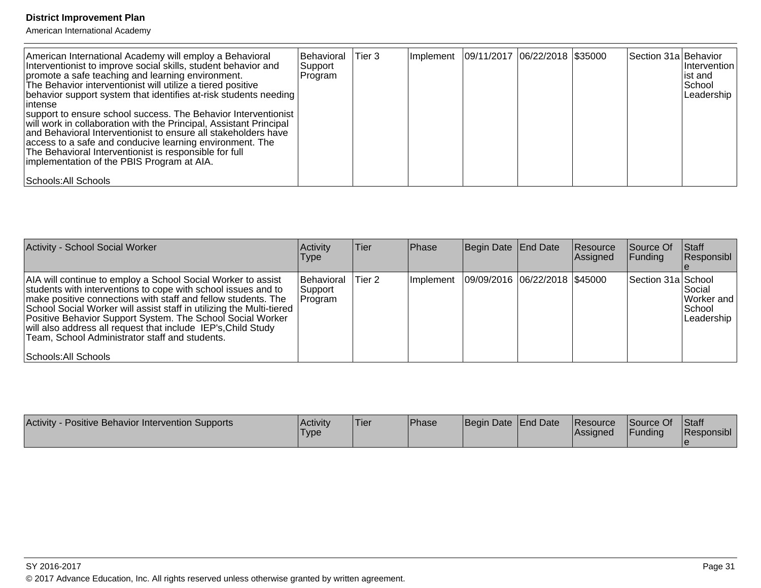| | | | | | | | | |
|---|---|---|---|---|---|---|---|---|
| American International Academy will employ a Behavioral Interventionist to improve social skills, student behavior and promote a safe teaching and learning environment.<br>The Behavior interventionist will utilize a tiered positive behavior support system that identifies at-risk students needing intense<br>support to ensure school success. The Behavior Interventionist will work in collaboration with the Principal, Assistant Principal and Behavioral Interventionist to ensure all stakeholders have access to a safe and conducive learning environment. The<br>The Behavioral Interventionist is responsible for full implementation of the PBIS Program at AIA.<br><br>Schools:All Schools | Behavioral Support Program | Tier 3 | Implement | 09/11/2017 | 06/22/2018 | $35000 | Section 31a | Behavior Interventionist and School Leadership |

| Activity - School Social Worker | Activity Type | Tier | Phase | Begin Date | End Date | Resource Assigned | Source Of Funding | Staff Responsible |
|---|---|---|---|---|---|---|---|---|
| AIA will continue to employ a School Social Worker to assist students with interventions to cope with school issues and to make positive connections with staff and fellow students. The School Social Worker will assist staff in utilizing the Multi-tiered Positive Behavior Support System. The School Social Worker will also address all request that include IEP's,Child Study Team, School Administrator staff and students.<br><br>Schools:All Schools | Behavioral Support Program | Tier 2 | Implement | 09/09/2016 | 06/22/2018 | $45000 | Section 31a | School Social Worker and School Leadership |

| Activity - Positive Behavior Intervention Supports | Activity Type | Tier | Phase | Begin Date | End Date | Resource Assigned | Source Of Funding | Staff Responsible |
|---|---|---|---|---|---|---|---|---|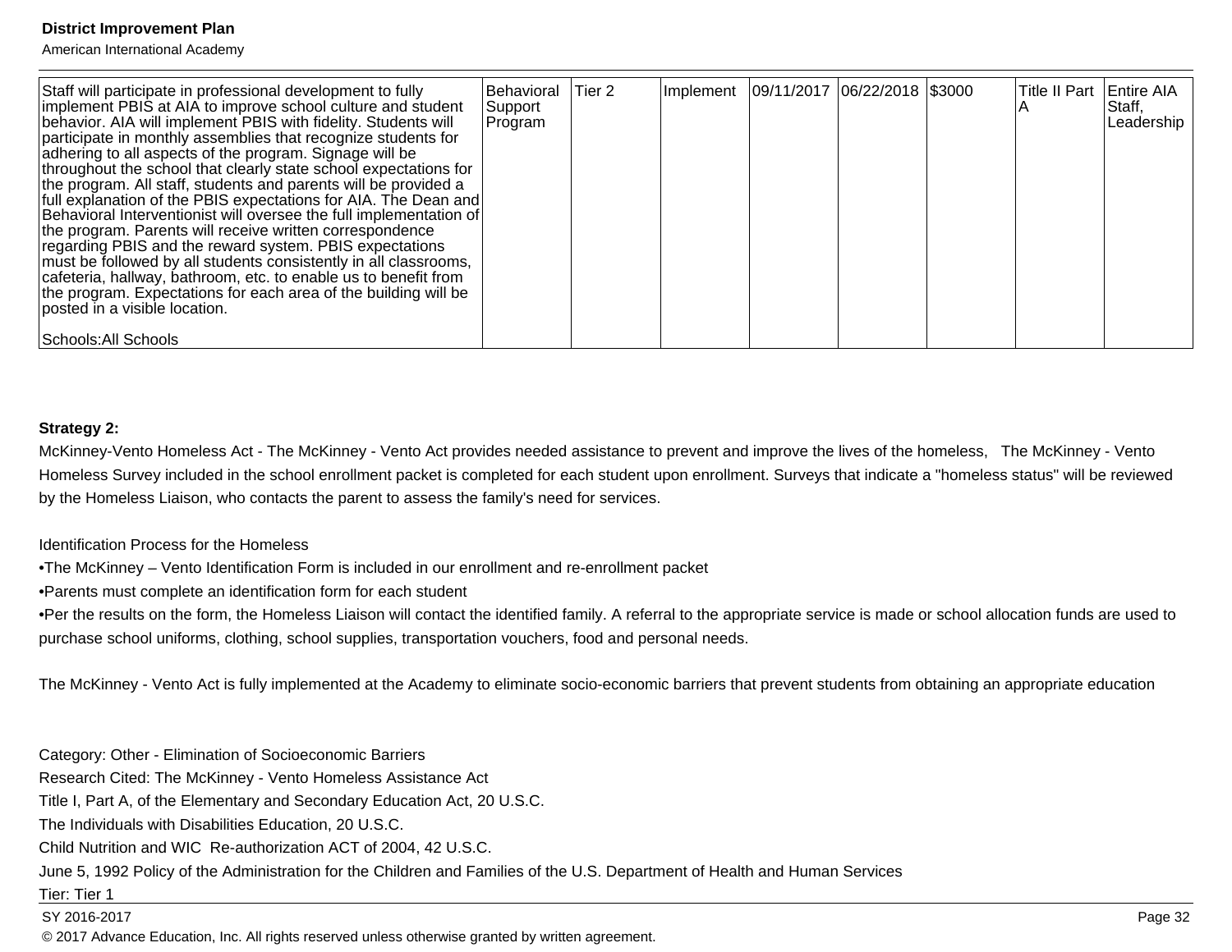| | | | | | | | | |
|---|---|---|---|---|---|---|---|---|
| Staff will participate in professional development to fully implement PBIS at AIA to improve school culture and student behavior. AIA will implement PBIS with fidelity. Students will participate in monthly assemblies that recognize students for adhering to all aspects of the program. Signage will be throughout the school that clearly state school expectations for the program. All staff, students and parents will be provided a full explanation of the PBIS expectations for AIA. The Dean and Behavioral Interventionist will oversee the full implementation of the program. Parents will receive written correspondence regarding PBIS and the reward system. PBIS expectations must be followed by all students consistently in all classrooms, cafeteria, hallway, bathroom, etc. to enable us to benefit from the program. Expectations for each area of the building will be posted in a visible location.<br><br>Schools:All Schools | Behavioral Support Program | Tier 2 | Implement | 09/11/2017 | 06/22/2018 | $3000 | Title II Part A | Entire AIA Staff, Leadership |

**Strategy 2:**

McKinney-Vento Homeless Act - The McKinney - Vento Act provides needed assistance to prevent and improve the lives of the homeless, The McKinney - Vento Homeless Survey included in the school enrollment packet is completed for each student upon enrollment. Surveys that indicate a "homeless status" will be reviewed by the Homeless Liaison, who contacts the parent to assess the family's need for services.

Identification Process for the Homeless

•The McKinney – Vento Identification Form is included in our enrollment and re-enrollment packet

•Parents must complete an identification form for each student

•Per the results on the form, the Homeless Liaison will contact the identified family. A referral to the appropriate service is made or school allocation funds are used to purchase school uniforms, clothing, school supplies, transportation vouchers, food and personal needs.

The McKinney - Vento Act is fully implemented at the Academy to eliminate socio-economic barriers that prevent students from obtaining an appropriate education

Category: Other - Elimination of Socioeconomic Barriers

Research Cited: The McKinney - Vento Homeless Assistance Act

Title I, Part A, of the Elementary and Secondary Education Act, 20 U.S.C.

The Individuals with Disabilities Education, 20 U.S.C.

Child Nutrition and WIC Re-authorization ACT of 2004, 42 U.S.C.

June 5, 1992 Policy of the Administration for the Children and Families of the U.S. Department of Health and Human Services

Tier: Tier 1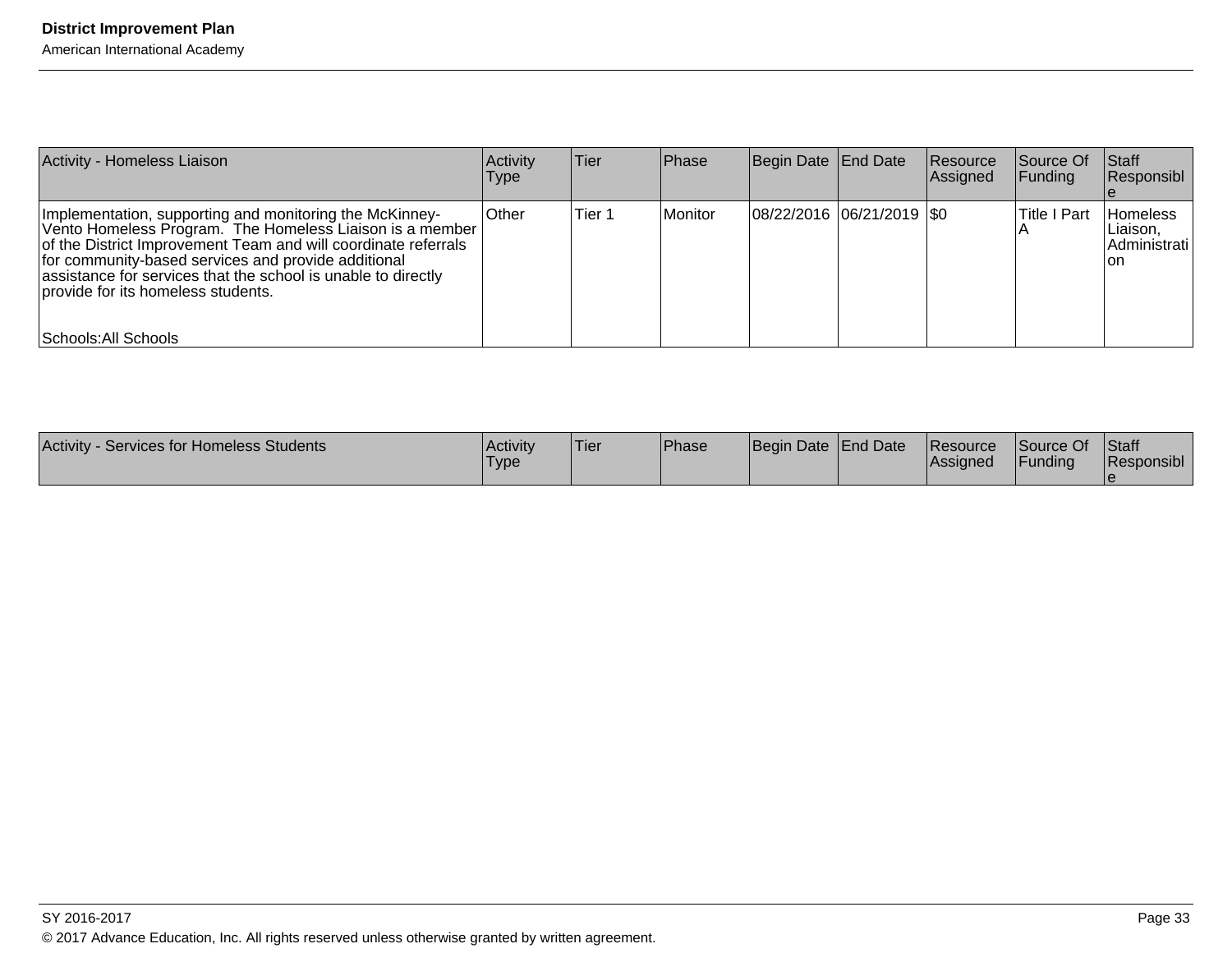| Activity - Homeless Liaison | Activity Type | Tier | Phase | Begin Date | End Date | Resource Assigned | Source Of Funding | Staff Responsible |
|---|---|---|---|---|---|---|---|---|
| Implementation, supporting and monitoring the McKinney-Vento Homeless Program. The Homeless Liaison is a member of the District Improvement Team and will coordinate referrals for community-based services and provide additional assistance for services that the school is unable to directly provide for its homeless students.<br><br>Schools:All Schools | Other | Tier 1 | Monitor | 08/22/2016 | 06/21/2019 | $0 | Title I Part A | Homeless Liaison, Administration |

| Activity - Services for Homeless Students | Activity Type | Tier | Phase | Begin Date | End Date | Resource Assigned | Source Of Funding | Staff Responsible |
|---|---|---|---|---|---|---|---|---|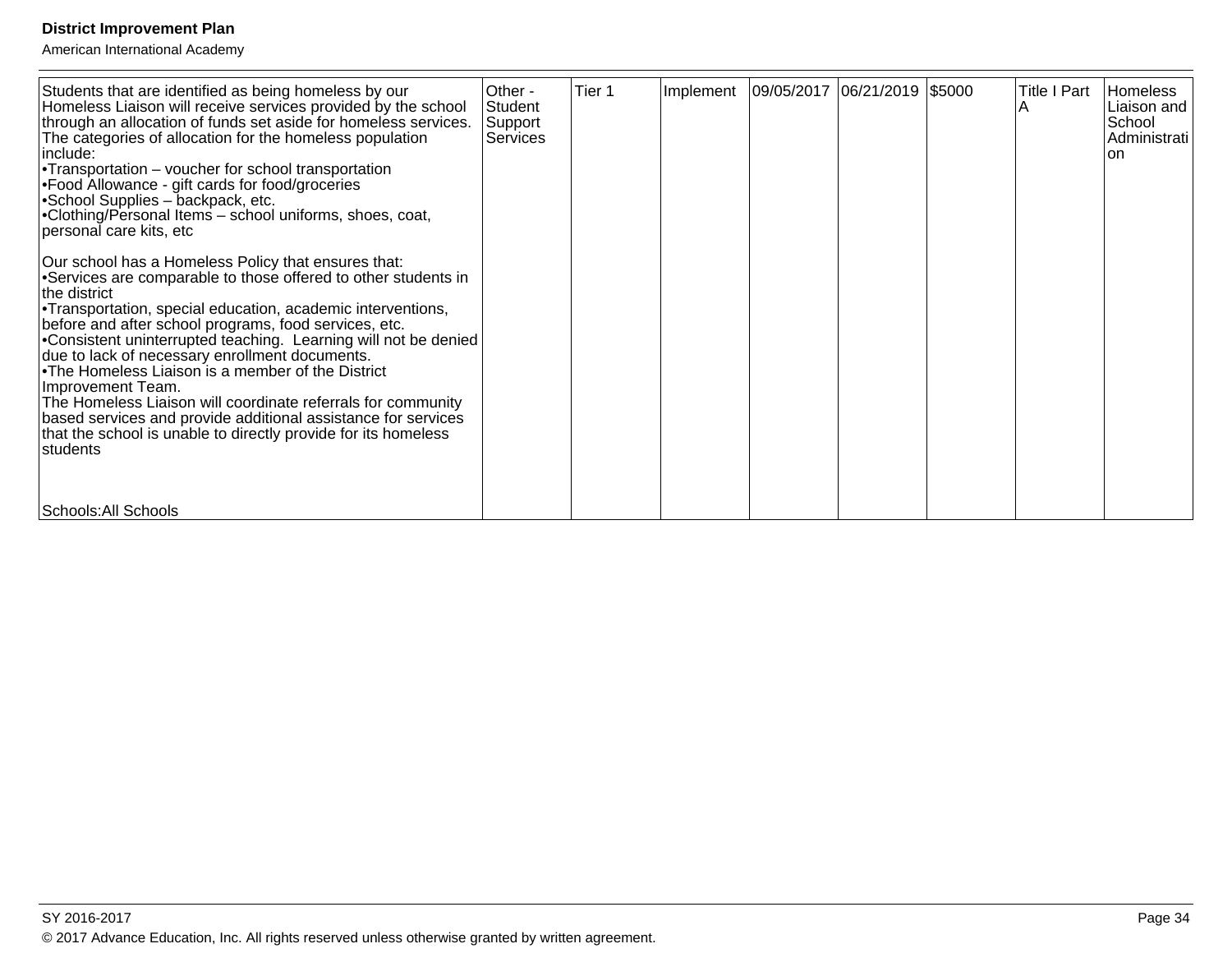| | | | | | | | | |
|---|---|---|---|---|---|---|---|---|
| Students that are identified as being homeless by our Homeless Liaison will receive services provided by the school through an allocation of funds set aside for homeless services. The categories of allocation for the homeless population include:<br>•Transportation – voucher for school transportation<br>•Food Allowance - gift cards for food/groceries<br>•School Supplies – backpack, etc.<br>•Clothing/Personal Items – school uniforms, shoes, coat, personal care kits, etc<br><br>Our school has a Homeless Policy that ensures that:<br>•Services are comparable to those offered to other students in the district<br>•Transportation, special education, academic interventions, before and after school programs, food services, etc.<br>•Consistent uninterrupted teaching. Learning will not be denied due to lack of necessary enrollment documents.<br>•The Homeless Liaison is a member of the District Improvement Team.<br>The Homeless Liaison will coordinate referrals for community based services and provide additional assistance for services that the school is unable to directly provide for its homeless students<br><br><br>Schools:All Schools | Other - Student Support Services | Tier 1 | Implement | 09/05/2017 | 06/21/2019 | $5000 | Title I Part A | Homeless Liaison and School Administration |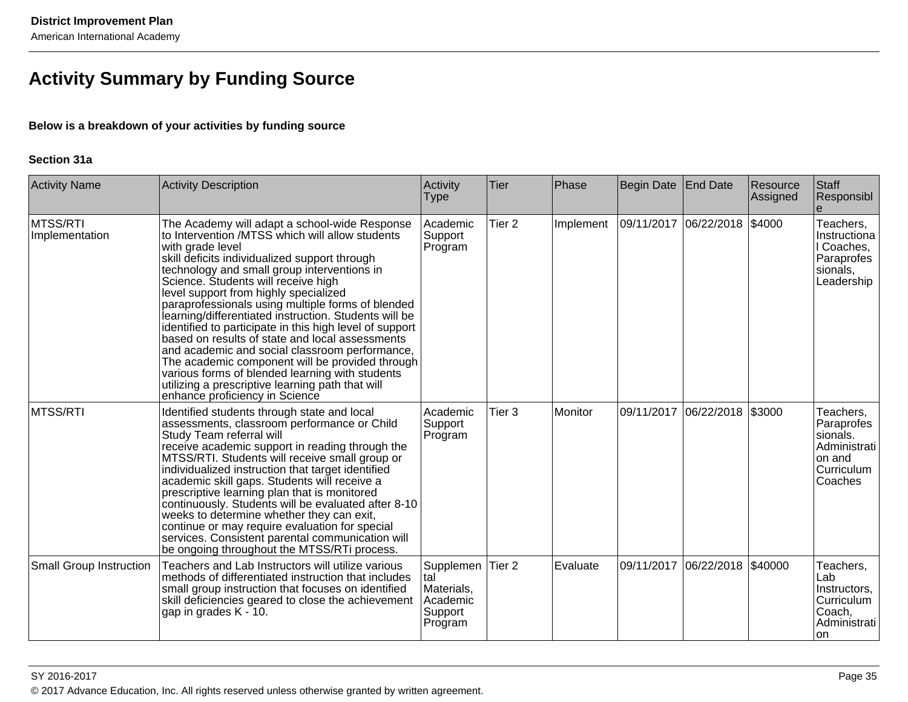## Activity Summary by Funding Source

**Below is a breakdown of your activities by funding source**

**Section 31a**

| Activity Name | Activity Description | Activity Type | Tier | Phase | Begin Date | End Date | Resource Assigned | Staff Responsible |
|---|---|---|---|---|---|---|---|---|
| MTSS/RTI Implementation | The Academy will adapt a school-wide Response to Intervention /MTSS which will allow students with grade level skill deficits individualized support through technology and small group interventions in Science. Students will receive high level support from highly specialized paraprofessionals using multiple forms of blended learning/differentiated instruction. Students will be identified to participate in this high level of support based on results of state and local assessments and academic and social classroom performance, The academic component will be provided through various forms of blended learning with students utilizing a prescriptive learning path that will enhance proficiency in Science | Academic Support Program | Tier 2 | Implement | 09/11/2017 | 06/22/2018 | $4000 | Teachers, Instructional Coaches, Paraprofessionals, Leadership |
| MTSS/RTI | Identified students through state and local assessments, classroom performance or Child Study Team referral will receive academic support in reading through the MTSS/RTI. Students will receive small group or individualized instruction that target identified academic skill gaps. Students will receive a prescriptive learning plan that is monitored continuously. Students will be evaluated after 8-10 weeks to determine whether they can exit, continue or may require evaluation for special services. Consistent parental communication will be ongoing throughout the MTSS/RTi process. | Academic Support Program | Tier 3 | Monitor | 09/11/2017 | 06/22/2018 | $3000 | Teachers, Paraprofessionals. Administration and Curriculum Coaches |
| Small Group Instruction | Teachers and Lab Instructors will utilize various methods of differentiated instruction that includes small group instruction that focuses on identified skill deficiencies geared to close the achievement gap in grades K - 10. | Supplemental Materials, Academic Support Program | Tier 2 | Evaluate | 09/11/2017 | 06/22/2018 | $40000 | Teachers, Lab Instructors, Curriculum Coach, Administration |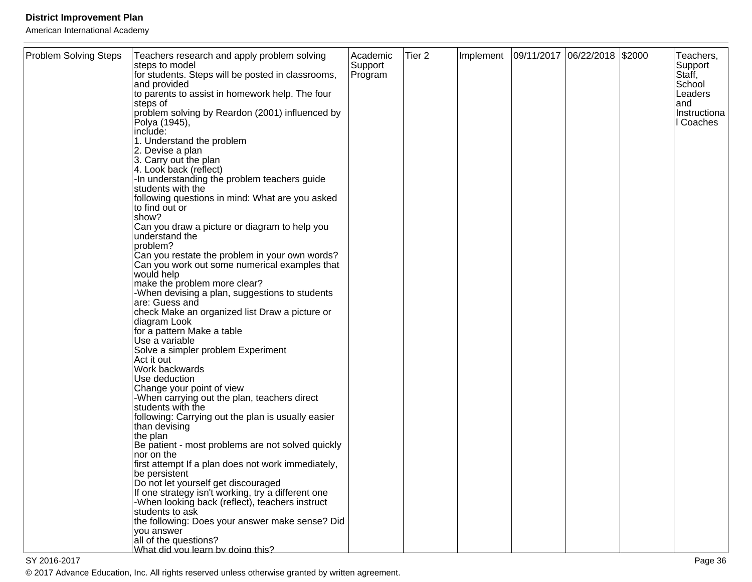| Problem Solving Steps | Teachers research and apply problem solving steps to model for students. Steps will be posted in classrooms, and provided to parents to assist in homework help. The four steps of problem solving by Reardon (2001) influenced by Polya (1945), include:<br>1. Understand the problem<br>2. Devise a plan<br>3. Carry out the plan<br>4. Look back (reflect)<br>-In understanding the problem teachers guide students with the following questions in mind: What are you asked to find out or show?<br>Can you draw a picture or diagram to help you understand the problem?<br>Can you restate the problem in your own words?<br>Can you work out some numerical examples that would help make the problem more clear?<br>-When devising a plan, suggestions to students are: Guess and check Make an organized list Draw a picture or diagram Look for a pattern Make a table<br>Use a variable<br>Solve a simpler problem Experiment<br>Act it out<br>Work backwards<br>Use deduction<br>Change your point of view<br>-When carrying out the plan, teachers direct students with the following: Carrying out the plan is usually easier than devising the plan<br>Be patient - most problems are not solved quickly nor on the first attempt If a plan does not work immediately, be persistent<br>Do not let yourself get discouraged<br>If one strategy isn't working, try a different one<br>-When looking back (reflect), teachers instruct students to ask the following: Does your answer make sense? Did you answer all of the questions?<br>What did you learn by doing this? | Academic Support Program | Tier 2 | Implement | 09/11/2017 | 06/22/2018 | $2000 | Teachers, Support Staff, School Leaders and Instructional Coaches |
|---|---|---|---|---|---|---|---|---|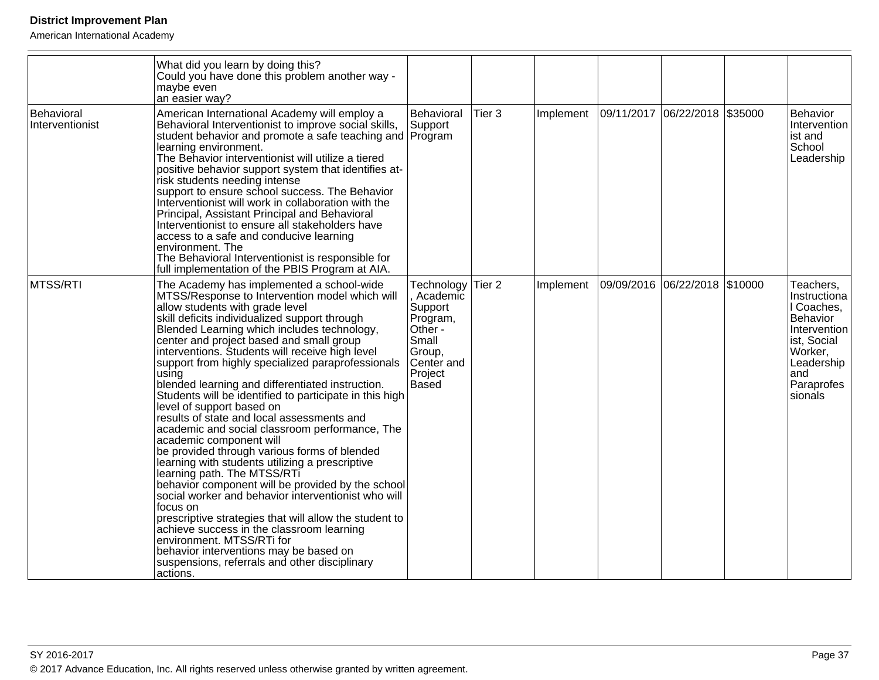| | | | | | | | | |
|---|---|---|---|---|---|---|---|---|
| | What did you learn by doing this?<br>Could you have done this problem another way - maybe even<br>an easier way? | | | | | | | |
| Behavioral Interventionist | American International Academy will employ a Behavioral Interventionist to improve social skills, student behavior and promote a safe teaching and learning environment.<br>The Behavior interventionist will utilize a tiered positive behavior support system that identifies at-risk students needing intense<br>support to ensure school success. The Behavior Interventionist will work in collaboration with the Principal, Assistant Principal and Behavioral Interventionist to ensure all stakeholders have access to a safe and conducive learning environment. The<br>The Behavioral Interventionist is responsible for full implementation of the PBIS Program at AIA. | Behavioral Support Program | Tier 3 | Implement | 09/11/2017 | 06/22/2018 | $35000 | Behavior Interventionist and School Leadership |
| MTSS/RTI | The Academy has implemented a school-wide MTSS/Response to Intervention model which will allow students with grade level<br>skill deficits individualized support through Blended Learning which includes technology, center and project based and small group interventions. Students will receive high level support from highly specialized paraprofessionals using<br>blended learning and differentiated instruction. Students will be identified to participate in this high level of support based on<br>results of state and local assessments and academic and social classroom performance, The academic component will<br>be provided through various forms of blended learning with students utilizing a prescriptive learning path. The MTSS/RTi<br>behavior component will be provided by the school social worker and behavior interventionist who will focus on<br>prescriptive strategies that will allow the student to achieve success in the classroom learning environment. MTSS/RTi for<br>behavior interventions may be based on suspensions, referrals and other disciplinary actions. | Technology, Academic Support Program, Other - Small Group, Center and Project Based | Tier 2 | Implement | 09/09/2016 | 06/22/2018 | $10000 | Teachers, Instructional Coaches, Behavior Interventionist, Social Worker, Leadership and Paraprofessionals |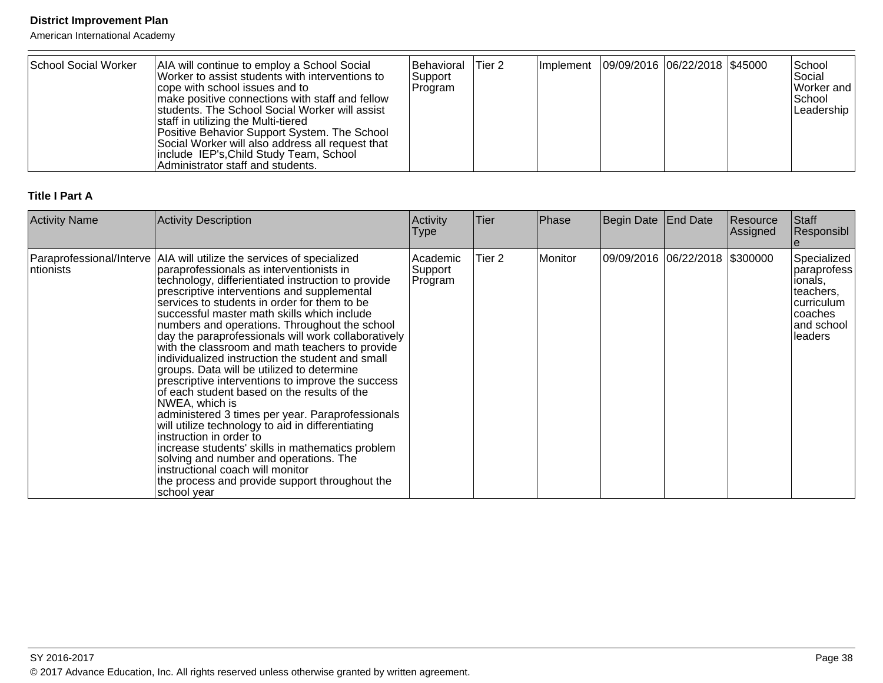| School Social Worker | AIA will continue to employ a School Social Worker to assist students with interventions to cope with school issues and to make positive connections with staff and fellow students. The School Social Worker will assist staff in utilizing the Multi-tiered Positive Behavior Support System. The School Social Worker will also address all request that include IEP's,Child Study Team, School Administrator staff and students. | Behavioral Support Program | Tier 2 | Implement | 09/09/2016 | 06/22/2018 | $45000 | School Social Worker and School Leadership |
|---|---|---|---|---|---|---|---|---|

**Title I Part A**

| Activity Name | Activity Description | Activity Type | Tier | Phase | Begin Date | End Date | Resource Assigned | Staff Responsible |
|---|---|---|---|---|---|---|---|---|
| Paraprofessional/Interventionists | AIA will utilize the services of specialized paraprofessionals as interventionists in technology, differientiated instruction to provide prescriptive interventions and supplemental services to students in order for them to be successful master math skills which include numbers and operations. Throughout the school day the paraprofessionals will work collaboratively with the classroom and math teachers to provide individualized instruction the student and small groups. Data will be utilized to determine prescriptive interventions to improve the success of each student based on the results of the NWEA, which is administered 3 times per year. Paraprofessionals will utilize technology to aid in differentiating instruction in order to increase students' skills in mathematics problem solving and number and operations. The instructional coach will monitor the process and provide support throughout the school year | Academic Support Program | Tier 2 | Monitor | 09/09/2016 | 06/22/2018 | $300000 | Specialized paraprofessionals, teachers, curriculum coaches and school leaders |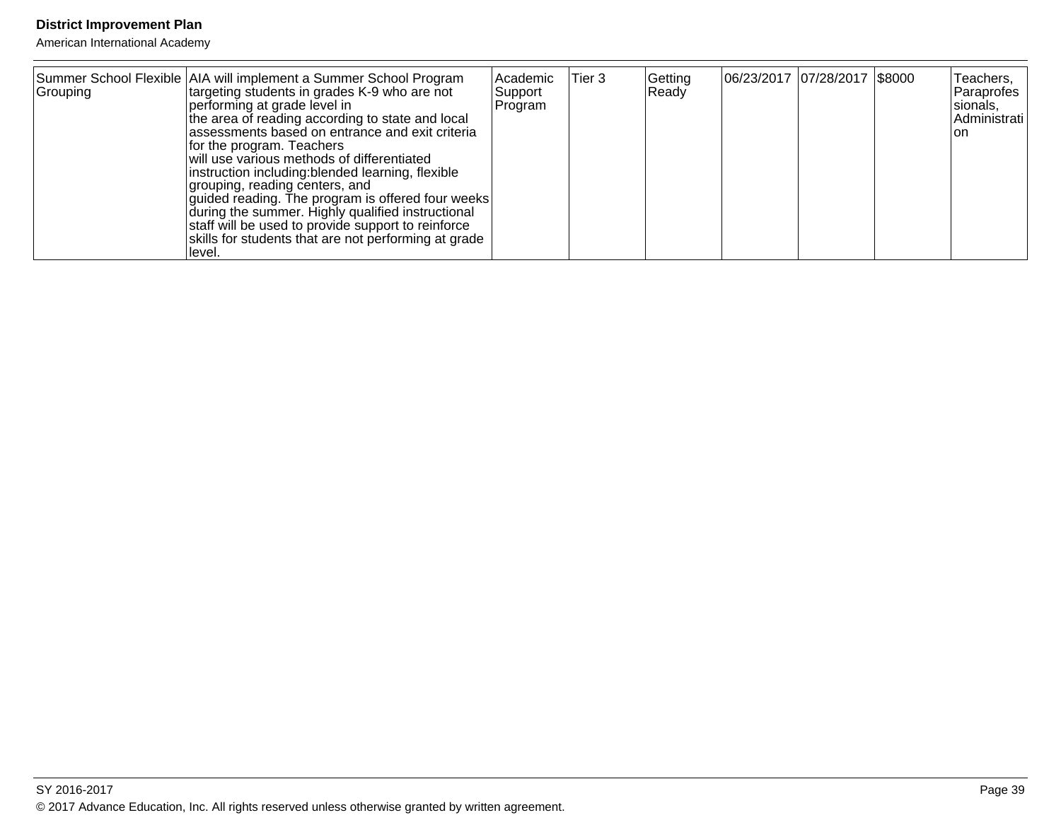| Summer School Flexible Grouping | AIA will implement a Summer School Program targeting students in grades K-9 who are not performing at grade level in the area of reading according to state and local assessments based on entrance and exit criteria for the program. Teachers will use various methods of differentiated instruction including:blended learning, flexible grouping, reading centers, and guided reading. The program is offered four weeks during the summer. Highly qualified instructional staff will be used to provide support to reinforce skills for students that are not performing at grade level. | Academic Support Program | Tier 3 | Getting Ready | 06/23/2017 | 07/28/2017 | $8000 | Teachers, Paraprofessionals, Administration |
|---|---|---|---|---|---|---|---|---|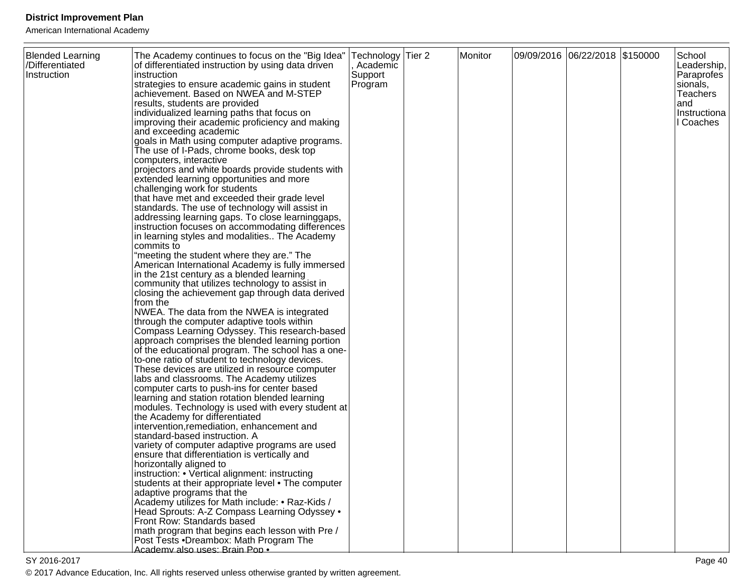| Blended Learning /Differentiated Instruction | The Academy continues to focus on the "Big Idea" of differentiated instruction by using data driven instruction strategies to ensure academic gains in student achievement. Based on NWEA and M-STEP results, students are provided individualized learning paths that focus on improving their academic proficiency and making and exceeding academic goals in Math using computer adaptive programs. The use of I-Pads, chrome books, desk top computers, interactive projectors and white boards provide students with extended learning opportunities and more challenging work for students that have met and exceeded their grade level standards. The use of technology will assist in addressing learning gaps. To close learninggaps, instruction focuses on accommodating differences in learning styles and modalities.. The Academy commits to "meeting the student where they are." The American International Academy is fully immersed in the 21st century as a blended learning community that utilizes technology to assist in closing the achievement gap through data derived from the NWEA. The data from the NWEA is integrated through the computer adaptive tools within Compass Learning Odyssey. This research-based approach comprises the blended learning portion of the educational program. The school has a one-to-one ratio of student to technology devices. These devices are utilized in resource computer labs and classrooms. The Academy utilizes computer carts to push-ins for center based learning and station rotation blended learning modules. Technology is used with every student at the Academy for differentiated intervention,remediation, enhancement and standard-based instruction. A variety of computer adaptive programs are used ensure that differentiation is vertically and horizontally aligned to instruction: • Vertical alignment: instructing students at their appropriate level • The computer adaptive programs that the Academy utilizes for Math include: • Raz-Kids / Head Sprouts: A-Z Compass Learning Odyssey • Front Row: Standards based math program that begins each lesson with Pre / Post Tests •Dreambox: Math Program The Academy also uses: Brain Pop • | Technology, Academic Support Program | Tier 2 | Monitor | 09/09/2016 | 06/22/2018 | $150000 | School Leadership, Paraprofessionals, Teachers and Instructional Coaches |
|---|---|---|---|---|---|---|---|---|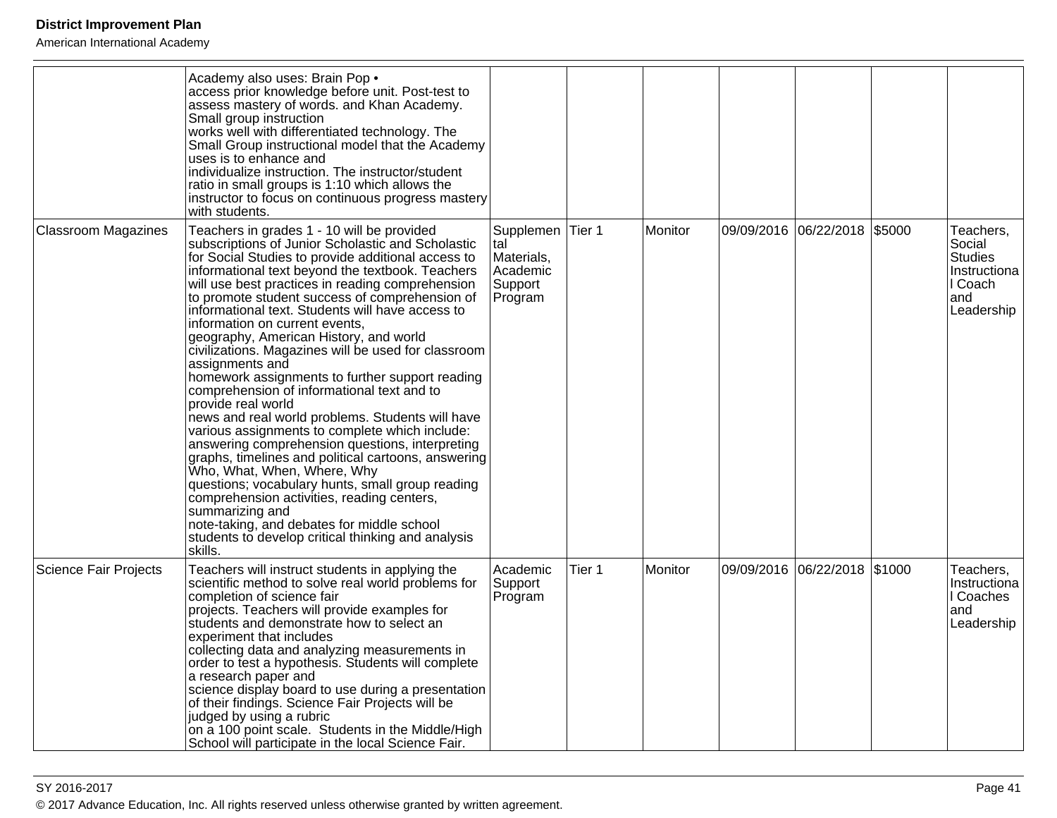| | | | | | | | | |
|---|---|---|---|---|---|---|---|---|
| | Academy also uses: Brain Pop • access prior knowledge before unit. Post-test to assess mastery of words. and Khan Academy. Small group instruction works well with differentiated technology. The Small Group instructional model that the Academy uses is to enhance and individualize instruction. The instructor/student ratio in small groups is 1:10 which allows the instructor to focus on continuous progress mastery with students. | | | | | | | |
| Classroom Magazines | Teachers in grades 1 - 10 will be provided subscriptions of Junior Scholastic and Scholastic for Social Studies to provide additional access to informational text beyond the textbook. Teachers will use best practices in reading comprehension to promote student success of comprehension of informational text. Students will have access to information on current events, geography, American History, and world civilizations. Magazines will be used for classroom assignments and homework assignments to further support reading comprehension of informational text and to provide real world news and real world problems. Students will have various assignments to complete which include: answering comprehension questions, interpreting graphs, timelines and political cartoons, answering Who, What, When, Where, Why questions; vocabulary hunts, small group reading comprehension activities, reading centers, summarizing and note-taking, and debates for middle school students to develop critical thinking and analysis skills. | Supplemental Materials, Academic Support Program | Tier 1 | Monitor | 09/09/2016 | 06/22/2018 | $5000 | Teachers, Social Studies Instructional Coach and Leadership |
| Science Fair Projects | Teachers will instruct students in applying the scientific method to solve real world problems for completion of science fair projects. Teachers will provide examples for students and demonstrate how to select an experiment that includes collecting data and analyzing measurements in order to test a hypothesis. Students will complete a research paper and science display board to use during a presentation of their findings. Science Fair Projects will be judged by using a rubric on a 100 point scale. Students in the Middle/High School will participate in the local Science Fair. | Academic Support Program | Tier 1 | Monitor | 09/09/2016 | 06/22/2018 | $1000 | Teachers, Instructional Coaches and Leadership |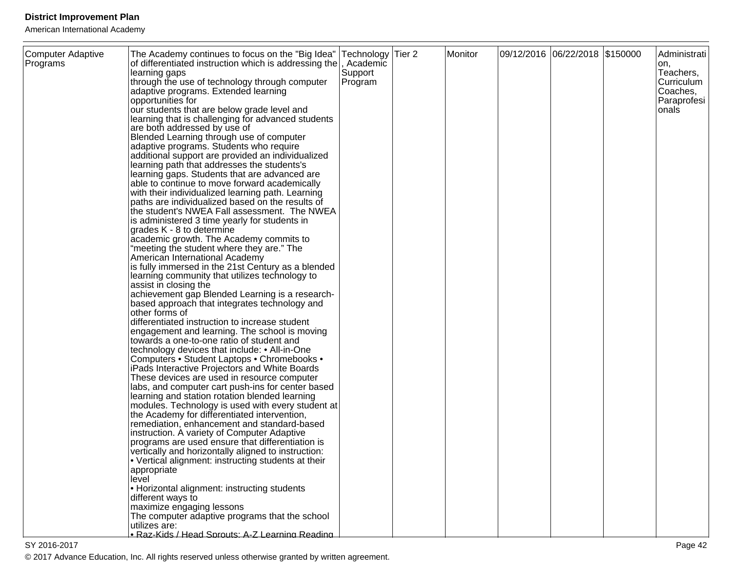| Computer Adaptive Programs | The Academy continues to focus on the "Big Idea" of differentiated instruction which is addressing the learning gaps through the use of technology through computer adaptive programs. Extended learning opportunities for our students that are below grade level and learning that is challenging for advanced students are both addressed by use of Blended Learning through use of computer adaptive programs. Students who require additional support are provided an individualized learning path that addresses the students's learning gaps. Students that are advanced are able to continue to move forward academically with their individualized learning path. Learning paths are individualized based on the results of the student's NWEA Fall assessment. The NWEA is administered 3 time yearly for students in grades K - 8 to determine academic growth. The Academy commits to "meeting the student where they are." The American International Academy is fully immersed in the 21st Century as a blended learning community that utilizes technology to assist in closing the achievement gap Blended Learning is a research-based approach that integrates technology and other forms of differentiated instruction to increase student engagement and learning. The school is moving towards a one-to-one ratio of student and technology devices that include: • All-in-One Computers • Student Laptops • Chromebooks • iPads Interactive Projectors and White Boards These devices are used in resource computer labs, and computer cart push-ins for center based learning and station rotation blended learning modules. Technology is used with every student at the Academy for differentiated intervention, remediation, enhancement and standard-based instruction. A variety of Computer Adaptive programs are used ensure that differentiation is vertically and horizontally aligned to instruction:<br>• Vertical alignment: instructing students at their appropriate level<br>• Horizontal alignment: instructing students different ways to maximize engaging lessons<br>The computer adaptive programs that the school utilizes are:<br>• Raz-Kids / Head Sprouts: A-Z Learning Reading | Technology, Academic Support Program | Tier 2 | Monitor | 09/12/2016 | 06/22/2018 | $150000 | Administration, Teachers, Curriculum Coaches, Paraprofesionals |
|---|---|---|---|---|---|---|---|---|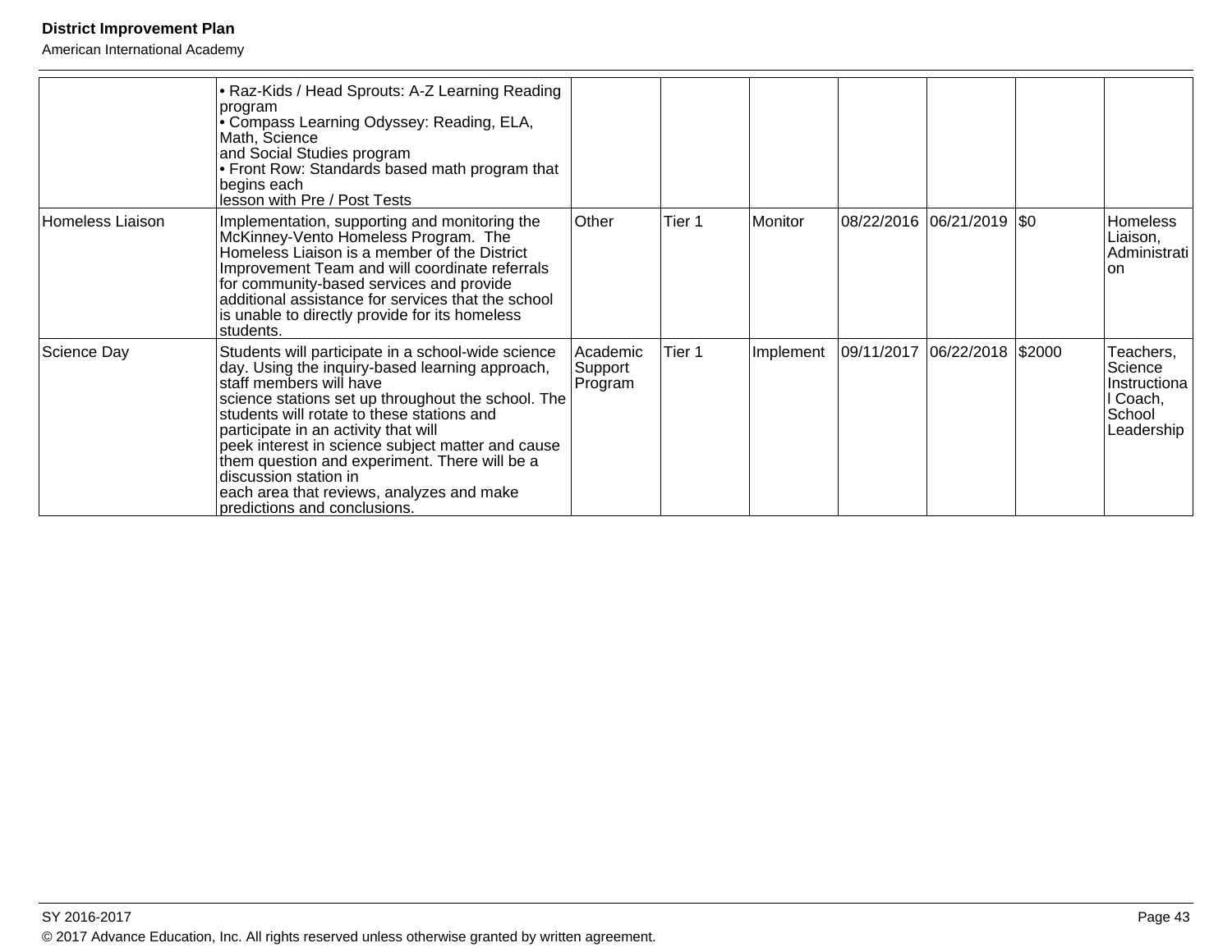| | | | | | | | | |
|---|---|---|---|---|---|---|---|---|
| | • Raz-Kids / Head Sprouts: A-Z Learning Reading program<br>• Compass Learning Odyssey: Reading, ELA, Math, Science and Social Studies program<br>• Front Row: Standards based math program that begins each lesson with Pre / Post Tests | | | | | | | |
| Homeless Liaison | Implementation, supporting and monitoring the McKinney-Vento Homeless Program. The Homeless Liaison is a member of the District Improvement Team and will coordinate referrals for community-based services and provide additional assistance for services that the school is unable to directly provide for its homeless students. | Other | Tier 1 | Monitor | 08/22/2016 | 06/21/2019 | $0 | Homeless Liaison, Administration |
| Science Day | Students will participate in a school-wide science day. Using the inquiry-based learning approach, staff members will have science stations set up throughout the school. The students will rotate to these stations and participate in an activity that will peek interest in science subject matter and cause them question and experiment. There will be a discussion station in each area that reviews, analyzes and make predictions and conclusions. | Academic Support Program | Tier 1 | Implement | 09/11/2017 | 06/22/2018 | $2000 | Teachers, Science Instructional Coach, School Leadership |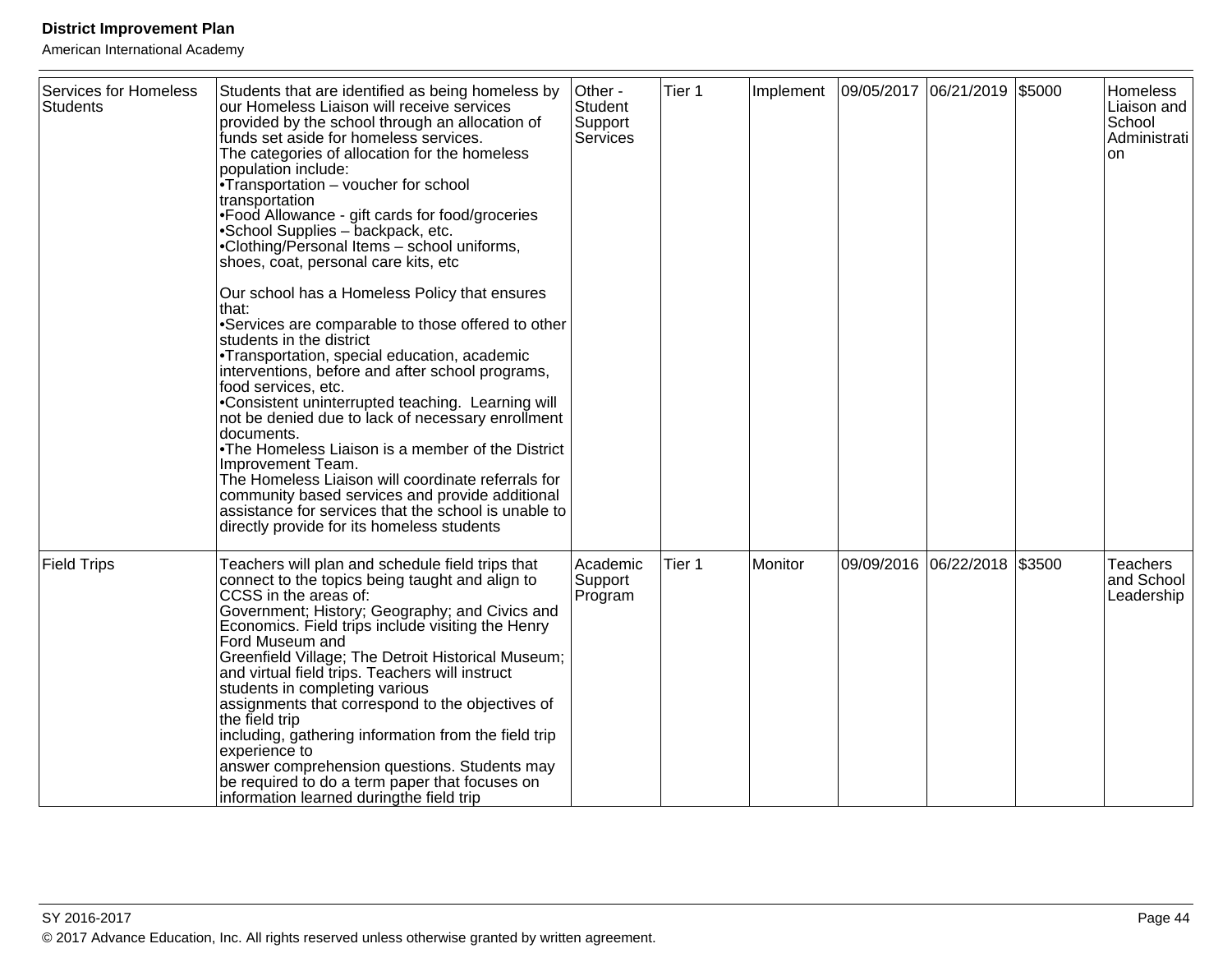| Services for Homeless Students | Students that are identified as being homeless by our Homeless Liaison will receive services provided by the school through an allocation of funds set aside for homeless services.<br>The categories of allocation for the homeless population include:<br>•Transportation – voucher for school transportation<br>•Food Allowance - gift cards for food/groceries<br>•School Supplies – backpack, etc.<br>•Clothing/Personal Items – school uniforms, shoes, coat, personal care kits, etc<br><br>Our school has a Homeless Policy that ensures that:<br>•Services are comparable to those offered to other students in the district<br>•Transportation, special education, academic interventions, before and after school programs, food services, etc.<br>•Consistent uninterrupted teaching. Learning will not be denied due to lack of necessary enrollment documents.<br>•The Homeless Liaison is a member of the District Improvement Team.<br>The Homeless Liaison will coordinate referrals for community based services and provide additional assistance for services that the school is unable to directly provide for its homeless students | Other - Student Support Services | Tier 1 | Implement | 09/05/2017 | 06/21/2019 | $5000 | Homeless Liaison and School Administration |
|---|---|---|---|---|---|---|---|---|
| Field Trips | Teachers will plan and schedule field trips that connect to the topics being taught and align to CCSS in the areas of:<br>Government; History; Geography; and Civics and Economics. Field trips include visiting the Henry Ford Museum and<br>Greenfield Village; The Detroit Historical Museum; and virtual field trips. Teachers will instruct students in completing various<br>assignments that correspond to the objectives of the field trip<br>including, gathering information from the field trip experience to<br>answer comprehension questions. Students may be required to do a term paper that focuses on information learned duringthe field trip | Academic Support Program | Tier 1 | Monitor | 09/09/2016 | 06/22/2018 | $3500 | Teachers and School Leadership |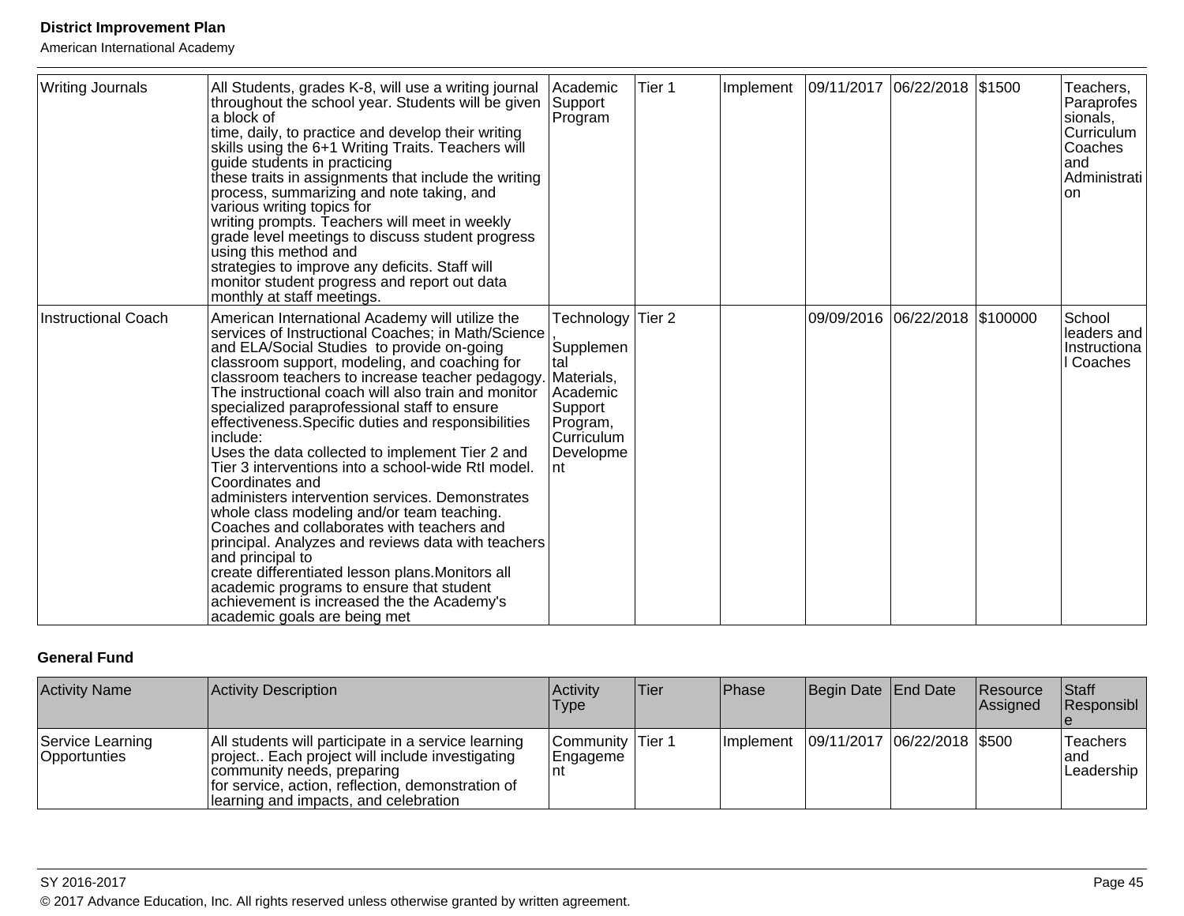| Activity Name | Activity Description | Activity Type | Tier | Phase | Begin Date | End Date | Resource Assigned | Staff Responsible |
|---|---|---|---|---|---|---|---|---|
| Writing Journals | All Students, grades K-8, will use a writing journal throughout the school year. Students will be given a block of time, daily, to practice and develop their writing skills using the 6+1 Writing Traits. Teachers will guide students in practicing these traits in assignments that include the writing process, summarizing and note taking, and various writing topics for writing prompts. Teachers will meet in weekly grade level meetings to discuss student progress using this method and strategies to improve any deficits. Staff will monitor student progress and report out data monthly at staff meetings. | Academic Support Program | Tier 1 | Implement | 09/11/2017 | 06/22/2018 | $1500 | Teachers, Paraprofessionals, Curriculum Coaches and Administration |
| Instructional Coach | American International Academy will utilize the services of Instructional Coaches; in Math/Science and ELA/Social Studies to provide on-going classroom support, modeling, and coaching for classroom teachers to increase teacher pedagogy. The instructional coach will also train and monitor specialized paraprofessional staff to ensure effectiveness.Specific duties and responsibilities include: Uses the data collected to implement Tier 2 and Tier 3 interventions into a school-wide RtI model. Coordinates and administers intervention services. Demonstrates whole class modeling and/or team teaching. Coaches and collaborates with teachers and principal. Analyzes and reviews data with teachers and principal to create differentiated lesson plans.Monitors all academic programs to ensure that student achievement is increased the the Academy's academic goals are being met | Technology, Supplemental Materials, Academic Support Program, Curriculum Development | Tier 2 | | 09/09/2016 | 06/22/2018 | $100000 | School leaders and Instructional Coaches |

**General Fund**

| Activity Name | Activity Description | Activity Type | Tier | Phase | Begin Date | End Date | Resource Assigned | Staff Responsible |
|---|---|---|---|---|---|---|---|---|
| Service Learning Opportunties | All students will participate in a service learning project.. Each project will include investigating community needs, preparing for service, action, reflection, demonstration of learning and impacts, and celebration | Community Engagement | Tier 1 | Implement | 09/11/2017 | 06/22/2018 | $500 | Teachers and Leadership |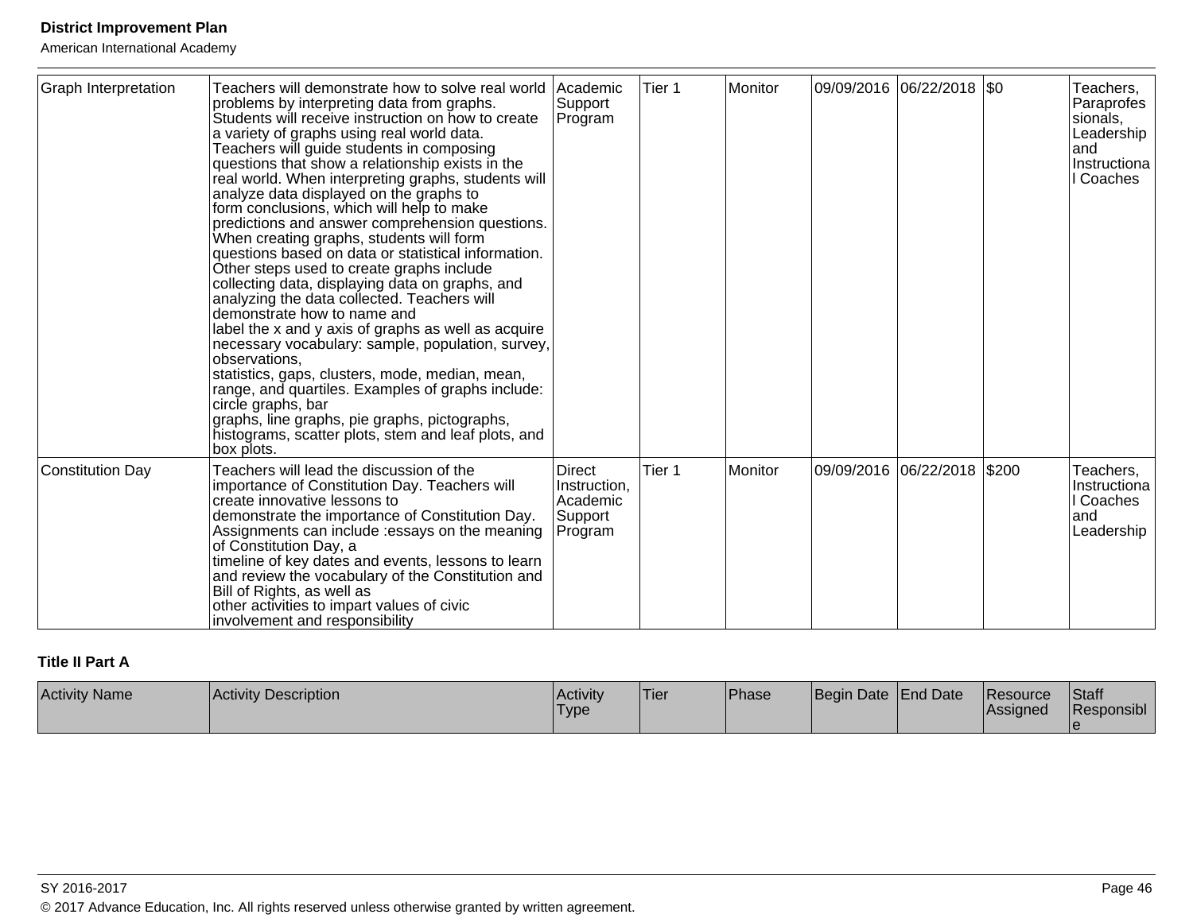| Graph Interpretation | Teachers will demonstrate how to solve real world problems by interpreting data from graphs. Students will receive instruction on how to create a variety of graphs using real world data. Teachers will guide students in composing questions that show a relationship exists in the real world. When interpreting graphs, students will analyze data displayed on the graphs to form conclusions, which will help to make predictions and answer comprehension questions. When creating graphs, students will form questions based on data or statistical information. Other steps used to create graphs include collecting data, displaying data on graphs, and analyzing the data collected. Teachers will demonstrate how to name and label the x and y axis of graphs as well as acquire necessary vocabulary: sample, population, survey, observations, statistics, gaps, clusters, mode, median, mean, range, and quartiles. Examples of graphs include: circle graphs, bar graphs, line graphs, pie graphs, pictographs, histograms, scatter plots, stem and leaf plots, and box plots. | Academic Support Program | Tier 1 | Monitor | 09/09/2016 | 06/22/2018 | $0 | Teachers, Paraprofessionals, Leadership and Instructional Coaches |
|---|---|---|---|---|---|---|---|---|
| Constitution Day | Teachers will lead the discussion of the importance of Constitution Day. Teachers will create innovative lessons to demonstrate the importance of Constitution Day. Assignments can include :essays on the meaning of Constitution Day, a timeline of key dates and events, lessons to learn and review the vocabulary of the Constitution and Bill of Rights, as well as other activities to impart values of civic involvement and responsibility | Direct Instruction, Academic Support Program | Tier 1 | Monitor | 09/09/2016 | 06/22/2018 | $200 | Teachers, Instructional Coaches and Leadership |

### Title II Part A

| Activity Name | Activity Description | Activity Type | Tier | Phase | Begin Date | End Date | Resource Assigned | Staff Responsible |
|---|---|---|---|---|---|---|---|---|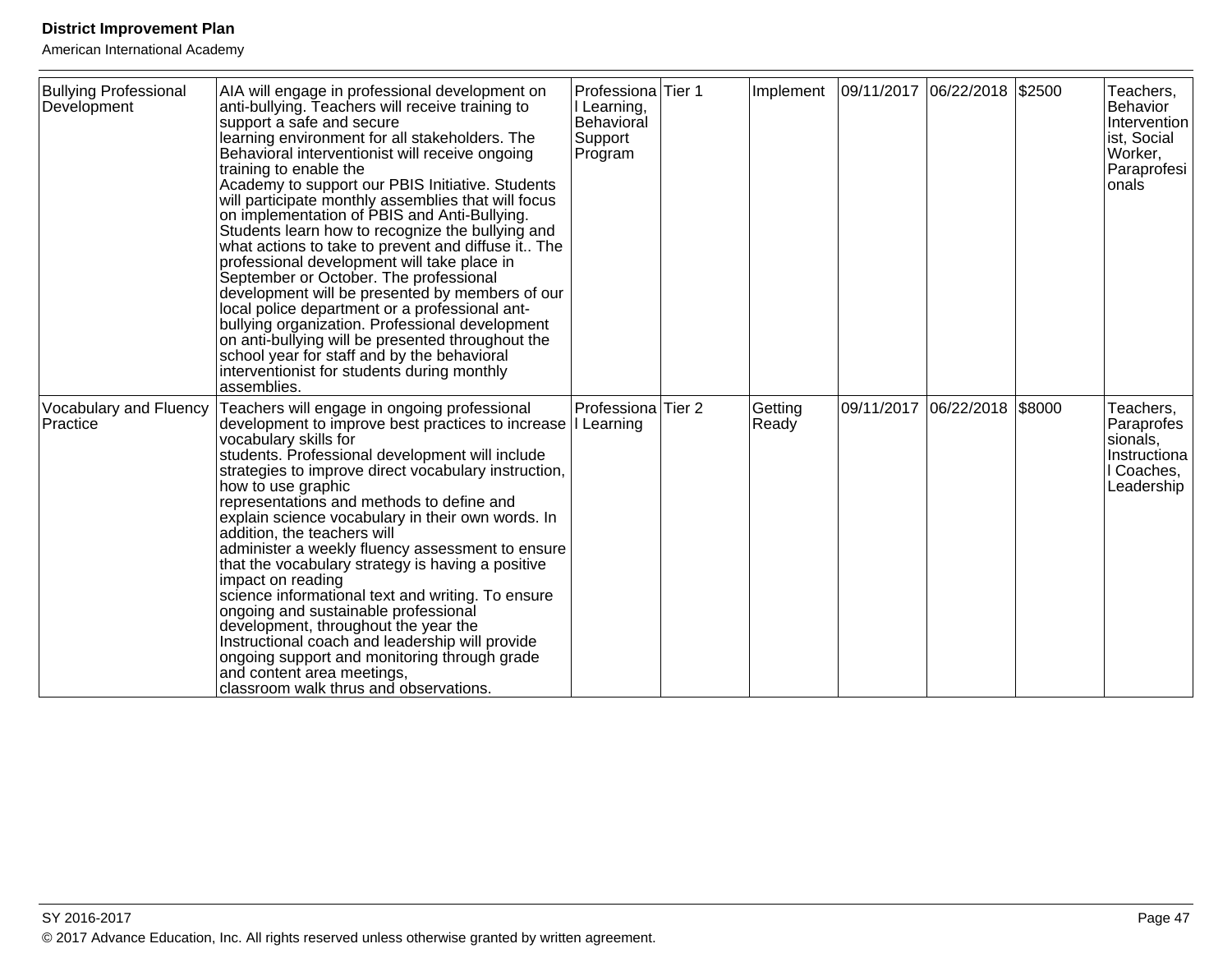| Bullying Professional Development | AIA will engage in professional development on anti-bullying. Teachers will receive training to support a safe and secure learning environment for all stakeholders. The Behavioral interventionist will receive ongoing training to enable the Academy to support our PBIS Initiative. Students will participate monthly assemblies that will focus on implementation of PBIS and Anti-Bullying. Students learn how to recognize the bullying and what actions to take to prevent and diffuse it.. The professional development will take place in September or October. The professional development will be presented by members of our local police department or a professional ant-bullying organization. Professional development on anti-bullying will be presented throughout the school year for staff and by the behavioral interventionist for students during monthly assemblies. | Professional Learning, Behavioral Support Program | Tier 1 | Implement | 09/11/2017 | 06/22/2018 | $2500 | Teachers, Behavior Interventionist, Social Worker, Paraprofesionals |
|---|---|---|---|---|---|---|---|---|
| Vocabulary and Fluency Practice | Teachers will engage in ongoing professional development to improve best practices to increase vocabulary skills for students. Professional development will include strategies to improve direct vocabulary instruction, how to use graphic representations and methods to define and explain science vocabulary in their own words. In addition, the teachers will administer a weekly fluency assessment to ensure that the vocabulary strategy is having a positive impact on reading science informational text and writing. To ensure ongoing and sustainable professional development, throughout the year the Instructional coach and leadership will provide ongoing support and monitoring through grade and content area meetings, classroom walk thrus and observations. | Professional Learning | Tier 2 | Getting Ready | 09/11/2017 | 06/22/2018 | $8000 | Teachers, Paraprofessionals, Instructional Coaches, Leadership |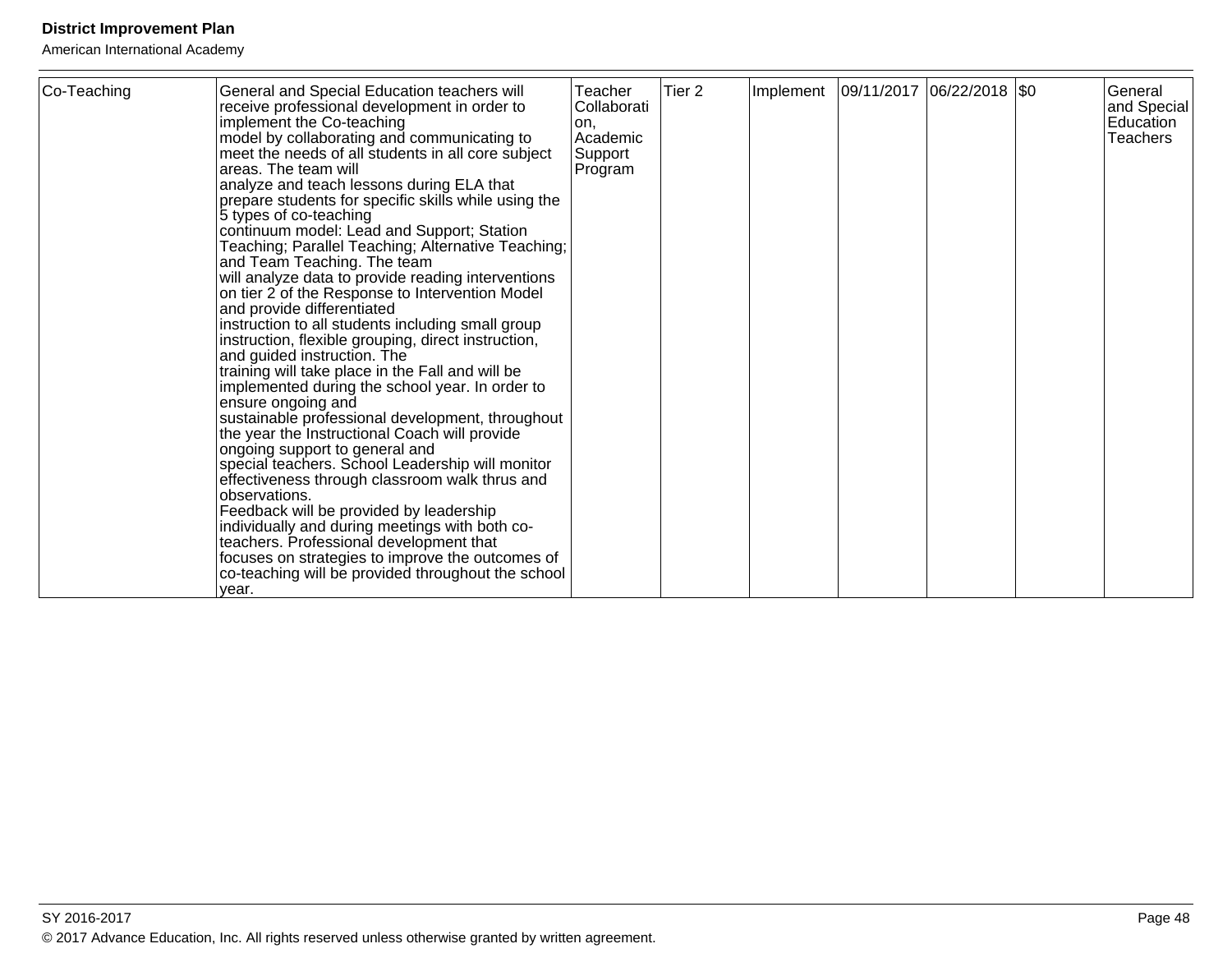| Co-Teaching | General and Special Education teachers will receive professional development in order to implement the Co-teaching model by collaborating and communicating to meet the needs of all students in all core subject areas. The team will analyze and teach lessons during ELA that prepare students for specific skills while using the 5 types of co-teaching continuum model: Lead and Support; Station Teaching; Parallel Teaching; Alternative Teaching; and Team Teaching. The team will analyze data to provide reading interventions on tier 2 of the Response to Intervention Model and provide differentiated instruction to all students including small group instruction, flexible grouping, direct instruction, and guided instruction. The training will take place in the Fall and will be implemented during the school year. In order to ensure ongoing and sustainable professional development, throughout the year the Instructional Coach will provide ongoing support to general and special teachers. School Leadership will monitor effectiveness through classroom walk thrus and observations. Feedback will be provided by leadership individually and during meetings with both co-teachers. Professional development that focuses on strategies to improve the outcomes of co-teaching will be provided throughout the school year. | Teacher Collaboration, Academic Support Program | Tier 2 | Implement | 09/11/2017 | 06/22/2018 | $0 | General and Special Education Teachers |
|---|---|---|---|---|---|---|---|---|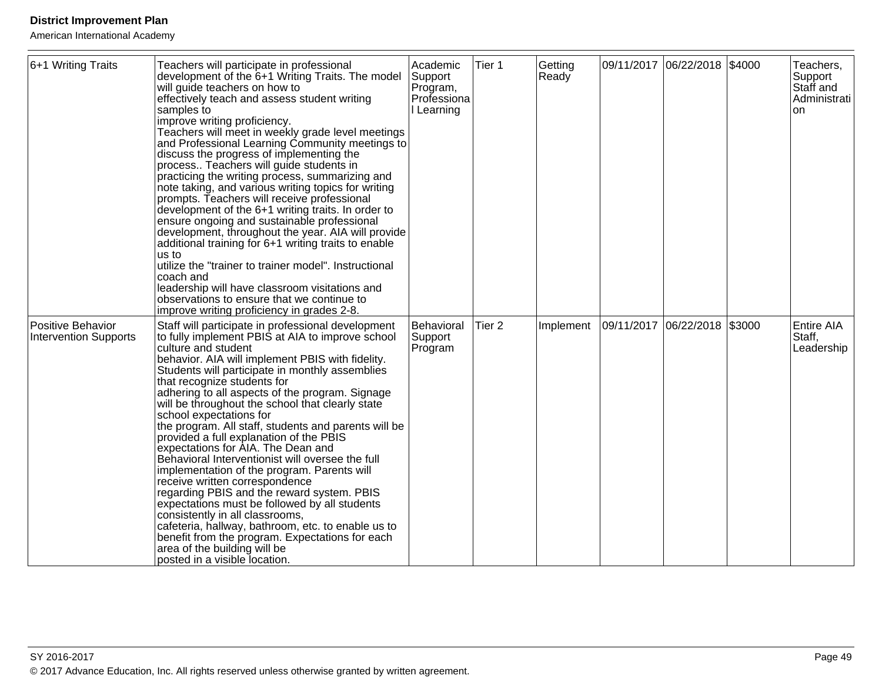| 6+1 Writing Traits | Teachers will participate in professional development of the 6+1 Writing Traits. The model will guide teachers on how to effectively teach and assess student writing samples to improve writing proficiency. Teachers will meet in weekly grade level meetings and Professional Learning Community meetings to discuss the progress of implementing the process.. Teachers will guide students in practicing the writing process, summarizing and note taking, and various writing topics for writing prompts. Teachers will receive professional development of the 6+1 writing traits. In order to ensure ongoing and sustainable professional development, throughout the year. AIA will provide additional training for 6+1 writing traits to enable us to utilize the "trainer to trainer model". Instructional coach and leadership will have classroom visitations and observations to ensure that we continue to improve writing proficiency in grades 2-8. | Academic Support Program, Professional Learning | Tier 1 | Getting Ready | 09/11/2017 | 06/22/2018 | $4000 | Teachers, Support Staff and Administration |
|---|---|---|---|---|---|---|---|---|
| Positive Behavior Intervention Supports | Staff will participate in professional development to fully implement PBIS at AIA to improve school culture and student behavior. AIA will implement PBIS with fidelity. Students will participate in monthly assemblies that recognize students for adhering to all aspects of the program. Signage will be throughout the school that clearly state school expectations for the program. All staff, students and parents will be provided a full explanation of the PBIS expectations for AIA. The Dean and Behavioral Interventionist will oversee the full implementation of the program. Parents will receive written correspondence regarding PBIS and the reward system. PBIS expectations must be followed by all students consistently in all classrooms, cafeteria, hallway, bathroom, etc. to enable us to benefit from the program. Expectations for each area of the building will be posted in a visible location. | Behavioral Support Program | Tier 2 | Implement | 09/11/2017 | 06/22/2018 | $3000 | Entire AIA Staff, Leadership |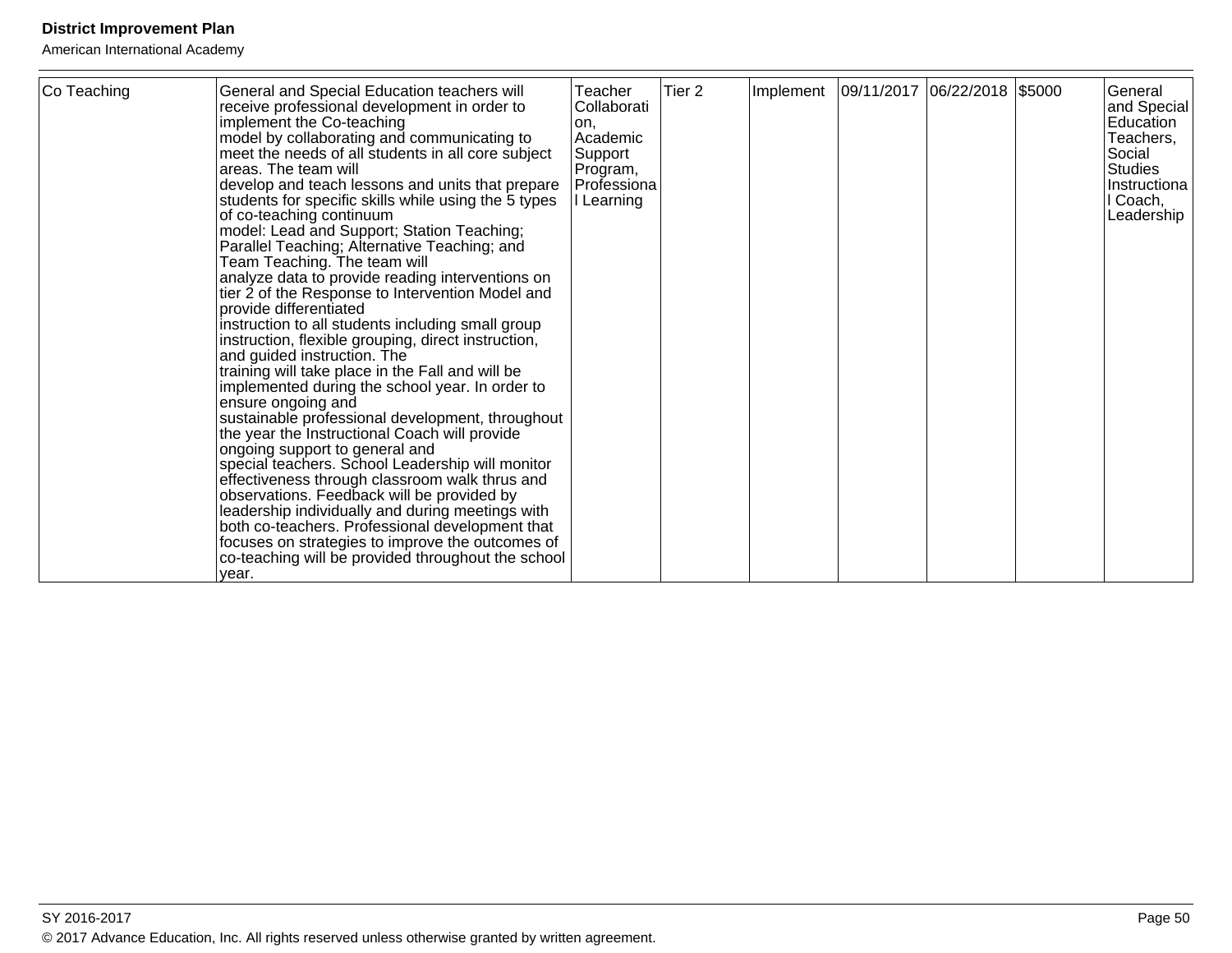| Co Teaching | General and Special Education teachers will receive professional development in order to implement the Co-teaching model by collaborating and communicating to meet the needs of all students in all core subject areas. The team will develop and teach lessons and units that prepare students for specific skills while using the 5 types of co-teaching continuum model: Lead and Support; Station Teaching; Parallel Teaching; Alternative Teaching; and Team Teaching. The team will analyze data to provide reading interventions on tier 2 of the Response to Intervention Model and provide differentiated instruction to all students including small group instruction, flexible grouping, direct instruction, and guided instruction. The training will take place in the Fall and will be implemented during the school year. In order to ensure ongoing and sustainable professional development, throughout the year the Instructional Coach will provide ongoing support to general and special teachers. School Leadership will monitor effectiveness through classroom walk thrus and observations. Feedback will be provided by leadership individually and during meetings with both co-teachers. Professional development that focuses on strategies to improve the outcomes of co-teaching will be provided throughout the school year. | Teacher Collaboration, Academic Support Program, Professional Learning | Tier 2 | Implement | 09/11/2017 | 06/22/2018 | $5000 | General and Special Education Teachers, Social Studies Instructional Coach, Leadership |
|---|---|---|---|---|---|---|---|---|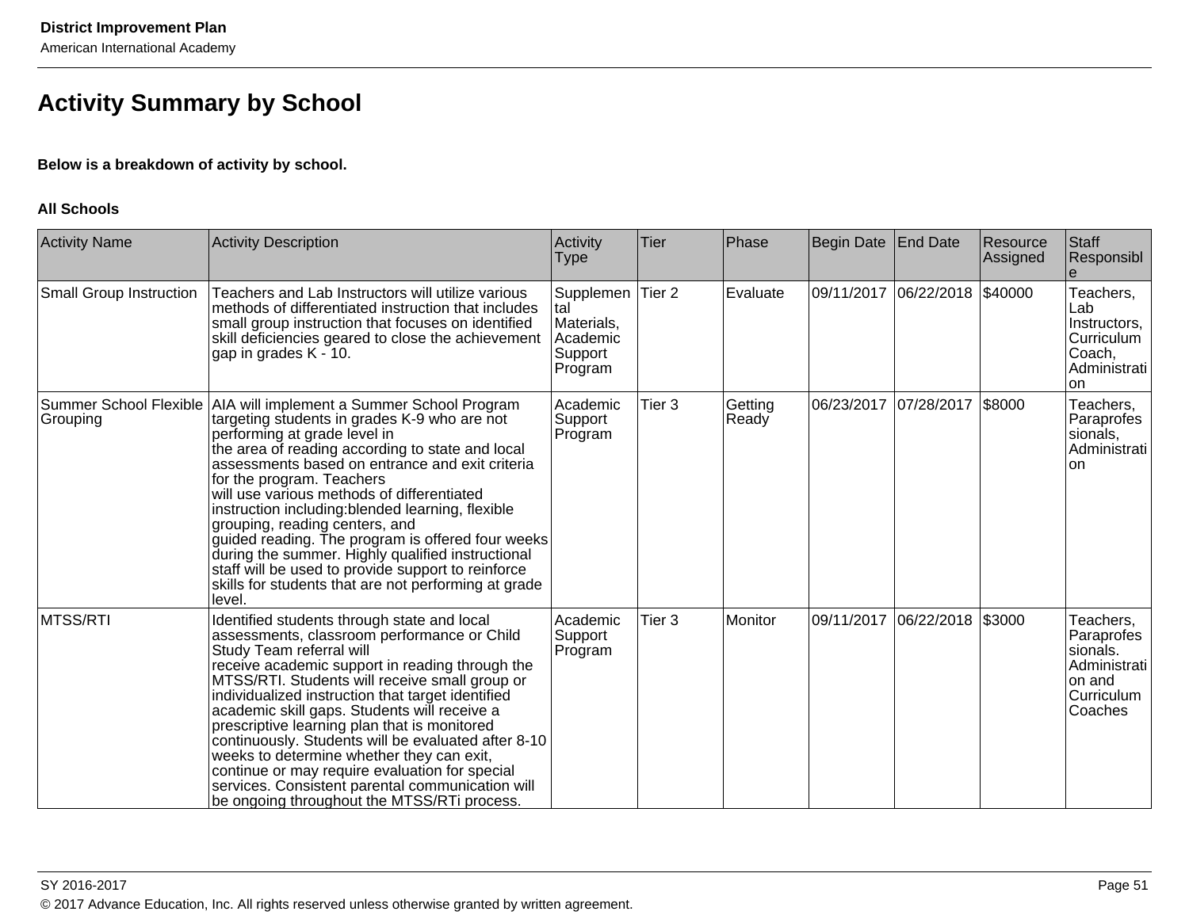# Activity Summary by School

**Below is a breakdown of activity by school.**

**All Schools**

| Activity Name | Activity Description | Activity Type | Tier | Phase | Begin Date | End Date | Resource Assigned | Staff Responsible |
|---|---|---|---|---|---|---|---|---|
| Small Group Instruction | Teachers and Lab Instructors will utilize various methods of differentiated instruction that includes small group instruction that focuses on identified skill deficiencies geared to close the achievement gap in grades K - 10. | Supplemental Materials, Academic Support Program | Tier 2 | Evaluate | 09/11/2017 | 06/22/2018 | $40000 | Teachers, Lab Instructors, Curriculum Coach, Administration |
| Summer School Flexible Grouping | AIA will implement a Summer School Program targeting students in grades K-9 who are not performing at grade level in the area of reading according to state and local assessments based on entrance and exit criteria for the program. Teachers will use various methods of differentiated instruction including:blended learning, flexible grouping, reading centers, and guided reading. The program is offered four weeks during the summer. Highly qualified instructional staff will be used to provide support to reinforce skills for students that are not performing at grade level. | Academic Support Program | Tier 3 | Getting Ready | 06/23/2017 | 07/28/2017 | $8000 | Teachers, Paraprofessionals, Administration |
| MTSS/RTI | Identified students through state and local assessments, classroom performance or Child Study Team referral will receive academic support in reading through the MTSS/RTI. Students will receive small group or individualized instruction that target identified academic skill gaps. Students will receive a prescriptive learning plan that is monitored continuously. Students will be evaluated after 8-10 weeks to determine whether they can exit, continue or may require evaluation for special services. Consistent parental communication will be ongoing throughout the MTSS/RTi process. | Academic Support Program | Tier 3 | Monitor | 09/11/2017 | 06/22/2018 | $3000 | Teachers, Paraprofessionals. Administration and Curriculum Coaches |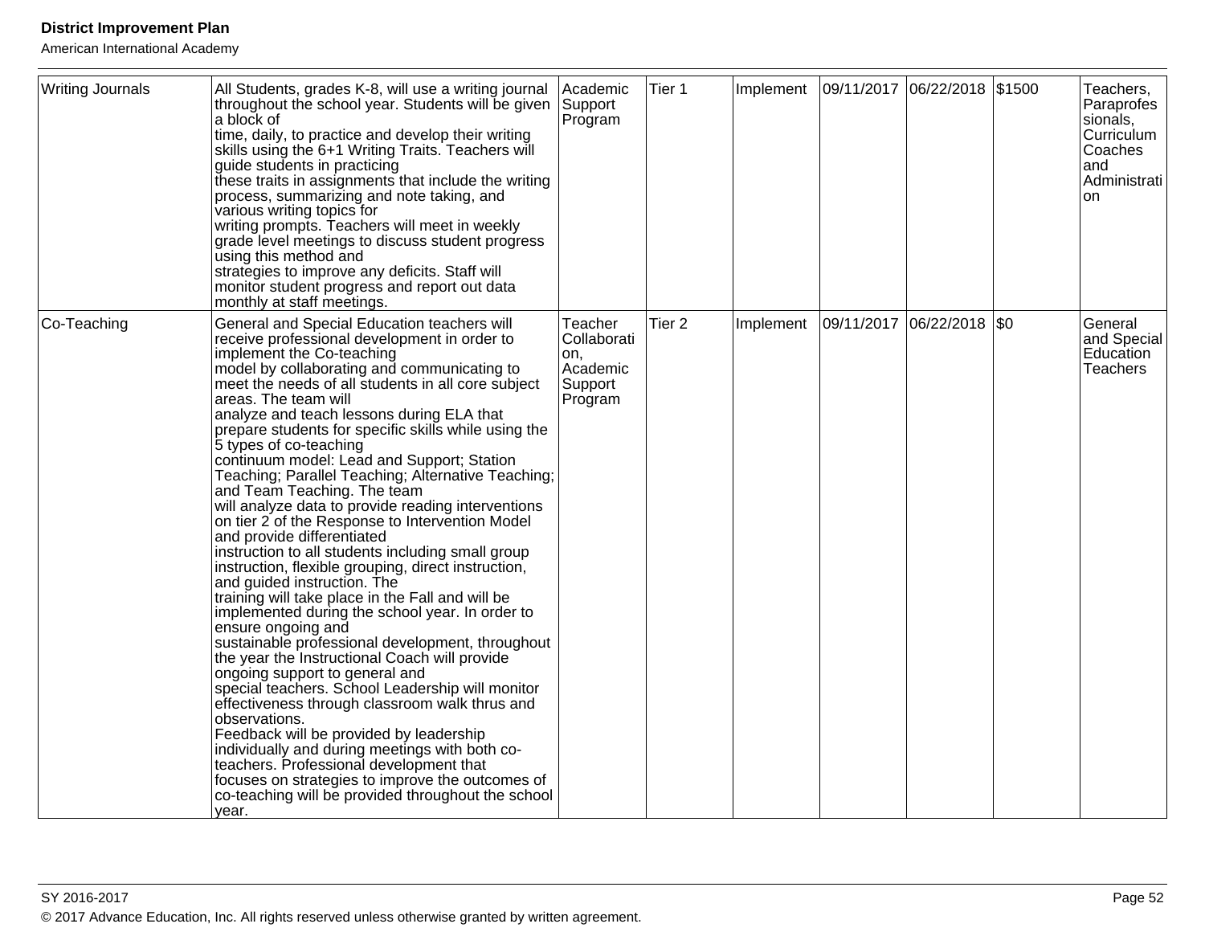| Writing Journals | All Students, grades K-8, will use a writing journal throughout the school year. Students will be given a block of time, daily, to practice and develop their writing skills using the 6+1 Writing Traits. Teachers will guide students in practicing these traits in assignments that include the writing process, summarizing and note taking, and various writing topics for writing prompts. Teachers will meet in weekly grade level meetings to discuss student progress using this method and strategies to improve any deficits. Staff will monitor student progress and report out data monthly at staff meetings. | Academic Support Program | Tier 1 | Implement | 09/11/2017 | 06/22/2018 | $1500 | Teachers, Paraprofessionals, Curriculum Coaches and Administration |
|---|---|---|---|---|---|---|---|---|
| Co-Teaching | General and Special Education teachers will receive professional development in order to implement the Co-teaching model by collaborating and communicating to meet the needs of all students in all core subject areas. The team will analyze and teach lessons during ELA that prepare students for specific skills while using the 5 types of co-teaching continuum model: Lead and Support; Station Teaching; Parallel Teaching; Alternative Teaching; and Team Teaching. The team will analyze data to provide reading interventions on tier 2 of the Response to Intervention Model and provide differentiated instruction to all students including small group instruction, flexible grouping, direct instruction, and guided instruction. The training will take place in the Fall and will be implemented during the school year. In order to ensure ongoing and sustainable professional development, throughout the year the Instructional Coach will provide ongoing support to general and special teachers. School Leadership will monitor effectiveness through classroom walk thrus and observations. Feedback will be provided by leadership individually and during meetings with both co-teachers. Professional development that focuses on strategies to improve the outcomes of co-teaching will be provided throughout the school year. | Teacher Collaboration, Academic Support Program | Tier 2 | Implement | 09/11/2017 | 06/22/2018 | $0 | General and Special Education Teachers |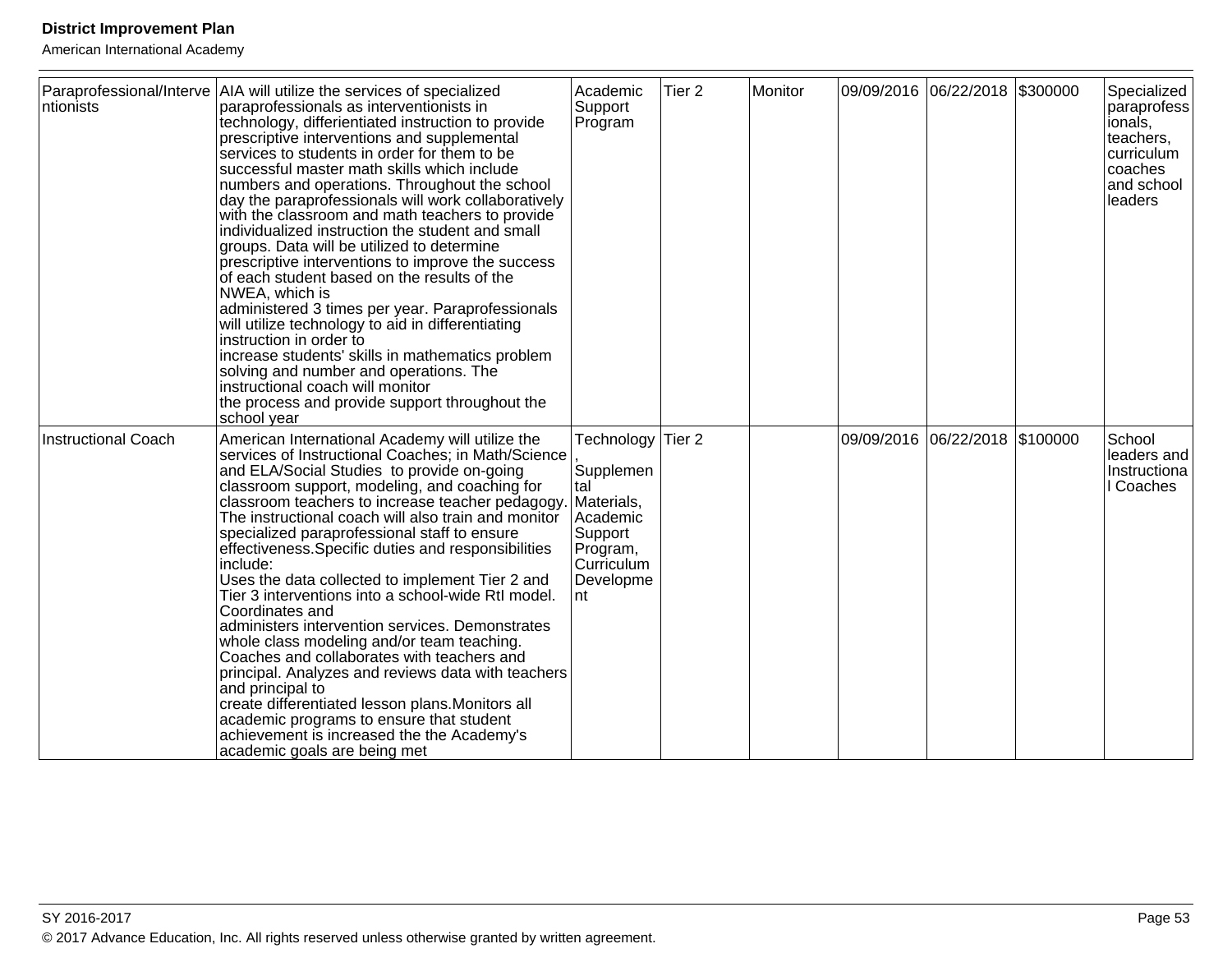| Paraprofessional/Interventionists | AIA will utilize the services of specialized paraprofessionals as interventionists in technology, differientiated instruction to provide prescriptive interventions and supplemental services to students in order for them to be successful master math skills which include numbers and operations. Throughout the school day the paraprofessionals will work collaboratively with the classroom and math teachers to provide individualized instruction the student and small groups. Data will be utilized to determine prescriptive interventions to improve the success of each student based on the results of the NWEA, which is administered 3 times per year. Paraprofessionals will utilize technology to aid in differentiating instruction in order to increase students' skills in mathematics problem solving and number and operations. The instructional coach will monitor the process and provide support throughout the school year | Academic Support Program | Tier 2 | Monitor | 09/09/2016 | 06/22/2018 | $300000 | Specialized paraprofessionals, teachers, curriculum coaches and school leaders |
|---|---|---|---|---|---|---|---|---|
| Instructional Coach | American International Academy will utilize the services of Instructional Coaches; in Math/Science and ELA/Social Studies to provide on-going classroom support, modeling, and coaching for classroom teachers to increase teacher pedagogy. The instructional coach will also train and monitor specialized paraprofessional staff to ensure effectiveness.Specific duties and responsibilities include: Uses the data collected to implement Tier 2 and Tier 3 interventions into a school-wide RtI model. Coordinates and administers intervention services. Demonstrates whole class modeling and/or team teaching. Coaches and collaborates with teachers and principal. Analyzes and reviews data with teachers and principal to create differentiated lesson plans.Monitors all academic programs to ensure that student achievement is increased the the Academy's academic goals are being met | Technology, Supplemental Materials, Academic Support Program, Curriculum Development | Tier 2 | | 09/09/2016 | 06/22/2018 | $100000 | School leaders and Instructional Coaches |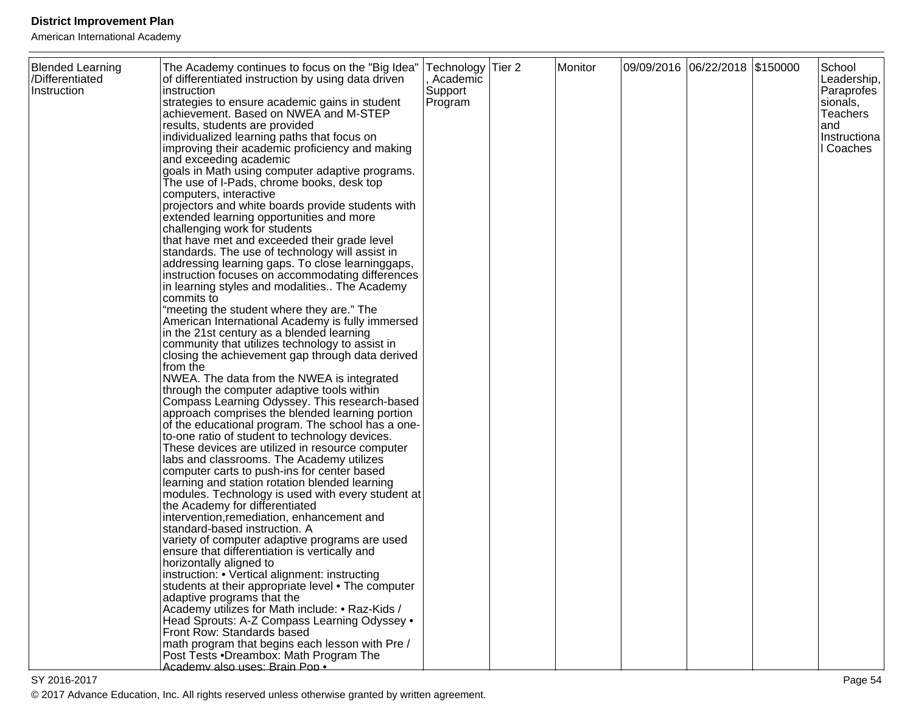| Blended Learning /Differentiated Instruction | The Academy continues to focus on the "Big Idea" of differentiated instruction by using data driven instruction strategies to ensure academic gains in student achievement. Based on NWEA and M-STEP results, students are provided individualized learning paths that focus on improving their academic proficiency and making and exceeding academic goals in Math using computer adaptive programs. The use of I-Pads, chrome books, desk top computers, interactive projectors and white boards provide students with extended learning opportunities and more challenging work for students that have met and exceeded their grade level standards. The use of technology will assist in addressing learning gaps. To close learninggaps, instruction focuses on accommodating differences in learning styles and modalities.. The Academy commits to "meeting the student where they are." The American International Academy is fully immersed in the 21st century as a blended learning community that utilizes technology to assist in closing the achievement gap through data derived from the NWEA. The data from the NWEA is integrated through the computer adaptive tools within Compass Learning Odyssey. This research-based approach comprises the blended learning portion of the educational program. The school has a one-to-one ratio of student to technology devices. These devices are utilized in resource computer labs and classrooms. The Academy utilizes computer carts to push-ins for center based learning and station rotation blended learning modules. Technology is used with every student at the Academy for differentiated intervention,remediation, enhancement and standard-based instruction. A variety of computer adaptive programs are used ensure that differentiation is vertically and horizontally aligned to instruction: • Vertical alignment: instructing students at their appropriate level • The computer adaptive programs that the Academy utilizes for Math include: • Raz-Kids / Head Sprouts: A-Z Compass Learning Odyssey • Front Row: Standards based math program that begins each lesson with Pre / Post Tests •Dreambox: Math Program The Academy also uses: Brain Pop • | Technology, Academic Support Program | Tier 2 | Monitor | 09/09/2016 | 06/22/2018 | $150000 | School Leadership, Paraprofessionals, Teachers and Instructional Coaches |
|---|---|---|---|---|---|---|---|---|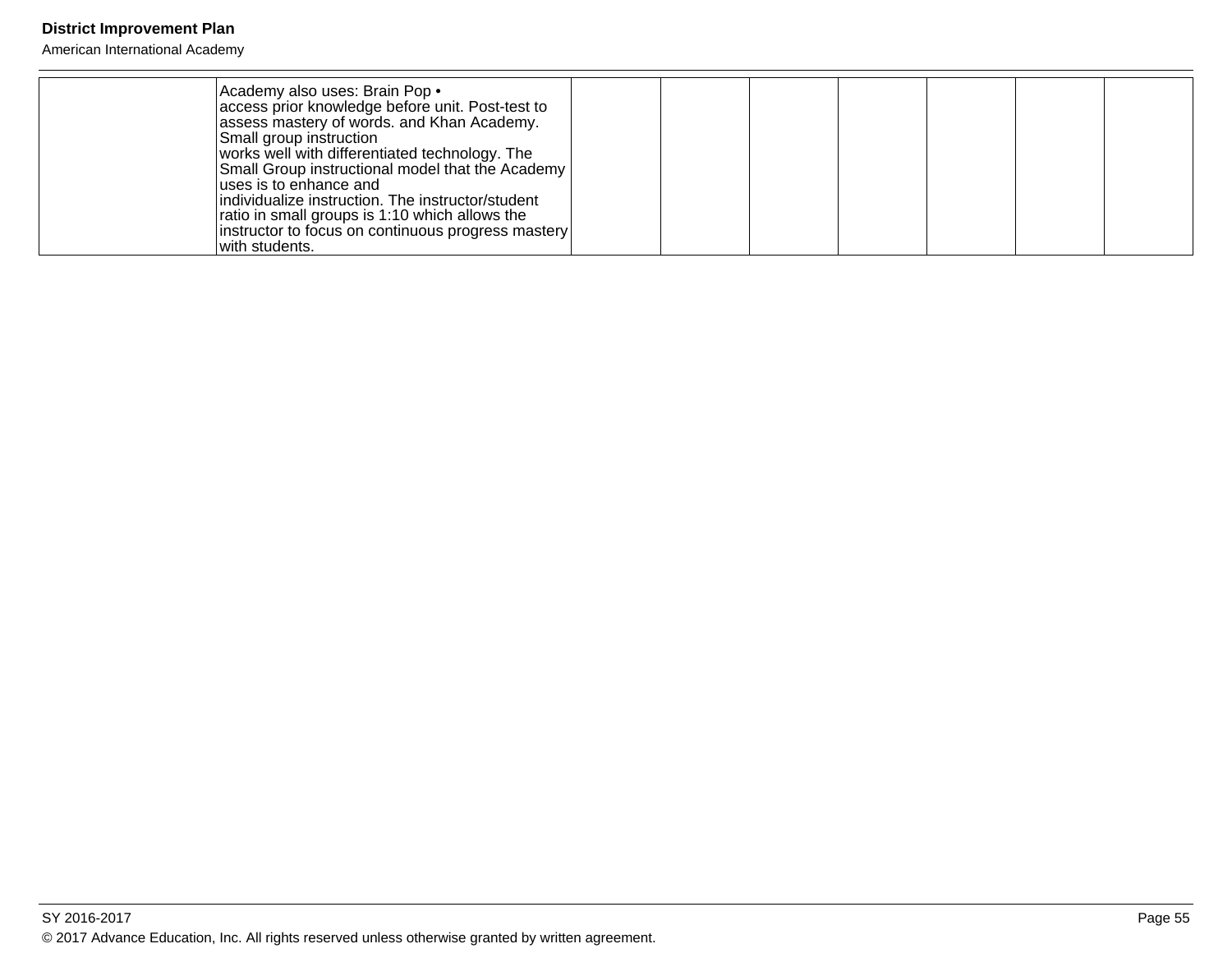| | | | | | | | | |
|---|---|---|---|---|---|---|---|---|
| | Academy also uses: Brain Pop • access prior knowledge before unit. Post-test to assess mastery of words. and Khan Academy. Small group instruction works well with differentiated technology. The Small Group instructional model that the Academy uses is to enhance and individualize instruction. The instructor/student ratio in small groups is 1:10 which allows the instructor to focus on continuous progress mastery with students. | | | | | | | |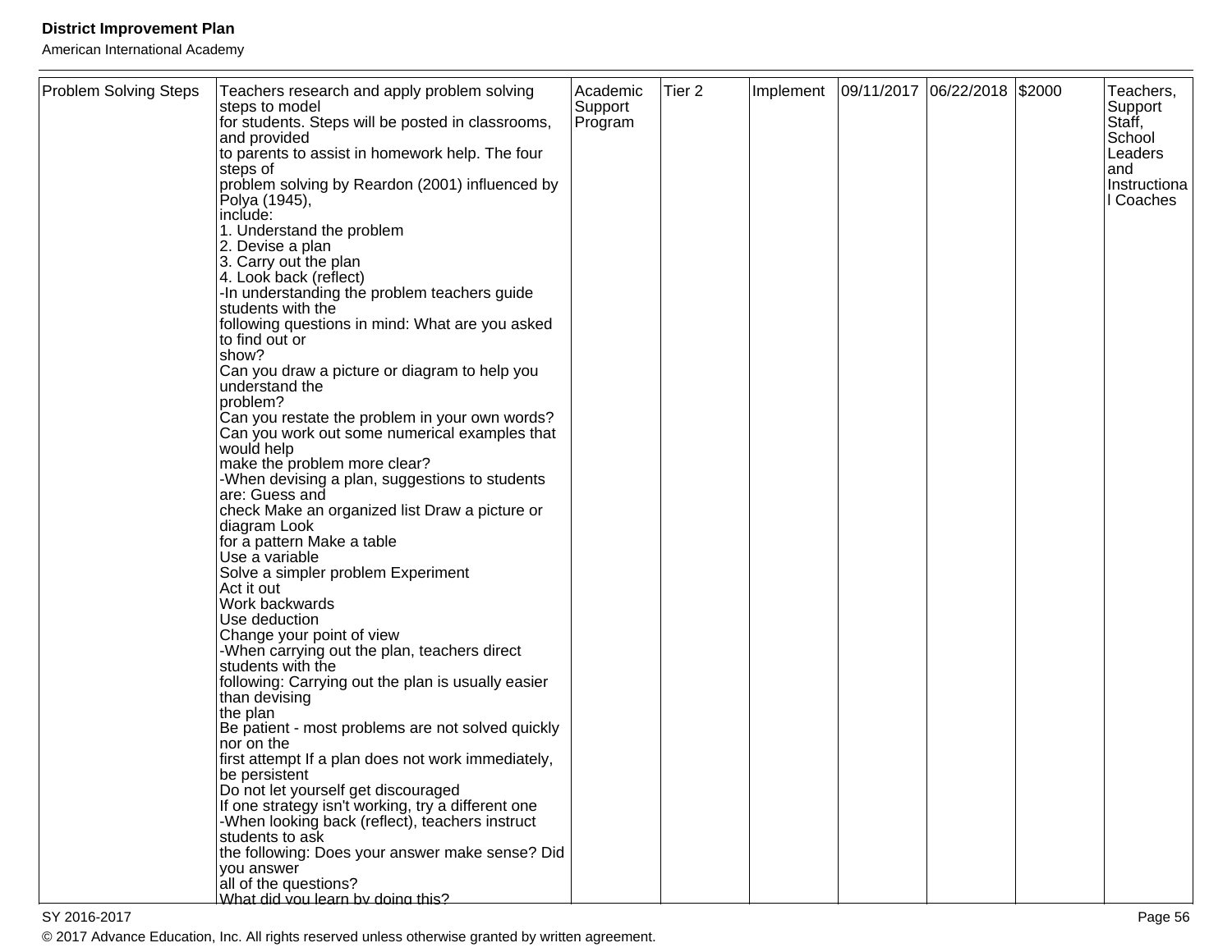| Problem Solving Steps | Teachers research and apply problem solving steps to model for students. Steps will be posted in classrooms, and provided to parents to assist in homework help. The four steps of problem solving by Reardon (2001) influenced by Polya (1945), include:<br>1. Understand the problem<br>2. Devise a plan<br>3. Carry out the plan<br>4. Look back (reflect)<br>-In understanding the problem teachers guide students with the following questions in mind: What are you asked to find out or show?<br>Can you draw a picture or diagram to help you understand the problem?<br>Can you restate the problem in your own words?<br>Can you work out some numerical examples that would help make the problem more clear?<br>-When devising a plan, suggestions to students are: Guess and check Make an organized list Draw a picture or diagram Look for a pattern Make a table<br>Use a variable<br>Solve a simpler problem Experiment<br>Act it out<br>Work backwards<br>Use deduction<br>Change your point of view<br>-When carrying out the plan, teachers direct students with the following: Carrying out the plan is usually easier than devising the plan<br>Be patient - most problems are not solved quickly nor on the first attempt If a plan does not work immediately, be persistent<br>Do not let yourself get discouraged<br>If one strategy isn't working, try a different one<br>-When looking back (reflect), teachers instruct students to ask the following: Does your answer make sense? Did you answer all of the questions?<br>What did you learn by doing this? | Academic Support Program | Tier 2 | Implement | 09/11/2017 | 06/22/2018 | $2000 | Teachers, Support Staff, School Leaders and Instructional Coaches |
|---|---|---|---|---|---|---|---|---|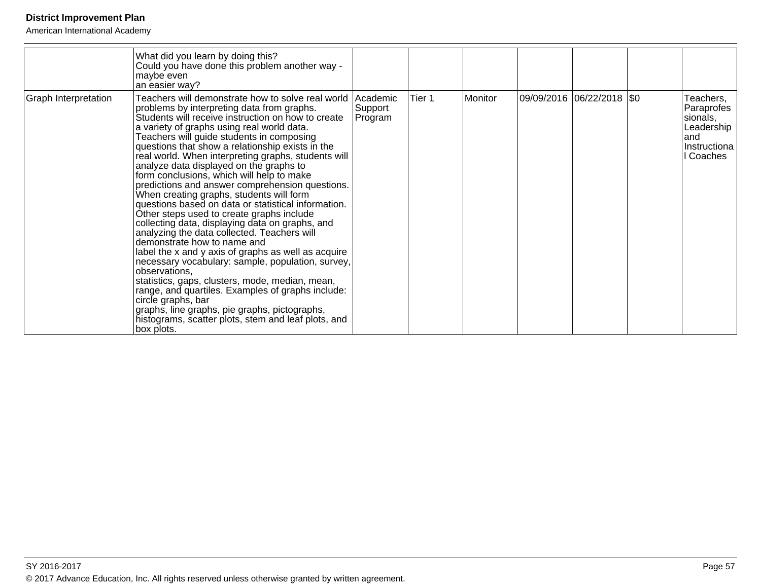| | | | | | | | | |
|---|---|---|---|---|---|---|---|---|
| | What did you learn by doing this?<br>Could you have done this problem another way - maybe even<br>an easier way? | | | | | | | |
| Graph Interpretation | Teachers will demonstrate how to solve real world problems by interpreting data from graphs. Students will receive instruction on how to create a variety of graphs using real world data. Teachers will guide students in composing questions that show a relationship exists in the real world. When interpreting graphs, students will analyze data displayed on the graphs to<br>form conclusions, which will help to make predictions and answer comprehension questions. When creating graphs, students will form questions based on data or statistical information. Other steps used to create graphs include collecting data, displaying data on graphs, and analyzing the data collected. Teachers will demonstrate how to name and<br>label the x and y axis of graphs as well as acquire necessary vocabulary: sample, population, survey, observations,<br>statistics, gaps, clusters, mode, median, mean, range, and quartiles. Examples of graphs include: circle graphs, bar<br>graphs, line graphs, pie graphs, pictographs, histograms, scatter plots, stem and leaf plots, and box plots. | Academic Support Program | Tier 1 | Monitor | 09/09/2016 | 06/22/2018 | $0 | Teachers, Paraprofessionals, Leadership and Instructional Coaches |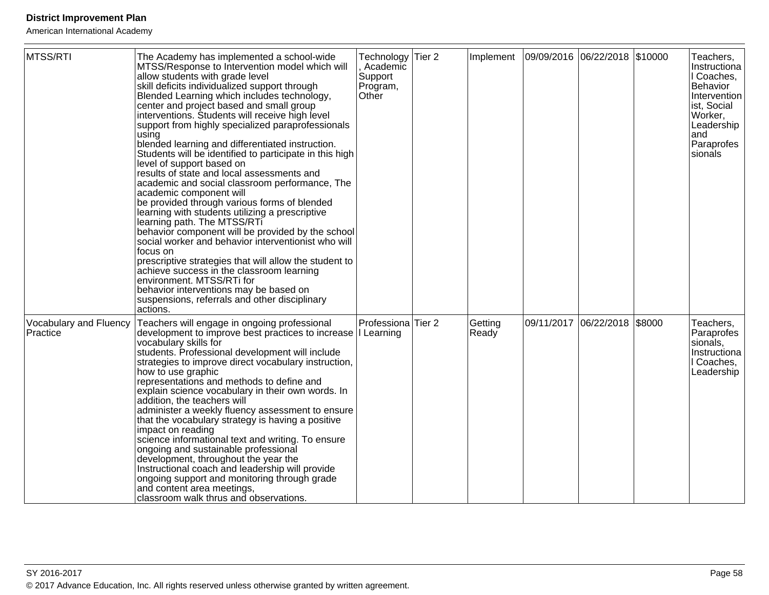| MTSS/RTI | The Academy has implemented a school-wide MTSS/Response to Intervention model which will allow students with grade level skill deficits individualized support through Blended Learning which includes technology, center and project based and small group interventions. Students will receive high level support from highly specialized paraprofessionals using blended learning and differentiated instruction. Students will be identified to participate in this high level of support based on results of state and local assessments and academic and social classroom performance, The academic component will be provided through various forms of blended learning with students utilizing a prescriptive learning path. The MTSS/RTi behavior component will be provided by the school social worker and behavior interventionist who will focus on prescriptive strategies that will allow the student to achieve success in the classroom learning environment. MTSS/RTi for behavior interventions may be based on suspensions, referrals and other disciplinary actions. | Technology, Academic Support Program, Other | Tier 2 | Implement | 09/09/2016 | 06/22/2018 | $10000 | Teachers, Instructional Coaches, Behavior Interventionist, Social Worker, Leadership and Paraprofessionals |
|---|---|---|---|---|---|---|---|---|
| Vocabulary and Fluency Practice | Teachers will engage in ongoing professional development to improve best practices to increase vocabulary skills for students. Professional development will include strategies to improve direct vocabulary instruction, how to use graphic representations and methods to define and explain science vocabulary in their own words. In addition, the teachers will administer a weekly fluency assessment to ensure that the vocabulary strategy is having a positive impact on reading science informational text and writing. To ensure ongoing and sustainable professional development, throughout the year the Instructional coach and leadership will provide ongoing support and monitoring through grade and content area meetings, classroom walk thrus and observations. | Professional Learning | Tier 2 | Getting Ready | 09/11/2017 | 06/22/2018 | $8000 | Teachers, Paraprofessionals, Instructional Coaches, Leadership |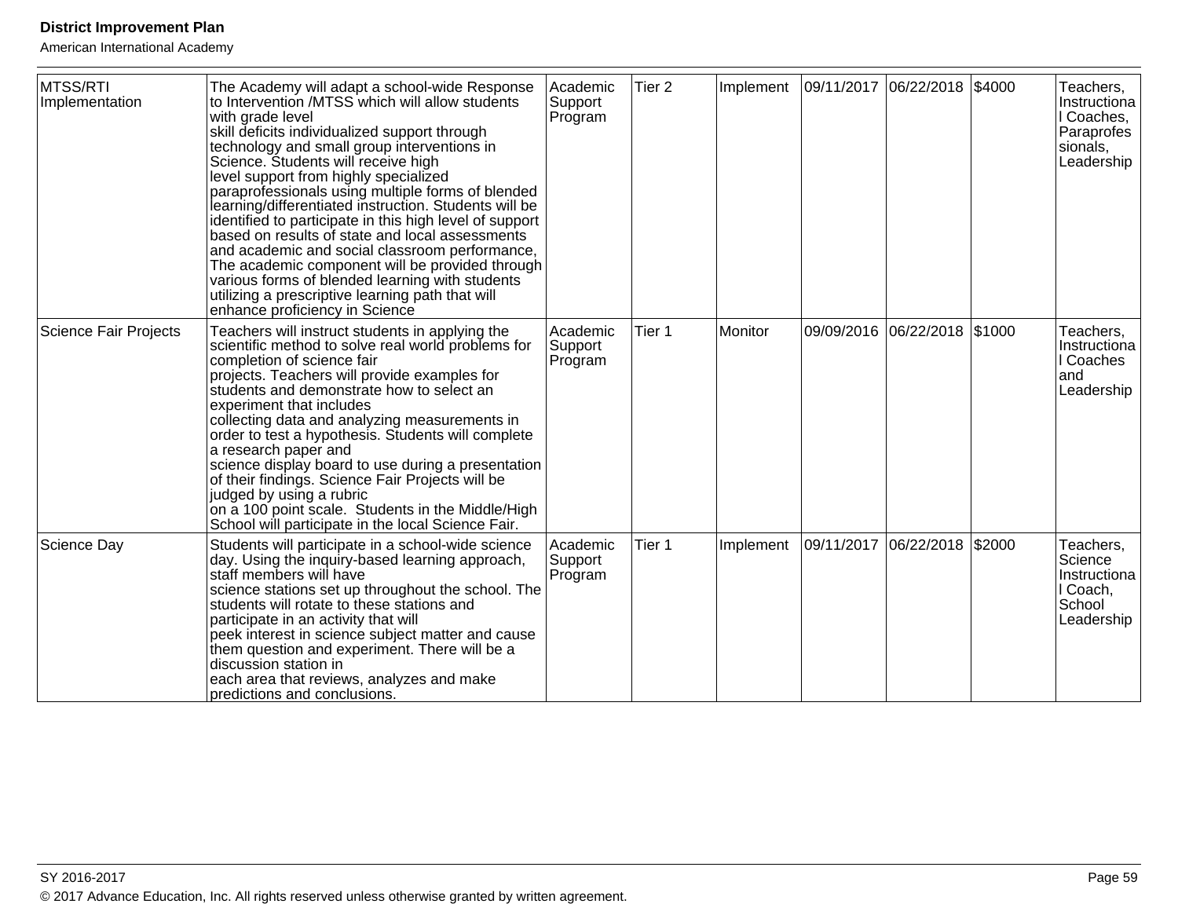| | | | | | | | | |
|---|---|---|---|---|---|---|---|---|
| MTSS/RTI Implementation | The Academy will adapt a school-wide Response to Intervention /MTSS which will allow students with grade level skill deficits individualized support through technology and small group interventions in Science. Students will receive high level support from highly specialized paraprofessionals using multiple forms of blended learning/differentiated instruction. Students will be identified to participate in this high level of support based on results of state and local assessments and academic and social classroom performance, The academic component will be provided through various forms of blended learning with students utilizing a prescriptive learning path that will enhance proficiency in Science | Academic Support Program | Tier 2 | Implement | 09/11/2017 | 06/22/2018 | $4000 | Teachers, Instructional Coaches, Paraprofessionals, Leadership |
| Science Fair Projects | Teachers will instruct students in applying the scientific method to solve real world problems for completion of science fair projects. Teachers will provide examples for students and demonstrate how to select an experiment that includes collecting data and analyzing measurements in order to test a hypothesis. Students will complete a research paper and science display board to use during a presentation of their findings. Science Fair Projects will be judged by using a rubric on a 100 point scale. Students in the Middle/High School will participate in the local Science Fair. | Academic Support Program | Tier 1 | Monitor | 09/09/2016 | 06/22/2018 | $1000 | Teachers, Instructional Coaches and Leadership |
| Science Day | Students will participate in a school-wide science day. Using the inquiry-based learning approach, staff members will have science stations set up throughout the school. The students will rotate to these stations and participate in an activity that will peek interest in science subject matter and cause them question and experiment. There will be a discussion station in each area that reviews, analyzes and make predictions and conclusions. | Academic Support Program | Tier 1 | Implement | 09/11/2017 | 06/22/2018 | $2000 | Teachers, Science Instructional Coach, School Leadership |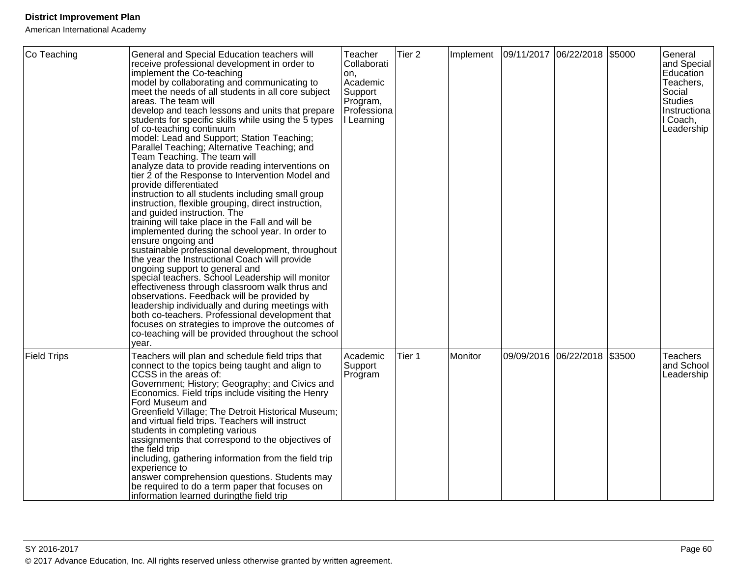| Co Teaching | General and Special Education teachers will receive professional development in order to implement the Co-teaching model by collaborating and communicating to meet the needs of all students in all core subject areas. The team will develop and teach lessons and units that prepare students for specific skills while using the 5 types of co-teaching continuum model: Lead and Support; Station Teaching; Parallel Teaching; Alternative Teaching; and Team Teaching. The team will analyze data to provide reading interventions on tier 2 of the Response to Intervention Model and provide differentiated instruction to all students including small group instruction, flexible grouping, direct instruction, and guided instruction. The training will take place in the Fall and will be implemented during the school year. In order to ensure ongoing and sustainable professional development, throughout the year the Instructional Coach will provide ongoing support to general and special teachers. School Leadership will monitor effectiveness through classroom walk thrus and observations. Feedback will be provided by leadership individually and during meetings with both co-teachers. Professional development that focuses on strategies to improve the outcomes of co-teaching will be provided throughout the school year. | Teacher Collaboration, Academic Support Program, Professional Learning | Tier 2 | Implement | 09/11/2017 | 06/22/2018 | $5000 | General and Special Education Teachers, Social Studies Instructional Coach, Leadership |
|---|---|---|---|---|---|---|---|---|
| Field Trips | Teachers will plan and schedule field trips that connect to the topics being taught and align to CCSS in the areas of: Government; History; Geography; and Civics and Economics. Field trips include visiting the Henry Ford Museum and Greenfield Village; The Detroit Historical Museum; and virtual field trips. Teachers will instruct students in completing various assignments that correspond to the objectives of the field trip including, gathering information from the field trip experience to answer comprehension questions. Students may be required to do a term paper that focuses on information learned duringthe field trip | Academic Support Program | Tier 1 | Monitor | 09/09/2016 | 06/22/2018 | $3500 | Teachers and School Leadership |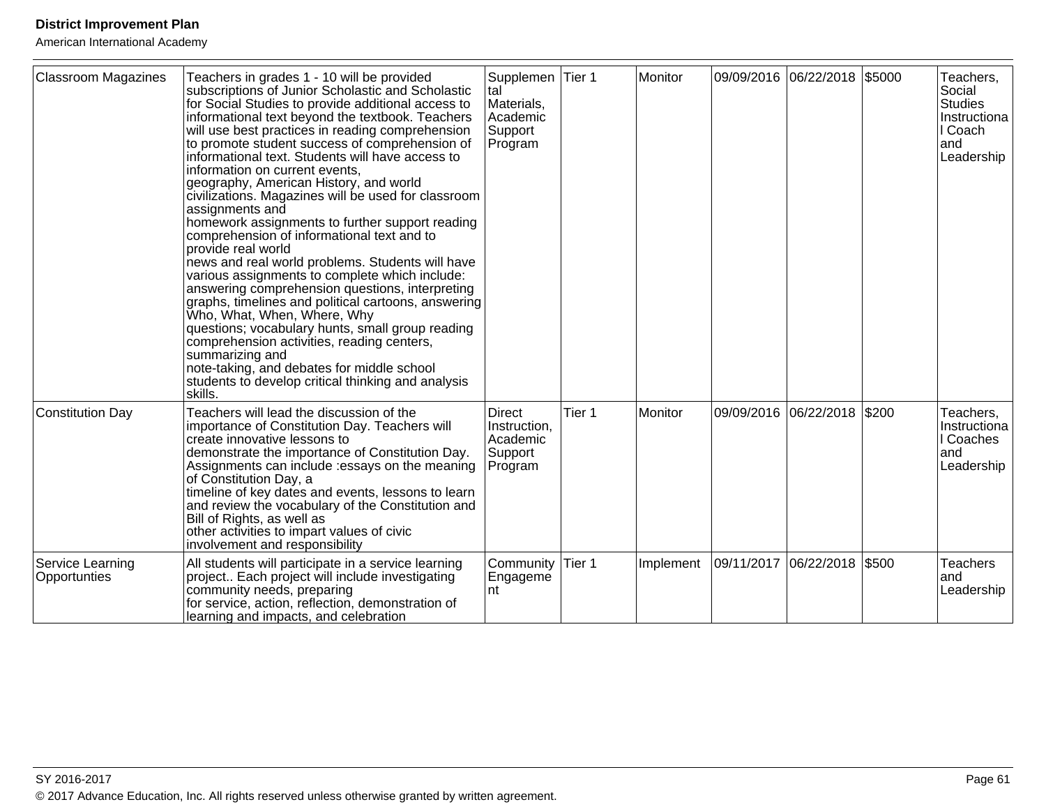| Classroom Magazines | Teachers in grades 1 - 10 will be provided subscriptions of Junior Scholastic and Scholastic for Social Studies to provide additional access to informational text beyond the textbook. Teachers will use best practices in reading comprehension to promote student success of comprehension of informational text. Students will have access to information on current events, geography, American History, and world civilizations. Magazines will be used for classroom assignments and homework assignments to further support reading comprehension of informational text and to provide real world news and real world problems. Students will have various assignments to complete which include: answering comprehension questions, interpreting graphs, timelines and political cartoons, answering Who, What, When, Where, Why questions; vocabulary hunts, small group reading comprehension activities, reading centers, summarizing and note-taking, and debates for middle school students to develop critical thinking and analysis skills. | Supplemental Materials, Academic Support Program | Tier 1 | Monitor | 09/09/2016 | 06/22/2018 | $5000 | Teachers, Social Studies Instructional Coach and Leadership |
|---|---|---|---|---|---|---|---|---|
| Constitution Day | Teachers will lead the discussion of the importance of Constitution Day. Teachers will create innovative lessons to demonstrate the importance of Constitution Day. Assignments can include :essays on the meaning of Constitution Day, a timeline of key dates and events, lessons to learn and review the vocabulary of the Constitution and Bill of Rights, as well as other activities to impart values of civic involvement and responsibility | Direct Instruction, Academic Support Program | Tier 1 | Monitor | 09/09/2016 | 06/22/2018 | $200 | Teachers, Instructional Coaches and Leadership |
| Service Learning Opportunties | All students will participate in a service learning project.. Each project will include investigating community needs, preparing for service, action, reflection, demonstration of learning and impacts, and celebration | Community Engagement | Tier 1 | Implement | 09/11/2017 | 06/22/2018 | $500 | Teachers and Leadership |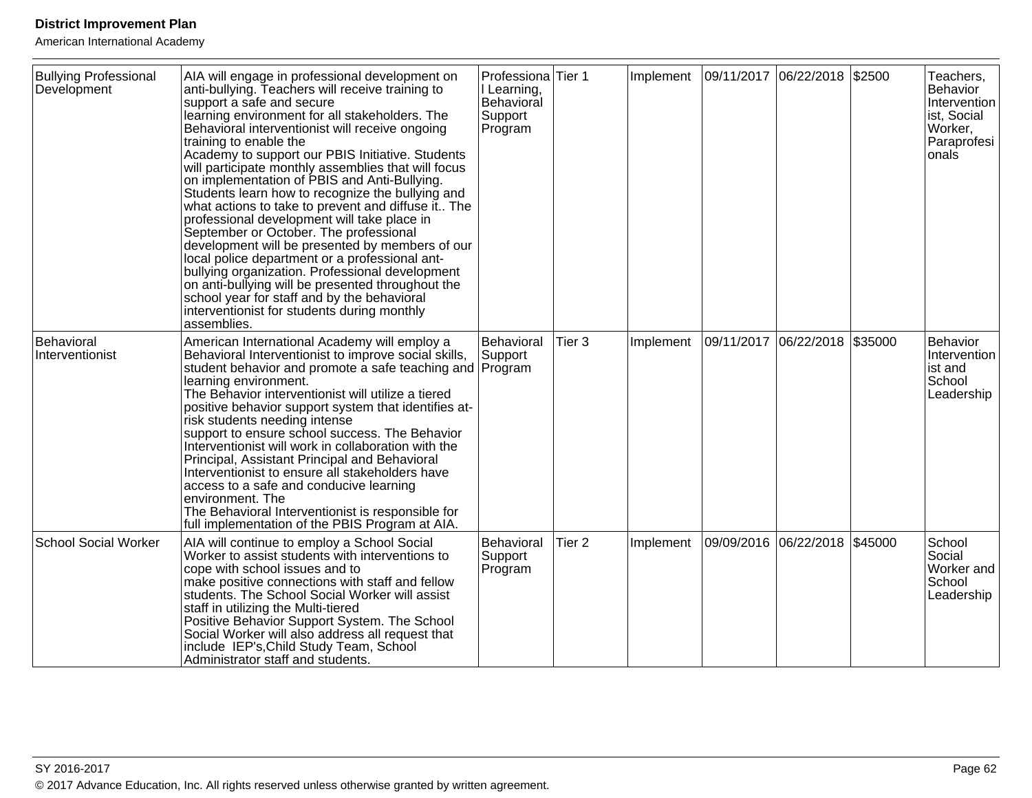| Bullying Professional Development | AIA will engage in professional development on anti-bullying. Teachers will receive training to support a safe and secure learning environment for all stakeholders. The Behavioral interventionist will receive ongoing training to enable the Academy to support our PBIS Initiative. Students will participate monthly assemblies that will focus on implementation of PBIS and Anti-Bullying. Students learn how to recognize the bullying and what actions to take to prevent and diffuse it.. The professional development will take place in September or October. The professional development will be presented by members of our local police department or a professional ant-bullying organization. Professional development on anti-bullying will be presented throughout the school year for staff and by the behavioral interventionist for students during monthly assemblies. | Professional Learning, Behavioral Support Program | Tier 1 | Implement | 09/11/2017 | 06/22/2018 | $2500 | Teachers, Behavior Interventionist, Social Worker, Paraprofessionals |
|---|---|---|---|---|---|---|---|---|
| Behavioral Interventionist | American International Academy will employ a Behavioral Interventionist to improve social skills, student behavior and promote a safe teaching and learning environment.<br>The Behavior interventionist will utilize a tiered positive behavior support system that identifies at-risk students needing intense support to ensure school success. The Behavior Interventionist will work in collaboration with the Principal, Assistant Principal and Behavioral Interventionist to ensure all stakeholders have access to a safe and conducive learning environment. The<br>The Behavioral Interventionist is responsible for full implementation of the PBIS Program at AIA. | Behavioral Support Program | Tier 3 | Implement | 09/11/2017 | 06/22/2018 | $35000 | Behavior Interventionist and School Leadership |
| School Social Worker | AIA will continue to employ a School Social Worker to assist students with interventions to cope with school issues and to make positive connections with staff and fellow students. The School Social Worker will assist staff in utilizing the Multi-tiered Positive Behavior Support System. The School Social Worker will also address all request that include IEP's,Child Study Team, School Administrator staff and students. | Behavioral Support Program | Tier 2 | Implement | 09/09/2016 | 06/22/2018 | $45000 | School Social Worker and School Leadership |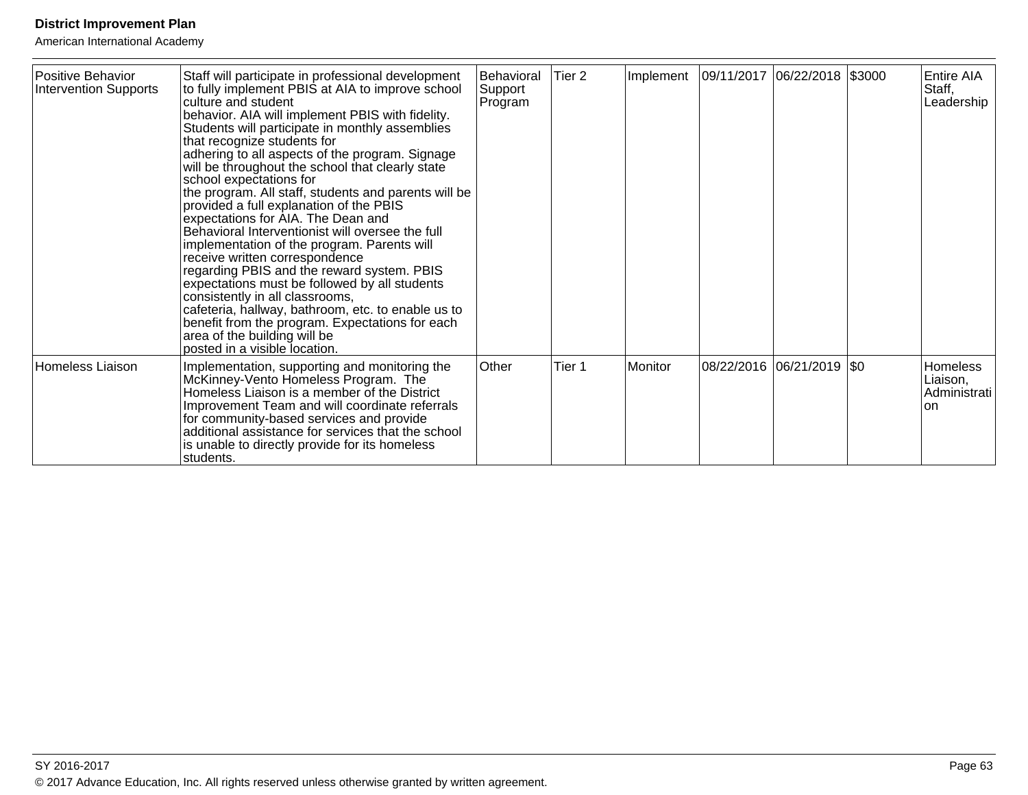| Positive Behavior Intervention Supports | Staff will participate in professional development to fully implement PBIS at AIA to improve school culture and student behavior. AIA will implement PBIS with fidelity. Students will participate in monthly assemblies that recognize students for adhering to all aspects of the program. Signage will be throughout the school that clearly state school expectations for the program. All staff, students and parents will be provided a full explanation of the PBIS expectations for AIA. The Dean and Behavioral Interventionist will oversee the full implementation of the program. Parents will receive written correspondence regarding PBIS and the reward system. PBIS expectations must be followed by all students consistently in all classrooms, cafeteria, hallway, bathroom, etc. to enable us to benefit from the program. Expectations for each area of the building will be posted in a visible location. | Behavioral Support Program | Tier 2 | Implement | 09/11/2017 | 06/22/2018 | $3000 | Entire AIA Staff, Leadership |
|---|---|---|---|---|---|---|---|---|
| Homeless Liaison | Implementation, supporting and monitoring the McKinney-Vento Homeless Program. The Homeless Liaison is a member of the District Improvement Team and will coordinate referrals for community-based services and provide additional assistance for services that the school is unable to directly provide for its homeless students. | Other | Tier 1 | Monitor | 08/22/2016 | 06/21/2019 | $0 | Homeless Liaison, Administration |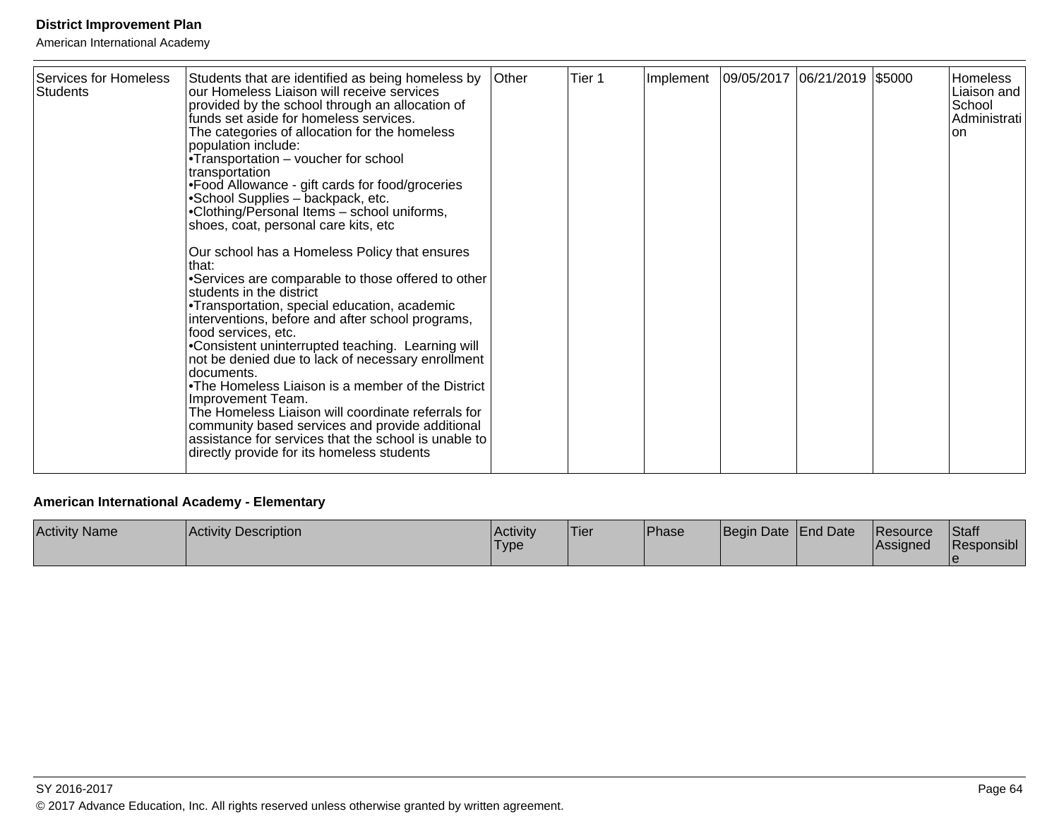| Services for Homeless Students | Students that are identified as being homeless by our Homeless Liaison will receive services provided by the school through an allocation of funds set aside for homeless services.<br>The categories of allocation for the homeless population include:<br>•Transportation – voucher for school transportation<br>•Food Allowance - gift cards for food/groceries<br>•School Supplies – backpack, etc.<br>•Clothing/Personal Items – school uniforms, shoes, coat, personal care kits, etc<br><br>Our school has a Homeless Policy that ensures that:<br>•Services are comparable to those offered to other students in the district<br>•Transportation, special education, academic interventions, before and after school programs, food services, etc.<br>•Consistent uninterrupted teaching. Learning will not be denied due to lack of necessary enrollment documents.<br>•The Homeless Liaison is a member of the District Improvement Team.<br>The Homeless Liaison will coordinate referrals for community based services and provide additional assistance for services that the school is unable to directly provide for its homeless students | Other | Tier 1 | Implement | 09/05/2017 | 06/21/2019 | $5000 | Homeless Liaison and School Administration |
|---|---|---|---|---|---|---|---|---|

### American International Academy - Elementary

| Activity Name | Activity Description | Activity Type | Tier | Phase | Begin Date | End Date | Resource Assigned | Staff Responsible |
|---|---|---|---|---|---|---|---|---|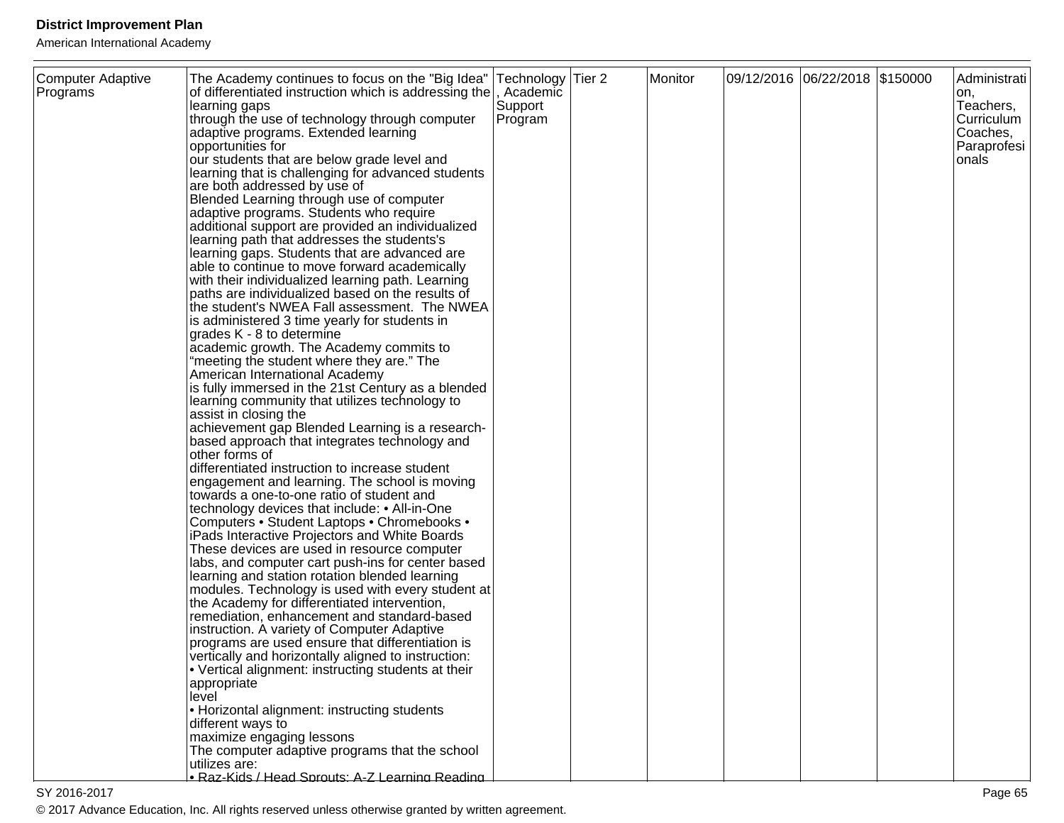| Computer Adaptive Programs | The Academy continues to focus on the "Big Idea" of differentiated instruction which is addressing the learning gaps through the use of technology through computer adaptive programs. Extended learning opportunities for our students that are below grade level and learning that is challenging for advanced students are both addressed by use of Blended Learning through use of computer adaptive programs. Students who require additional support are provided an individualized learning path that addresses the students's learning gaps. Students that are advanced are able to continue to move forward academically with their individualized learning path. Learning paths are individualized based on the results of the student's NWEA Fall assessment. The NWEA is administered 3 time yearly for students in grades K - 8 to determine academic growth. The Academy commits to "meeting the student where they are." The American International Academy is fully immersed in the 21st Century as a blended learning community that utilizes technology to assist in closing the achievement gap Blended Learning is a research-based approach that integrates technology and other forms of differentiated instruction to increase student engagement and learning. The school is moving towards a one-to-one ratio of student and technology devices that include: • All-in-One Computers • Student Laptops • Chromebooks • iPads Interactive Projectors and White Boards These devices are used in resource computer labs, and computer cart push-ins for center based learning and station rotation blended learning modules. Technology is used with every student at the Academy for differentiated intervention, remediation, enhancement and standard-based instruction. A variety of Computer Adaptive programs are used ensure that differentiation is vertically and horizontally aligned to instruction: • Vertical alignment: instructing students at their appropriate level • Horizontal alignment: instructing students different ways to maximize engaging lessons The computer adaptive programs that the school utilizes are: • Raz-Kids / Head Sprouts: A-Z Learning Reading | Technology, Academic Support Program | Tier 2 | Monitor | 09/12/2016 | 06/22/2018 | $150000 | Administration, Teachers, Curriculum Coaches, Paraprofesionals |
|---|---|---|---|---|---|---|---|---|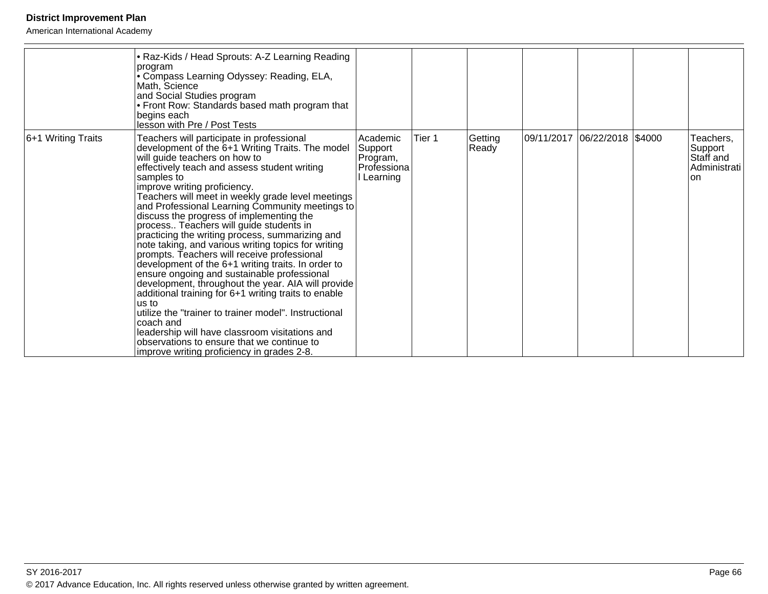| | | | | | | | | |
|---|---|---|---|---|---|---|---|---|
| | • Raz-Kids / Head Sprouts: A-Z Learning Reading program<br>• Compass Learning Odyssey: Reading, ELA, Math, Science and Social Studies program<br>• Front Row: Standards based math program that begins each lesson with Pre / Post Tests | | | | | | | |
| 6+1 Writing Traits | Teachers will participate in professional development of the 6+1 Writing Traits. The model will guide teachers on how to effectively teach and assess student writing samples to improve writing proficiency.<br>Teachers will meet in weekly grade level meetings and Professional Learning Community meetings to discuss the progress of implementing the process.. Teachers will guide students in practicing the writing process, summarizing and note taking, and various writing topics for writing prompts. Teachers will receive professional development of the 6+1 writing traits. In order to ensure ongoing and sustainable professional development, throughout the year. AIA will provide additional training for 6+1 writing traits to enable us to utilize the "trainer to trainer model". Instructional coach and leadership will have classroom visitations and observations to ensure that we continue to improve writing proficiency in grades 2-8. | Academic Support Program, Professional Learning | Tier 1 | Getting Ready | 09/11/2017 | 06/22/2018 | $4000 | Teachers, Support Staff and Administration |